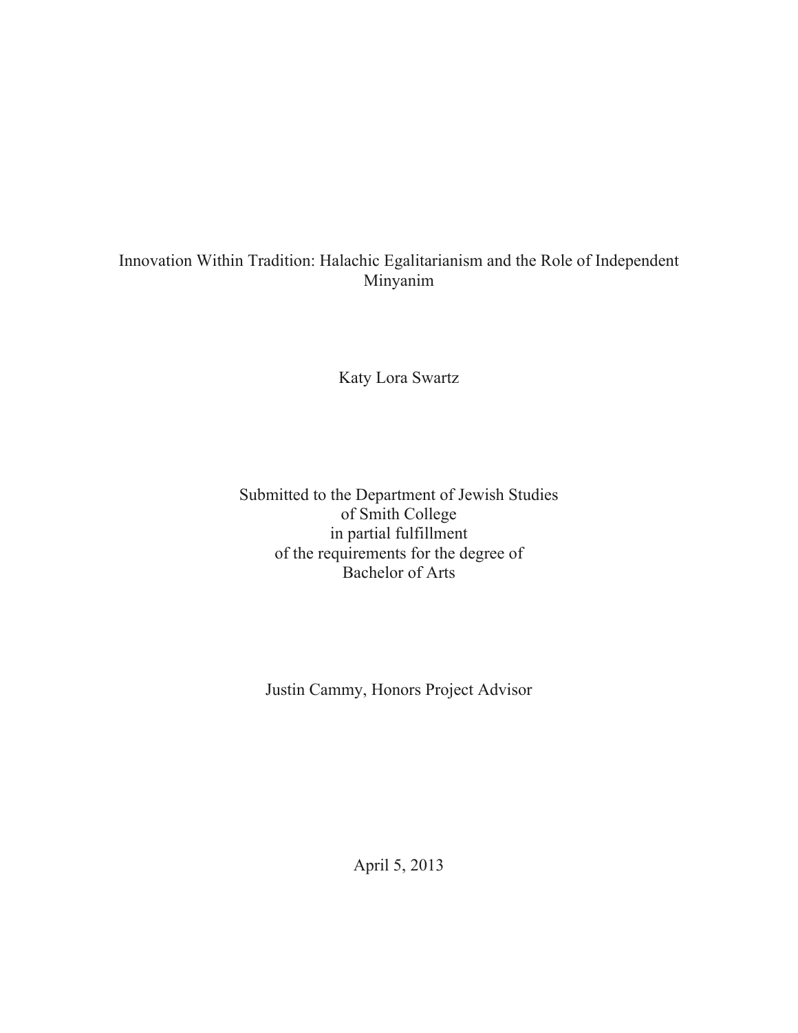# Innovation Within Tradition: Halachic Egalitarianism and the Role of Independent Minyanim

Katy Lora Swartz

Submitted to the Department of Jewish Studies
of Smith College
in partial fulfillment
of the requirements for the degree of
Bachelor of Arts

Justin Cammy, Honors Project Advisor

April 5, 2013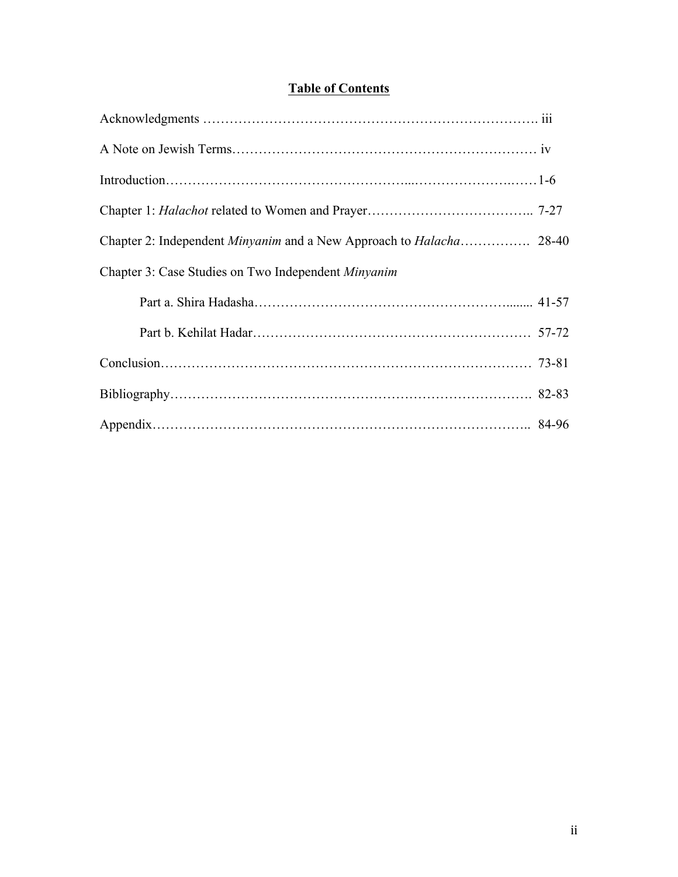# **Table of Contents**

Acknowledgments …………………………………………………………………. iii

A Note on Jewish Terms…………………………………………………………… iv

Introduction…………………………………………...…………………..……1-6

Chapter 1: *Halachot* related to Women and Prayer……………………………….. 7-27

Chapter 2: Independent *Minyanim* and a New Approach to *Halacha*……………. 28-40

Chapter 3: Case Studies on Two Independent *Minyanim*

Part a. Shira Hadasha…………………………………………………....... 41-57

Part b. Kehilat Hadar……………………………………………………… 57-72

Conclusion……………………………………………………………………… 73-81

Bibliography……………………………………………………………………. 82-83

Appendix……………………………………………………………………….. 84-96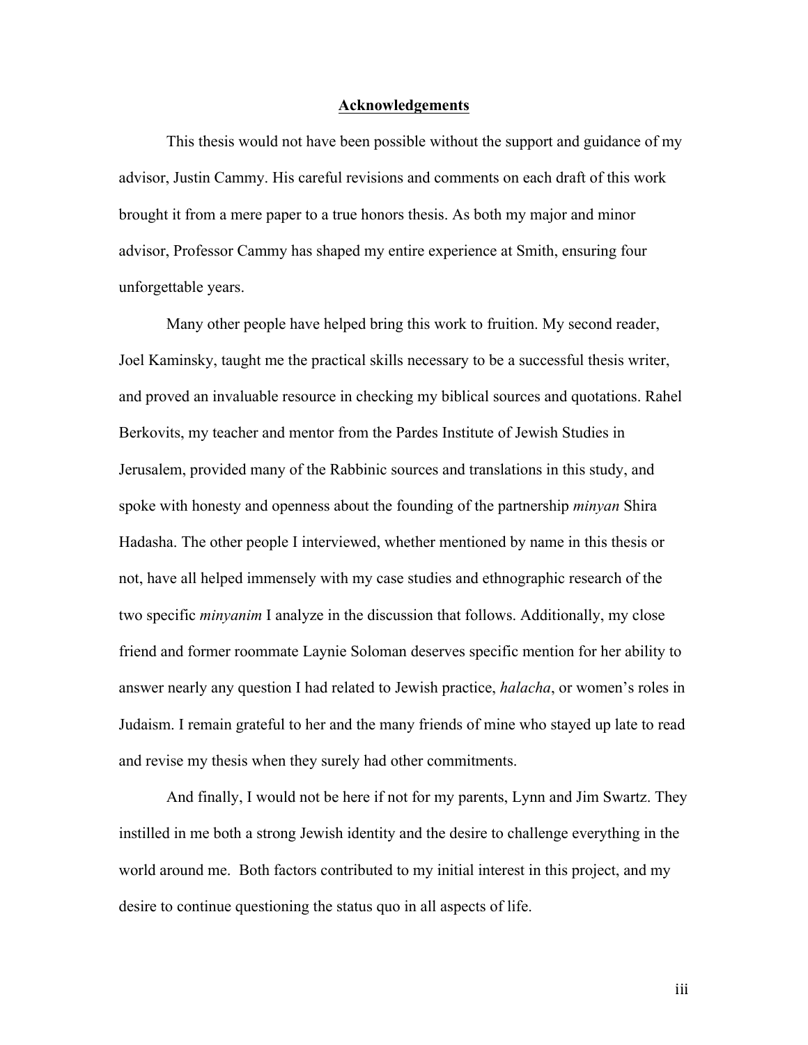## Acknowledgements

This thesis would not have been possible without the support and guidance of my advisor, Justin Cammy. His careful revisions and comments on each draft of this work brought it from a mere paper to a true honors thesis. As both my major and minor advisor, Professor Cammy has shaped my entire experience at Smith, ensuring four unforgettable years.

Many other people have helped bring this work to fruition. My second reader, Joel Kaminsky, taught me the practical skills necessary to be a successful thesis writer, and proved an invaluable resource in checking my biblical sources and quotations. Rahel Berkovits, my teacher and mentor from the Pardes Institute of Jewish Studies in Jerusalem, provided many of the Rabbinic sources and translations in this study, and spoke with honesty and openness about the founding of the partnership *minyan* Shira Hadasha. The other people I interviewed, whether mentioned by name in this thesis or not, have all helped immensely with my case studies and ethnographic research of the two specific *minyanim* I analyze in the discussion that follows. Additionally, my close friend and former roommate Laynie Soloman deserves specific mention for her ability to answer nearly any question I had related to Jewish practice, *halacha*, or women's roles in Judaism. I remain grateful to her and the many friends of mine who stayed up late to read and revise my thesis when they surely had other commitments.

And finally, I would not be here if not for my parents, Lynn and Jim Swartz. They instilled in me both a strong Jewish identity and the desire to challenge everything in the world around me. Both factors contributed to my initial interest in this project, and my desire to continue questioning the status quo in all aspects of life.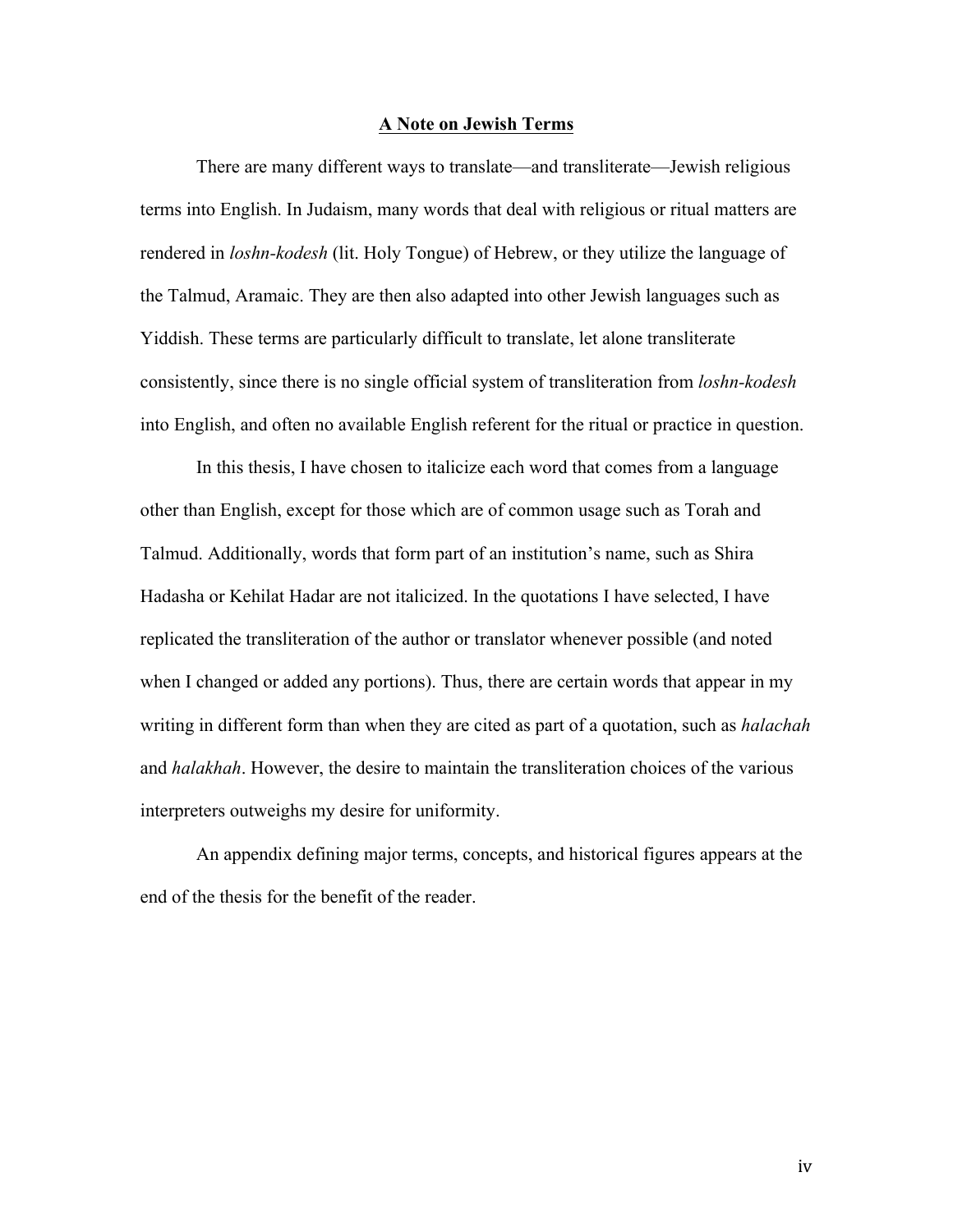## A Note on Jewish Terms

There are many different ways to translate—and transliterate—Jewish religious terms into English. In Judaism, many words that deal with religious or ritual matters are rendered in *loshn-kodesh* (lit. Holy Tongue) of Hebrew, or they utilize the language of the Talmud, Aramaic. They are then also adapted into other Jewish languages such as Yiddish. These terms are particularly difficult to translate, let alone transliterate consistently, since there is no single official system of transliteration from *loshn-kodesh* into English, and often no available English referent for the ritual or practice in question.

In this thesis, I have chosen to italicize each word that comes from a language other than English, except for those which are of common usage such as Torah and Talmud. Additionally, words that form part of an institution's name, such as Shira Hadasha or Kehilat Hadar are not italicized. In the quotations I have selected, I have replicated the transliteration of the author or translator whenever possible (and noted when I changed or added any portions). Thus, there are certain words that appear in my writing in different form than when they are cited as part of a quotation, such as *halachah* and *halakhah*. However, the desire to maintain the transliteration choices of the various interpreters outweighs my desire for uniformity.

An appendix defining major terms, concepts, and historical figures appears at the end of the thesis for the benefit of the reader.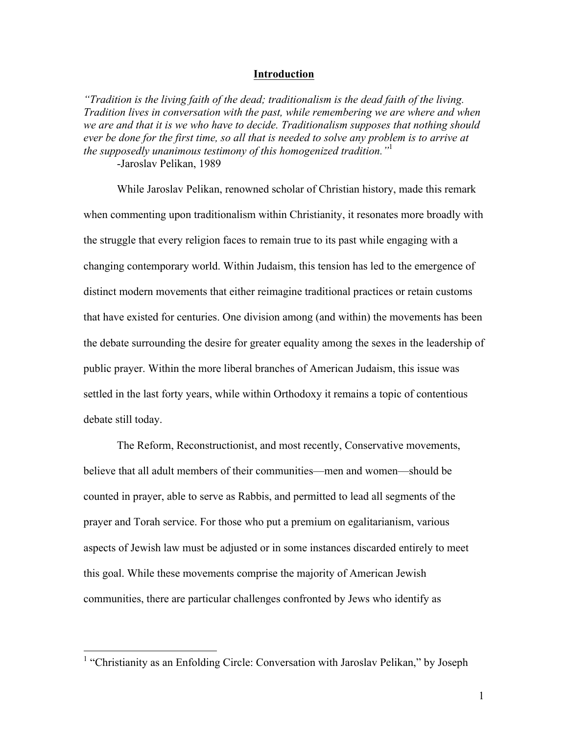## Introduction

*"Tradition is the living faith of the dead; traditionalism is the dead faith of the living. Tradition lives in conversation with the past, while remembering we are where and when we are and that it is we who have to decide. Traditionalism supposes that nothing should ever be done for the first time, so all that is needed to solve any problem is to arrive at the supposedly unanimous testimony of this homogenized tradition."*[1]

-Jaroslav Pelikan, 1989

While Jaroslav Pelikan, renowned scholar of Christian history, made this remark when commenting upon traditionalism within Christianity, it resonates more broadly with the struggle that every religion faces to remain true to its past while engaging with a changing contemporary world. Within Judaism, this tension has led to the emergence of distinct modern movements that either reimagine traditional practices or retain customs that have existed for centuries. One division among (and within) the movements has been the debate surrounding the desire for greater equality among the sexes in the leadership of public prayer. Within the more liberal branches of American Judaism, this issue was settled in the last forty years, while within Orthodoxy it remains a topic of contentious debate still today.

The Reform, Reconstructionist, and most recently, Conservative movements, believe that all adult members of their communities—men and women—should be counted in prayer, able to serve as Rabbis, and permitted to lead all segments of the prayer and Torah service. For those who put a premium on egalitarianism, various aspects of Jewish law must be adjusted or in some instances discarded entirely to meet this goal. While these movements comprise the majority of American Jewish communities, there are particular challenges confronted by Jews who identify as

---

[1] "Christianity as an Enfolding Circle: Conversation with Jaroslav Pelikan," by Joseph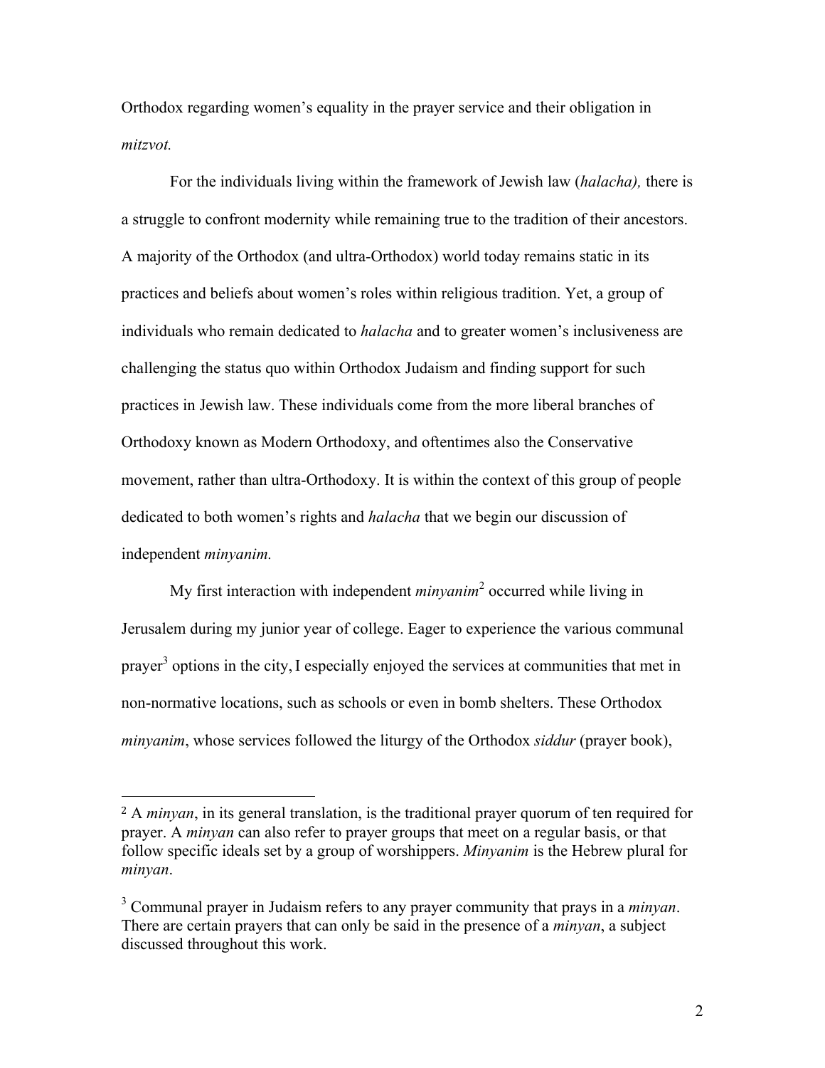Orthodox regarding women's equality in the prayer service and their obligation in *mitzvot.*

For the individuals living within the framework of Jewish law (*halacha),* there is a struggle to confront modernity while remaining true to the tradition of their ancestors. A majority of the Orthodox (and ultra-Orthodox) world today remains static in its practices and beliefs about women's roles within religious tradition. Yet, a group of individuals who remain dedicated to *halacha* and to greater women's inclusiveness are challenging the status quo within Orthodox Judaism and finding support for such practices in Jewish law. These individuals come from the more liberal branches of Orthodoxy known as Modern Orthodoxy, and oftentimes also the Conservative movement, rather than ultra-Orthodoxy. It is within the context of this group of people dedicated to both women's rights and *halacha* that we begin our discussion of independent *minyanim.*

My first interaction with independent *minyanim*[2] occurred while living in Jerusalem during my junior year of college. Eager to experience the various communal prayer[3] options in the city, I especially enjoyed the services at communities that met in non-normative locations, such as schools or even in bomb shelters. These Orthodox *minyanim*, whose services followed the liturgy of the Orthodox *siddur* (prayer book),

---

[2] A *minyan*, in its general translation, is the traditional prayer quorum of ten required for prayer. A *minyan* can also refer to prayer groups that meet on a regular basis, or that follow specific ideals set by a group of worshippers. *Minyanim* is the Hebrew plural for *minyan*.

[3] Communal prayer in Judaism refers to any prayer community that prays in a *minyan*. There are certain prayers that can only be said in the presence of a *minyan*, a subject discussed throughout this work.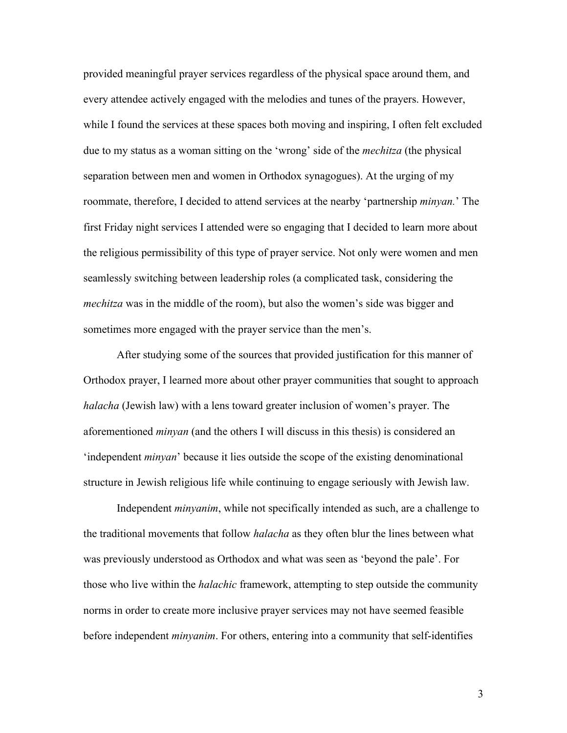provided meaningful prayer services regardless of the physical space around them, and every attendee actively engaged with the melodies and tunes of the prayers. However, while I found the services at these spaces both moving and inspiring, I often felt excluded due to my status as a woman sitting on the 'wrong' side of the *mechitza* (the physical separation between men and women in Orthodox synagogues). At the urging of my roommate, therefore, I decided to attend services at the nearby 'partnership *minyan.*' The first Friday night services I attended were so engaging that I decided to learn more about the religious permissibility of this type of prayer service. Not only were women and men seamlessly switching between leadership roles (a complicated task, considering the *mechitza* was in the middle of the room), but also the women's side was bigger and sometimes more engaged with the prayer service than the men's.

After studying some of the sources that provided justification for this manner of Orthodox prayer, I learned more about other prayer communities that sought to approach *halacha* (Jewish law) with a lens toward greater inclusion of women's prayer. The aforementioned *minyan* (and the others I will discuss in this thesis) is considered an 'independent *minyan*' because it lies outside the scope of the existing denominational structure in Jewish religious life while continuing to engage seriously with Jewish law.

Independent *minyanim*, while not specifically intended as such, are a challenge to the traditional movements that follow *halacha* as they often blur the lines between what was previously understood as Orthodox and what was seen as 'beyond the pale'. For those who live within the *halachic* framework, attempting to step outside the community norms in order to create more inclusive prayer services may not have seemed feasible before independent *minyanim*. For others, entering into a community that self-identifies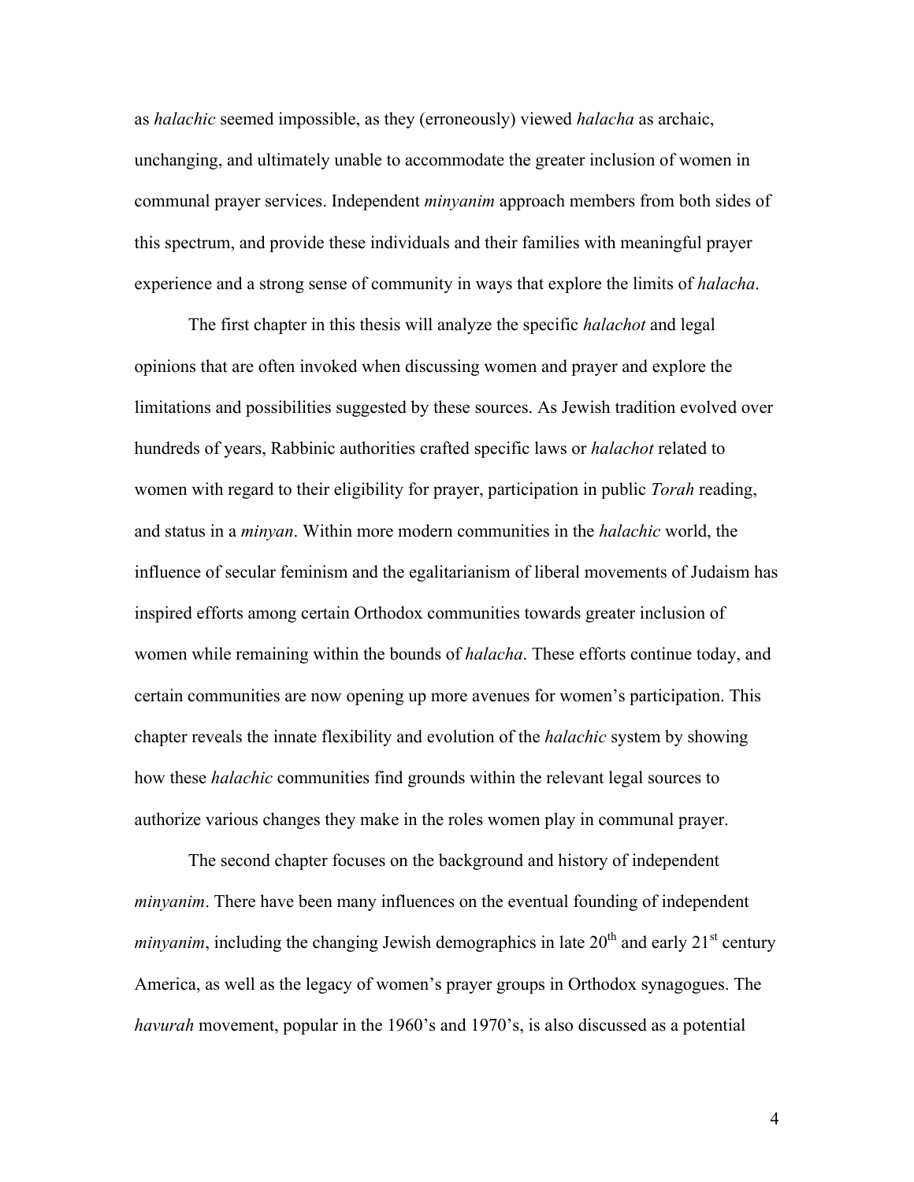as *halachic* seemed impossible, as they (erroneously) viewed *halacha* as archaic, unchanging, and ultimately unable to accommodate the greater inclusion of women in communal prayer services. Independent *minyanim* approach members from both sides of this spectrum, and provide these individuals and their families with meaningful prayer experience and a strong sense of community in ways that explore the limits of *halacha*.

The first chapter in this thesis will analyze the specific *halachot* and legal opinions that are often invoked when discussing women and prayer and explore the limitations and possibilities suggested by these sources. As Jewish tradition evolved over hundreds of years, Rabbinic authorities crafted specific laws or *halachot* related to women with regard to their eligibility for prayer, participation in public *Torah* reading, and status in a *minyan*. Within more modern communities in the *halachic* world, the influence of secular feminism and the egalitarianism of liberal movements of Judaism has inspired efforts among certain Orthodox communities towards greater inclusion of women while remaining within the bounds of *halacha*. These efforts continue today, and certain communities are now opening up more avenues for women's participation. This chapter reveals the innate flexibility and evolution of the *halachic* system by showing how these *halachic* communities find grounds within the relevant legal sources to authorize various changes they make in the roles women play in communal prayer.

The second chapter focuses on the background and history of independent *minyanim*. There have been many influences on the eventual founding of independent *minyanim*, including the changing Jewish demographics in late 20th and early 21st century America, as well as the legacy of women's prayer groups in Orthodox synagogues. The *havurah* movement, popular in the 1960's and 1970's, is also discussed as a potential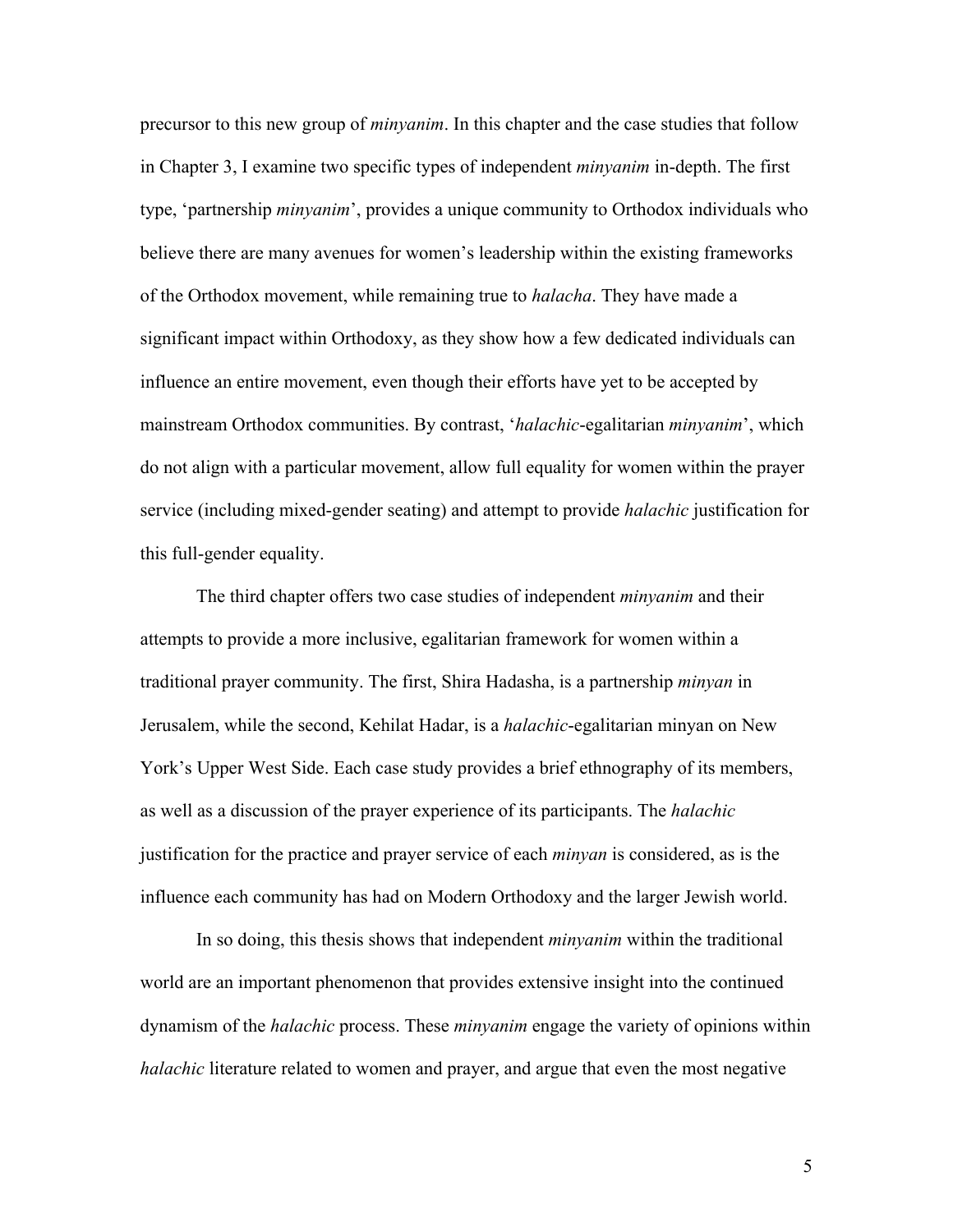precursor to this new group of *minyanim*. In this chapter and the case studies that follow in Chapter 3, I examine two specific types of independent *minyanim* in-depth. The first type, 'partnership *minyanim*', provides a unique community to Orthodox individuals who believe there are many avenues for women's leadership within the existing frameworks of the Orthodox movement, while remaining true to *halacha*. They have made a significant impact within Orthodoxy, as they show how a few dedicated individuals can influence an entire movement, even though their efforts have yet to be accepted by mainstream Orthodox communities. By contrast, '*halachic*-egalitarian *minyanim*', which do not align with a particular movement, allow full equality for women within the prayer service (including mixed-gender seating) and attempt to provide *halachic* justification for this full-gender equality.

The third chapter offers two case studies of independent *minyanim* and their attempts to provide a more inclusive, egalitarian framework for women within a traditional prayer community. The first, Shira Hadasha, is a partnership *minyan* in Jerusalem, while the second, Kehilat Hadar, is a *halachic*-egalitarian minyan on New York's Upper West Side. Each case study provides a brief ethnography of its members, as well as a discussion of the prayer experience of its participants. The *halachic* justification for the practice and prayer service of each *minyan* is considered, as is the influence each community has had on Modern Orthodoxy and the larger Jewish world.

In so doing, this thesis shows that independent *minyanim* within the traditional world are an important phenomenon that provides extensive insight into the continued dynamism of the *halachic* process. These *minyanim* engage the variety of opinions within *halachic* literature related to women and prayer, and argue that even the most negative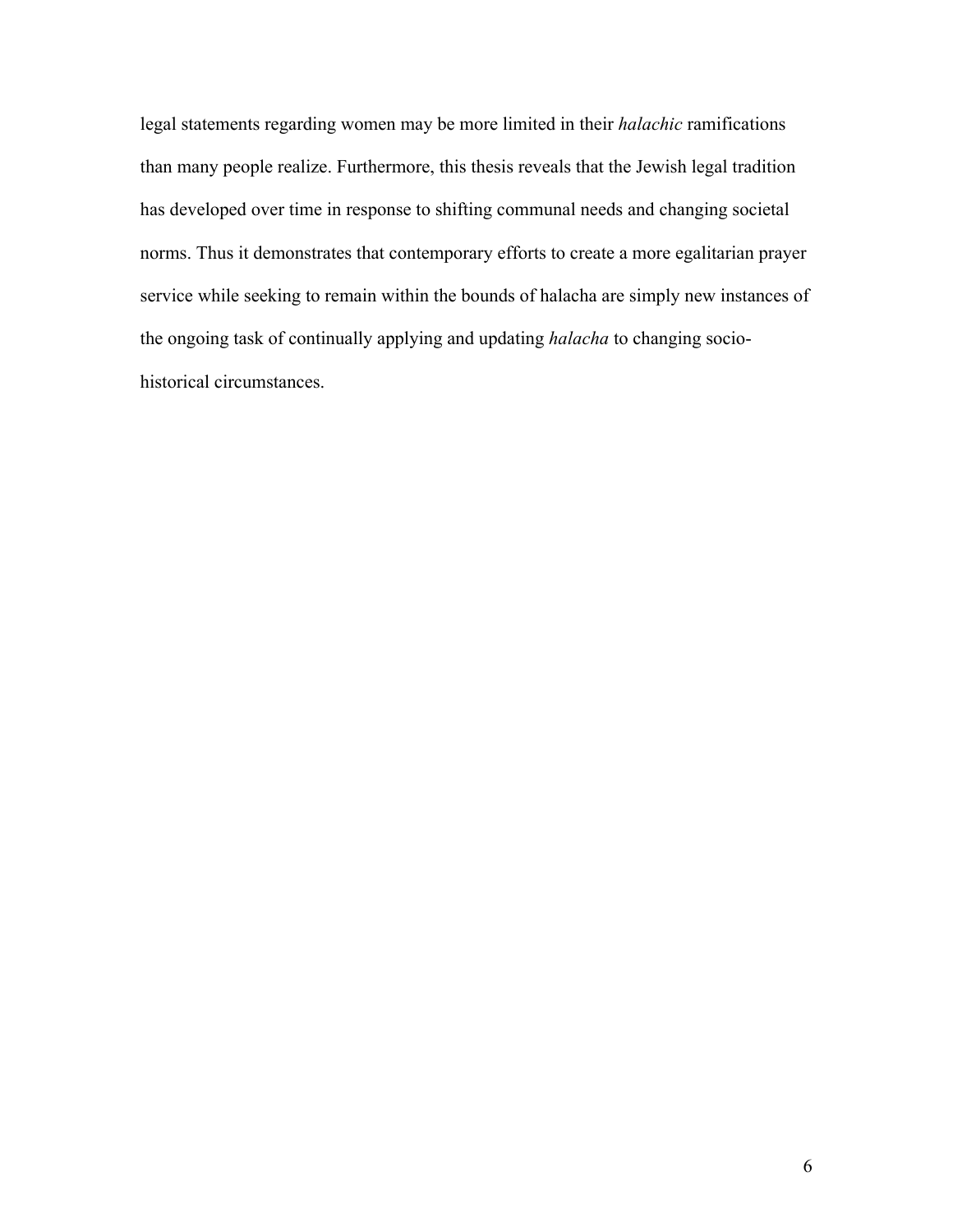legal statements regarding women may be more limited in their *halachic* ramifications than many people realize. Furthermore, this thesis reveals that the Jewish legal tradition has developed over time in response to shifting communal needs and changing societal norms. Thus it demonstrates that contemporary efforts to create a more egalitarian prayer service while seeking to remain within the bounds of halacha are simply new instances of the ongoing task of continually applying and updating *halacha* to changing socio-historical circumstances.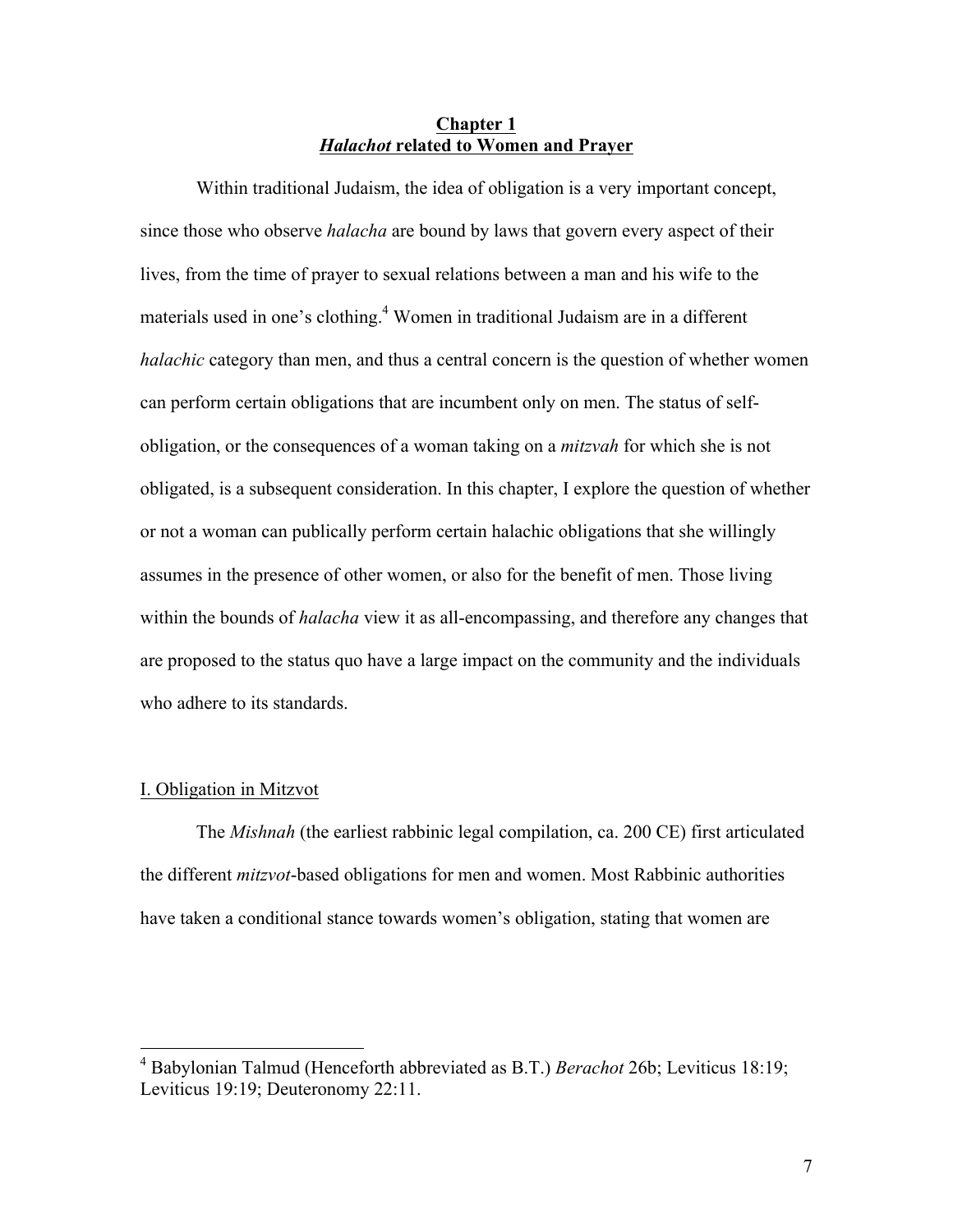## Chapter 1
## *Halachot* related to Women and Prayer

Within traditional Judaism, the idea of obligation is a very important concept, since those who observe *halacha* are bound by laws that govern every aspect of their lives, from the time of prayer to sexual relations between a man and his wife to the materials used in one's clothing.[4] Women in traditional Judaism are in a different *halachic* category than men, and thus a central concern is the question of whether women can perform certain obligations that are incumbent only on men. The status of self-obligation, or the consequences of a woman taking on a *mitzvah* for which she is not obligated, is a subsequent consideration. In this chapter, I explore the question of whether or not a woman can publically perform certain halachic obligations that she willingly assumes in the presence of other women, or also for the benefit of men. Those living within the bounds of *halacha* view it as all-encompassing, and therefore any changes that are proposed to the status quo have a large impact on the community and the individuals who adhere to its standards.

### I. Obligation in Mitzvot

The *Mishnah* (the earliest rabbinic legal compilation, ca. 200 CE) first articulated the different *mitzvot*-based obligations for men and women. Most Rabbinic authorities have taken a conditional stance towards women's obligation, stating that women are

[4] Babylonian Talmud (Henceforth abbreviated as B.T.) *Berachot* 26b; Leviticus 18:19; Leviticus 19:19; Deuteronomy 22:11.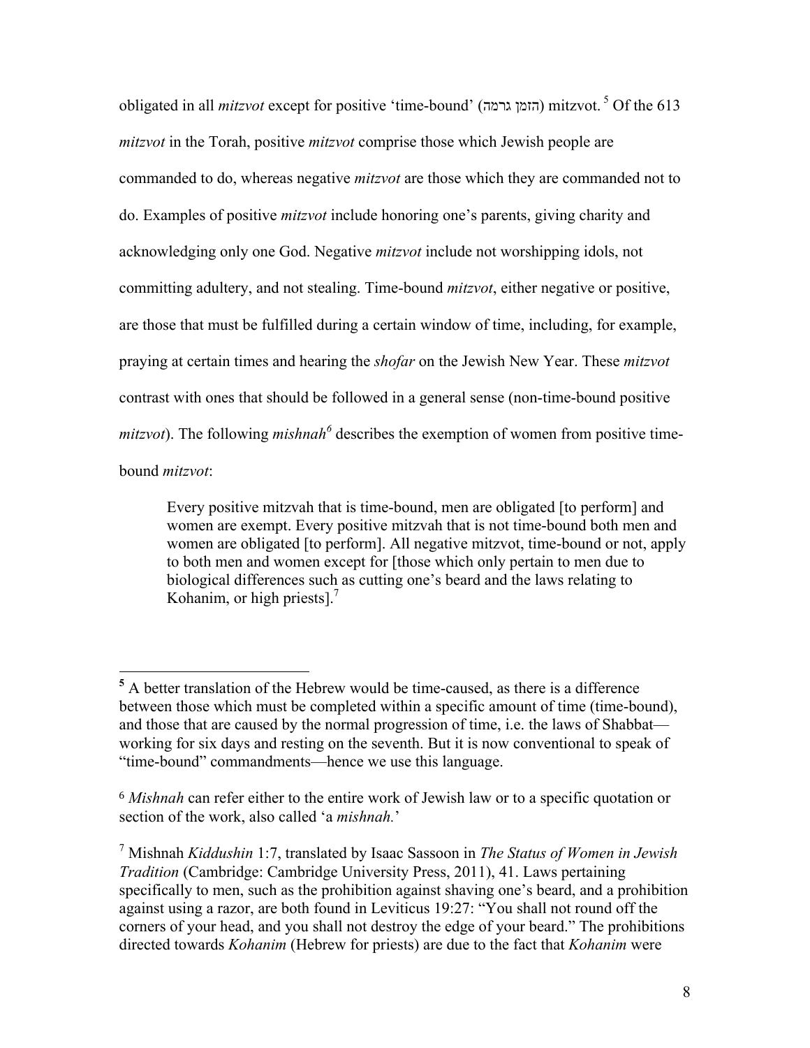obligated in all *mitzvot* except for positive 'time-bound' (הזמן גרמה) mitzvot.[5] Of the 613 *mitzvot* in the Torah, positive *mitzvot* comprise those which Jewish people are commanded to do, whereas negative *mitzvot* are those which they are commanded not to do. Examples of positive *mitzvot* include honoring one's parents, giving charity and acknowledging only one God. Negative *mitzvot* include not worshipping idols, not committing adultery, and not stealing. Time-bound *mitzvot*, either negative or positive, are those that must be fulfilled during a certain window of time, including, for example, praying at certain times and hearing the *shofar* on the Jewish New Year. These *mitzvot* contrast with ones that should be followed in a general sense (non-time-bound positive *mitzvot*). The following *mishnah*[6] describes the exemption of women from positive time-bound *mitzvot*:

> Every positive mitzvah that is time-bound, men are obligated [to perform] and women are exempt. Every positive mitzvah that is not time-bound both men and women are obligated [to perform]. All negative mitzvot, time-bound or not, apply to both men and women except for [those which only pertain to men due to biological differences such as cutting one's beard and the laws relating to Kohanim, or high priests].[7]

---

[5] A better translation of the Hebrew would be time-caused, as there is a difference between those which must be completed within a specific amount of time (time-bound), and those that are caused by the normal progression of time, i.e. the laws of Shabbat—working for six days and resting on the seventh. But it is now conventional to speak of "time-bound" commandments—hence we use this language.

[6] *Mishnah* can refer either to the entire work of Jewish law or to a specific quotation or section of the work, also called 'a *mishnah.*'

[7] Mishnah *Kiddushin* 1:7, translated by Isaac Sassoon in *The Status of Women in Jewish Tradition* (Cambridge: Cambridge University Press, 2011), 41. Laws pertaining specifically to men, such as the prohibition against shaving one's beard, and a prohibition against using a razor, are both found in Leviticus 19:27: "You shall not round off the corners of your head, and you shall not destroy the edge of your beard." The prohibitions directed towards *Kohanim* (Hebrew for priests) are due to the fact that *Kohanim* were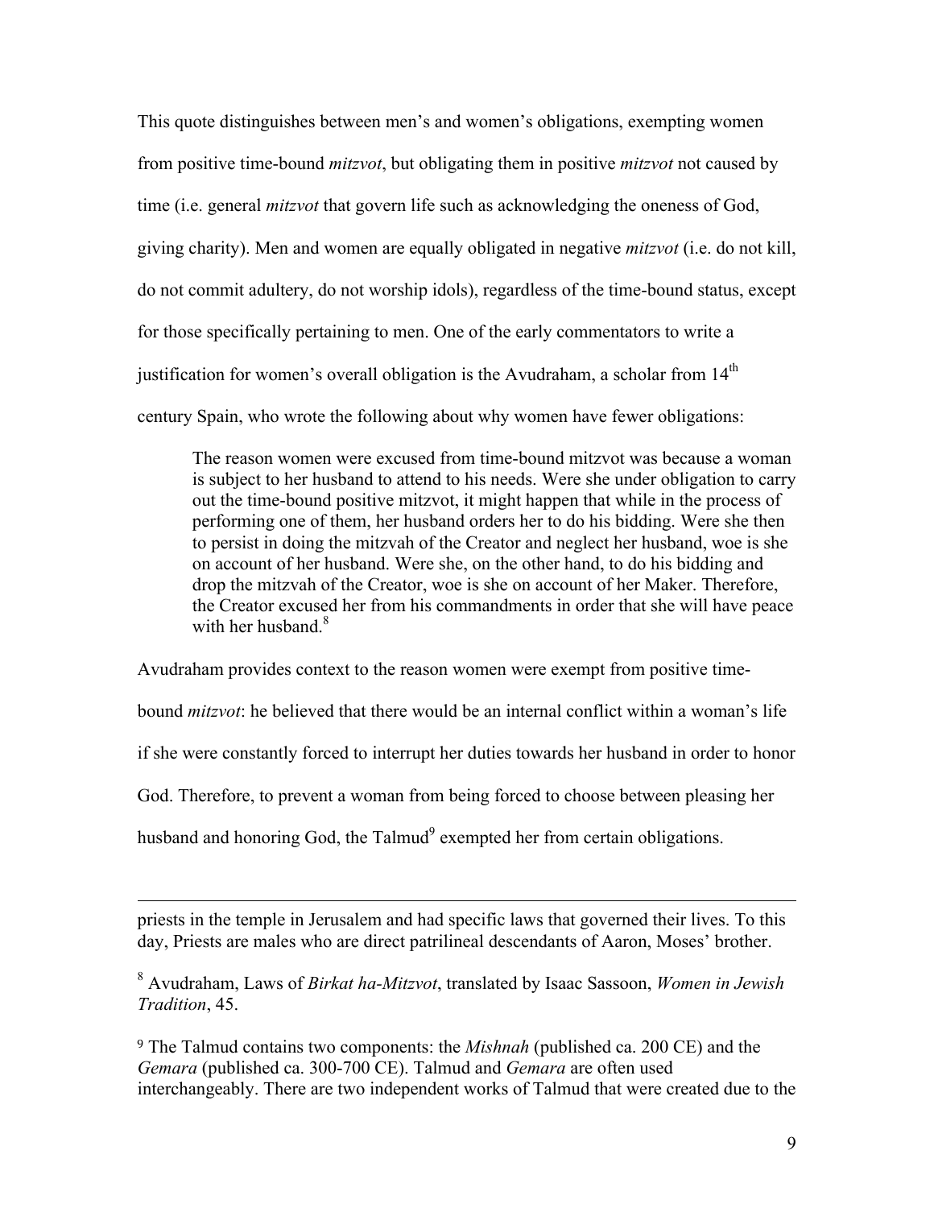This quote distinguishes between men's and women's obligations, exempting women from positive time-bound *mitzvot*, but obligating them in positive *mitzvot* not caused by time (i.e. general *mitzvot* that govern life such as acknowledging the oneness of God, giving charity). Men and women are equally obligated in negative *mitzvot* (i.e. do not kill, do not commit adultery, do not worship idols), regardless of the time-bound status, except for those specifically pertaining to men. One of the early commentators to write a justification for women's overall obligation is the Avudraham, a scholar from 14th century Spain, who wrote the following about why women have fewer obligations:

> The reason women were excused from time-bound mitzvot was because a woman is subject to her husband to attend to his needs. Were she under obligation to carry out the time-bound positive mitzvot, it might happen that while in the process of performing one of them, her husband orders her to do his bidding. Were she then to persist in doing the mitzvah of the Creator and neglect her husband, woe is she on account of her husband. Were she, on the other hand, to do his bidding and drop the mitzvah of the Creator, woe is she on account of her Maker. Therefore, the Creator excused her from his commandments in order that she will have peace with her husband.[8]

Avudraham provides context to the reason women were exempt from positive time-bound *mitzvot*: he believed that there would be an internal conflict within a woman's life if she were constantly forced to interrupt her duties towards her husband in order to honor God. Therefore, to prevent a woman from being forced to choose between pleasing her husband and honoring God, the Talmud[9] exempted her from certain obligations.

---

priests in the temple in Jerusalem and had specific laws that governed their lives. To this day, Priests are males who are direct patrilineal descendants of Aaron, Moses' brother.

[8] Avudraham, Laws of *Birkat ha-Mitzvot*, translated by Isaac Sassoon, *Women in Jewish Tradition*, 45.

[9] The Talmud contains two components: the *Mishnah* (published ca. 200 CE) and the *Gemara* (published ca. 300-700 CE). Talmud and *Gemara* are often used interchangeably. There are two independent works of Talmud that were created due to the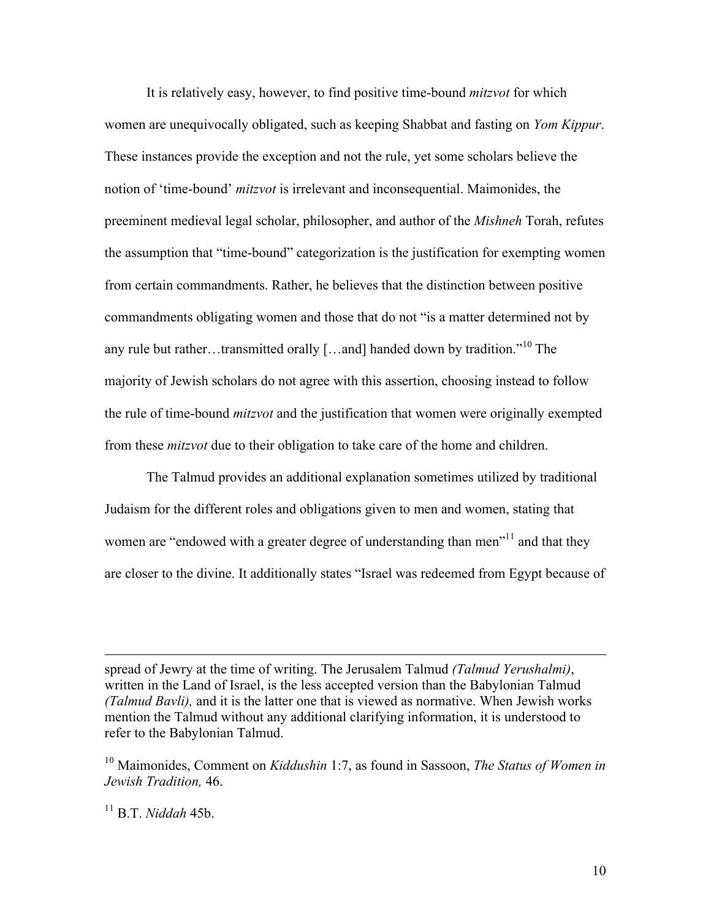It is relatively easy, however, to find positive time-bound *mitzvot* for which women are unequivocally obligated, such as keeping Shabbat and fasting on *Yom Kippur*. These instances provide the exception and not the rule, yet some scholars believe the notion of 'time-bound' *mitzvot* is irrelevant and inconsequential. Maimonides, the preeminent medieval legal scholar, philosopher, and author of the *Mishneh* Torah, refutes the assumption that "time-bound" categorization is the justification for exempting women from certain commandments. Rather, he believes that the distinction between positive commandments obligating women and those that do not "is a matter determined not by any rule but rather…transmitted orally […and] handed down by tradition."[10] The majority of Jewish scholars do not agree with this assertion, choosing instead to follow the rule of time-bound *mitzvot* and the justification that women were originally exempted from these *mitzvot* due to their obligation to take care of the home and children.

The Talmud provides an additional explanation sometimes utilized by traditional Judaism for the different roles and obligations given to men and women, stating that women are "endowed with a greater degree of understanding than men"[11] and that they are closer to the divine. It additionally states "Israel was redeemed from Egypt because of

---

spread of Jewry at the time of writing. The Jerusalem Talmud *(Talmud Yerushalmi)*, written in the Land of Israel, is the less accepted version than the Babylonian Talmud *(Talmud Bavli),* and it is the latter one that is viewed as normative. When Jewish works mention the Talmud without any additional clarifying information, it is understood to refer to the Babylonian Talmud.

[10] Maimonides, Comment on *Kiddushin* 1:7, as found in Sassoon, *The Status of Women in Jewish Tradition,* 46.

[11] B.T. *Niddah* 45b.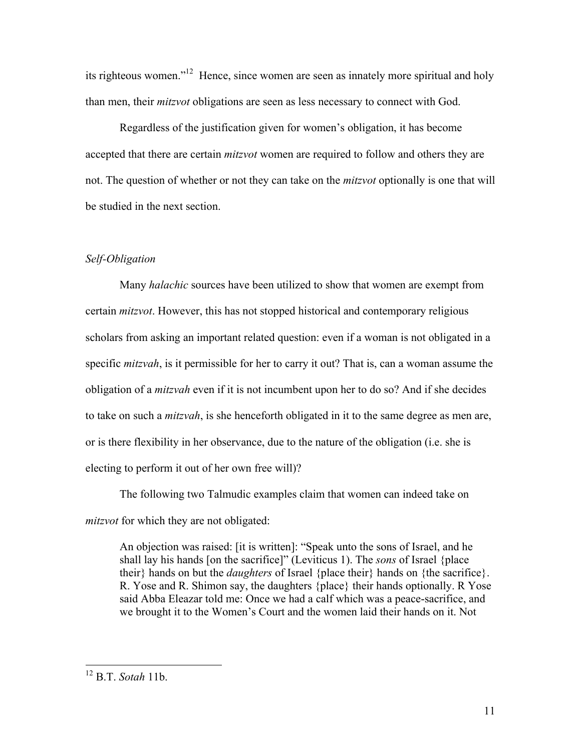its righteous women."[12] Hence, since women are seen as innately more spiritual and holy than men, their *mitzvot* obligations are seen as less necessary to connect with God.

Regardless of the justification given for women's obligation, it has become accepted that there are certain *mitzvot* women are required to follow and others they are not. The question of whether or not they can take on the *mitzvot* optionally is one that will be studied in the next section.

### *Self-Obligation*

Many *halachic* sources have been utilized to show that women are exempt from certain *mitzvot*. However, this has not stopped historical and contemporary religious scholars from asking an important related question: even if a woman is not obligated in a specific *mitzvah*, is it permissible for her to carry it out? That is, can a woman assume the obligation of a *mitzvah* even if it is not incumbent upon her to do so? And if she decides to take on such a *mitzvah*, is she henceforth obligated in it to the same degree as men are, or is there flexibility in her observance, due to the nature of the obligation (i.e. she is electing to perform it out of her own free will)?

The following two Talmudic examples claim that women can indeed take on *mitzvot* for which they are not obligated:

> An objection was raised: [it is written]: "Speak unto the sons of Israel, and he shall lay his hands [on the sacrifice]" (Leviticus 1). The *sons* of Israel {place their} hands on but the *daughters* of Israel {place their} hands on {the sacrifice}. R. Yose and R. Shimon say, the daughters {place} their hands optionally. R Yose said Abba Eleazar told me: Once we had a calf which was a peace-sacrifice, and we brought it to the Women's Court and the women laid their hands on it. Not

[12] B.T. *Sotah* 11b.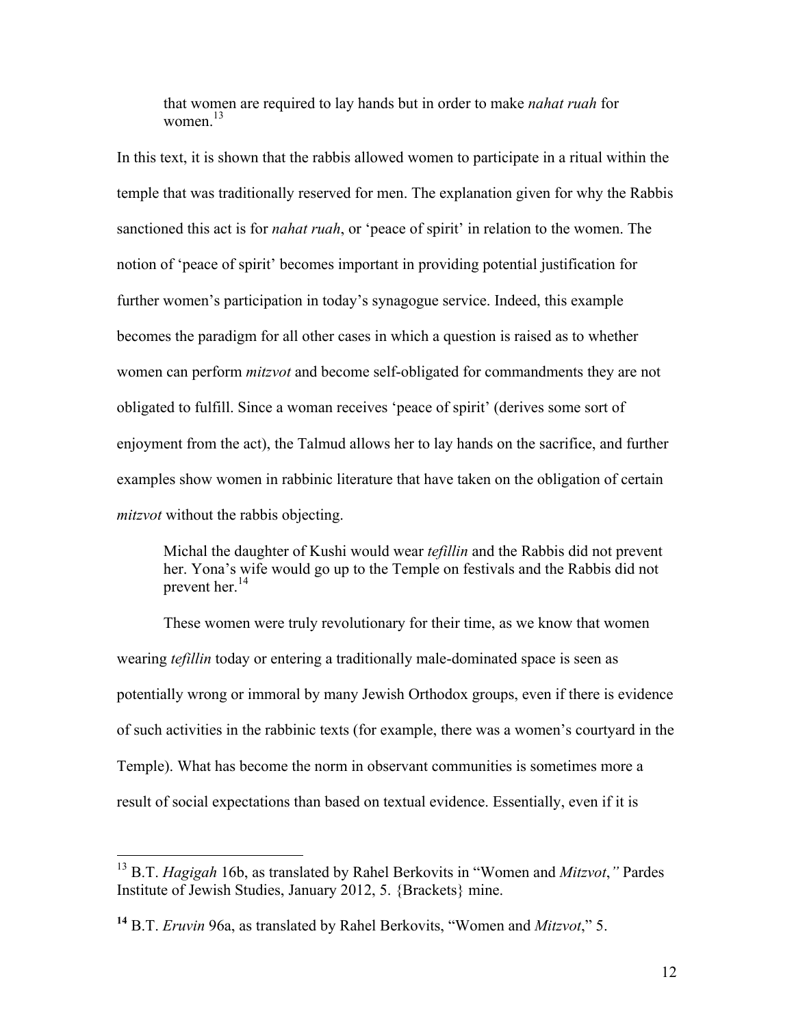> that women are required to lay hands but in order to make *nahat ruah* for women.[13]

In this text, it is shown that the rabbis allowed women to participate in a ritual within the temple that was traditionally reserved for men. The explanation given for why the Rabbis sanctioned this act is for *nahat ruah*, or 'peace of spirit' in relation to the women. The notion of 'peace of spirit' becomes important in providing potential justification for further women's participation in today's synagogue service. Indeed, this example becomes the paradigm for all other cases in which a question is raised as to whether women can perform *mitzvot* and become self-obligated for commandments they are not obligated to fulfill. Since a woman receives 'peace of spirit' (derives some sort of enjoyment from the act), the Talmud allows her to lay hands on the sacrifice, and further examples show women in rabbinic literature that have taken on the obligation of certain *mitzvot* without the rabbis objecting.

> Michal the daughter of Kushi would wear *tefillin* and the Rabbis did not prevent her. Yona's wife would go up to the Temple on festivals and the Rabbis did not prevent her.[14]

These women were truly revolutionary for their time, as we know that women wearing *tefillin* today or entering a traditionally male-dominated space is seen as potentially wrong or immoral by many Jewish Orthodox groups, even if there is evidence of such activities in the rabbinic texts (for example, there was a women's courtyard in the Temple). What has become the norm in observant communities is sometimes more a result of social expectations than based on textual evidence. Essentially, even if it is

---

[13] B.T. *Hagigah* 16b, as translated by Rahel Berkovits in "Women and *Mitzvot*," Pardes Institute of Jewish Studies, January 2012, 5. {Brackets} mine.

[14] B.T. *Eruvin* 96a, as translated by Rahel Berkovits, "Women and *Mitzvot*," 5.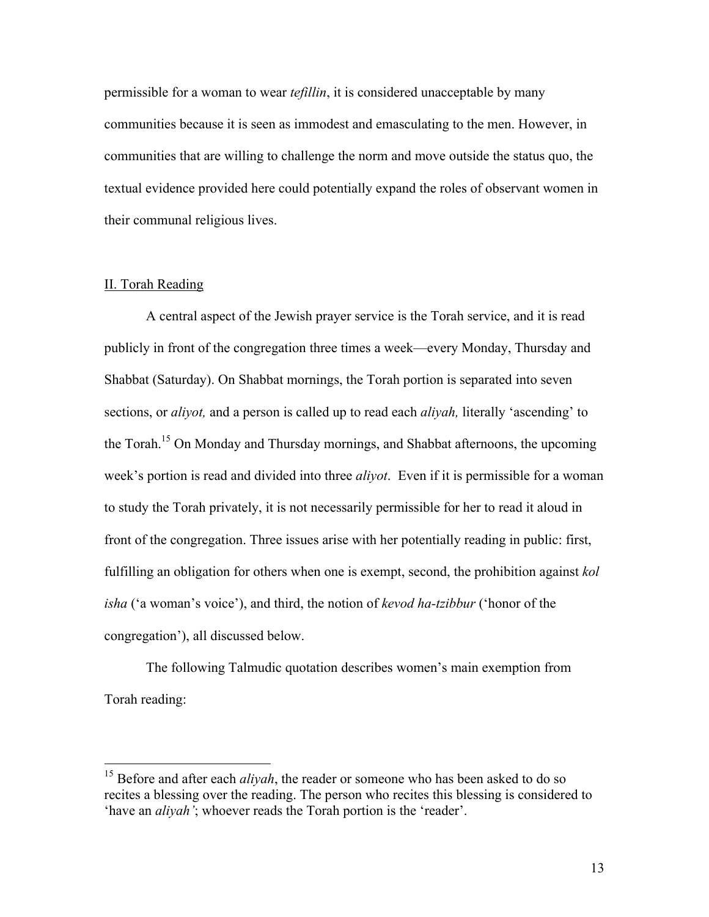permissible for a woman to wear *tefillin*, it is considered unacceptable by many communities because it is seen as immodest and emasculating to the men. However, in communities that are willing to challenge the norm and move outside the status quo, the textual evidence provided here could potentially expand the roles of observant women in their communal religious lives.

## II. Torah Reading

A central aspect of the Jewish prayer service is the Torah service, and it is read publicly in front of the congregation three times a week—every Monday, Thursday and Shabbat (Saturday). On Shabbat mornings, the Torah portion is separated into seven sections, or *aliyot,* and a person is called up to read each *aliyah,* literally 'ascending' to the Torah.[15] On Monday and Thursday mornings, and Shabbat afternoons, the upcoming week's portion is read and divided into three *aliyot*. Even if it is permissible for a woman to study the Torah privately, it is not necessarily permissible for her to read it aloud in front of the congregation. Three issues arise with her potentially reading in public: first, fulfilling an obligation for others when one is exempt, second, the prohibition against *kol isha* ('a woman's voice'), and third, the notion of *kevod ha-tzibbur* ('honor of the congregation'), all discussed below.

The following Talmudic quotation describes women's main exemption from Torah reading:

---

[15] Before and after each *aliyah*, the reader or someone who has been asked to do so recites a blessing over the reading. The person who recites this blessing is considered to 'have an *aliyah'*; whoever reads the Torah portion is the 'reader'.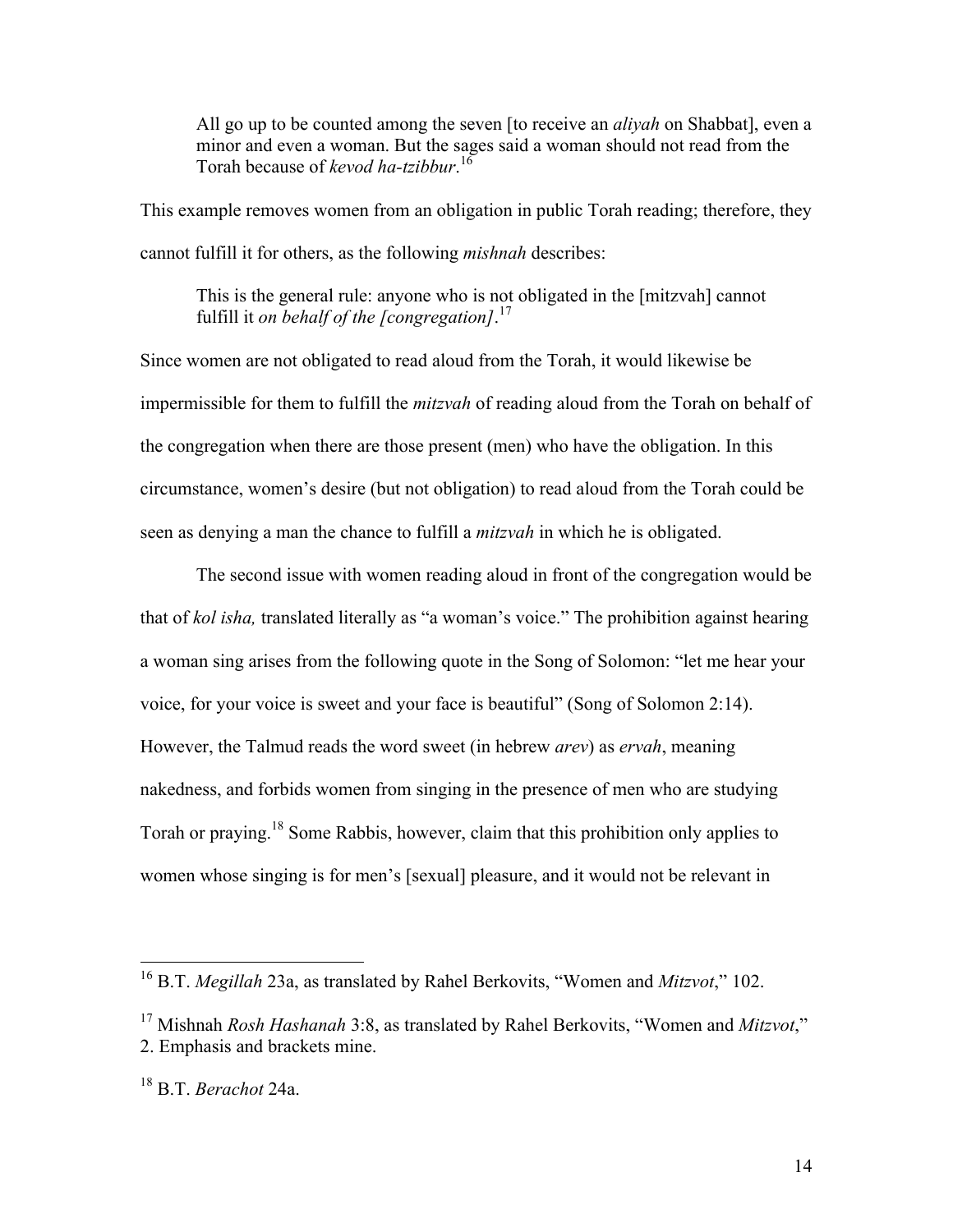> All go up to be counted among the seven [to receive an *aliyah* on Shabbat], even a minor and even a woman. But the sages said a woman should not read from the Torah because of *kevod ha-tzibbur*.[16]

This example removes women from an obligation in public Torah reading; therefore, they cannot fulfill it for others, as the following *mishnah* describes:

> This is the general rule: anyone who is not obligated in the [mitzvah] cannot fulfill it *on behalf of the [congregation]*.[17]

Since women are not obligated to read aloud from the Torah, it would likewise be impermissible for them to fulfill the *mitzvah* of reading aloud from the Torah on behalf of the congregation when there are those present (men) who have the obligation. In this circumstance, women's desire (but not obligation) to read aloud from the Torah could be seen as denying a man the chance to fulfill a *mitzvah* in which he is obligated.

The second issue with women reading aloud in front of the congregation would be that of *kol isha,* translated literally as "a woman's voice." The prohibition against hearing a woman sing arises from the following quote in the Song of Solomon: "let me hear your voice, for your voice is sweet and your face is beautiful" (Song of Solomon 2:14). However, the Talmud reads the word sweet (in hebrew *arev*) as *ervah*, meaning nakedness, and forbids women from singing in the presence of men who are studying Torah or praying.[18] Some Rabbis, however, claim that this prohibition only applies to women whose singing is for men's [sexual] pleasure, and it would not be relevant in

---

[16] B.T. *Megillah* 23a, as translated by Rahel Berkovits, "Women and *Mitzvot*," 102.

[17] Mishnah *Rosh Hashanah* 3:8, as translated by Rahel Berkovits, "Women and *Mitzvot*," 2. Emphasis and brackets mine.

[18] B.T. *Berachot* 24a.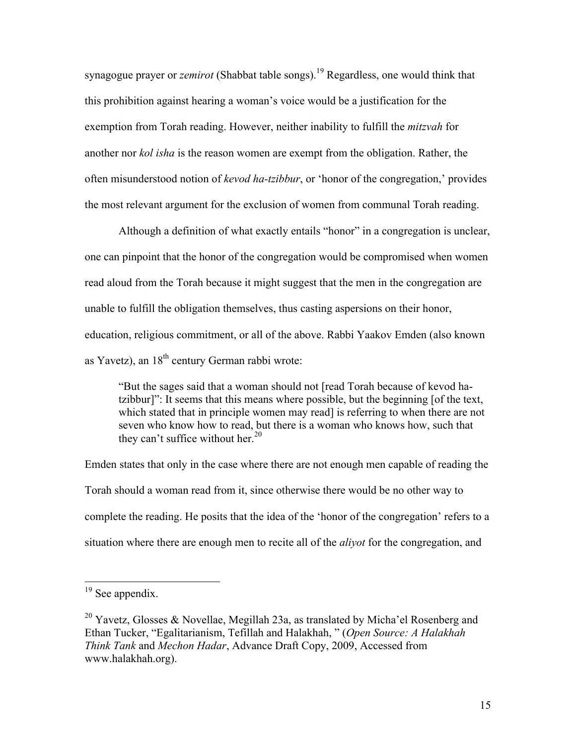synagogue prayer or *zemirot* (Shabbat table songs).[19] Regardless, one would think that this prohibition against hearing a woman's voice would be a justification for the exemption from Torah reading. However, neither inability to fulfill the *mitzvah* for another nor *kol isha* is the reason women are exempt from the obligation. Rather, the often misunderstood notion of *kevod ha-tzibbur*, or 'honor of the congregation,' provides the most relevant argument for the exclusion of women from communal Torah reading.

Although a definition of what exactly entails "honor" in a congregation is unclear, one can pinpoint that the honor of the congregation would be compromised when women read aloud from the Torah because it might suggest that the men in the congregation are unable to fulfill the obligation themselves, thus casting aspersions on their honor, education, religious commitment, or all of the above. Rabbi Yaakov Emden (also known as Yavetz), an 18th century German rabbi wrote:

> "But the sages said that a woman should not [read Torah because of kevod ha-tzibbur]": It seems that this means where possible, but the beginning [of the text, which stated that in principle women may read] is referring to when there are not seven who know how to read, but there is a woman who knows how, such that they can't suffice without her.[20]

Emden states that only in the case where there are not enough men capable of reading the Torah should a woman read from it, since otherwise there would be no other way to complete the reading. He posits that the idea of the 'honor of the congregation' refers to a situation where there are enough men to recite all of the *aliyot* for the congregation, and

---

[19] See appendix.

[20] Yavetz, Glosses & Novellae, Megillah 23a, as translated by Micha'el Rosenberg and Ethan Tucker, "Egalitarianism, Tefillah and Halakhah, " (*Open Source: A Halakhah Think Tank* and *Mechon Hadar*, Advance Draft Copy, 2009, Accessed from www.halakhah.org).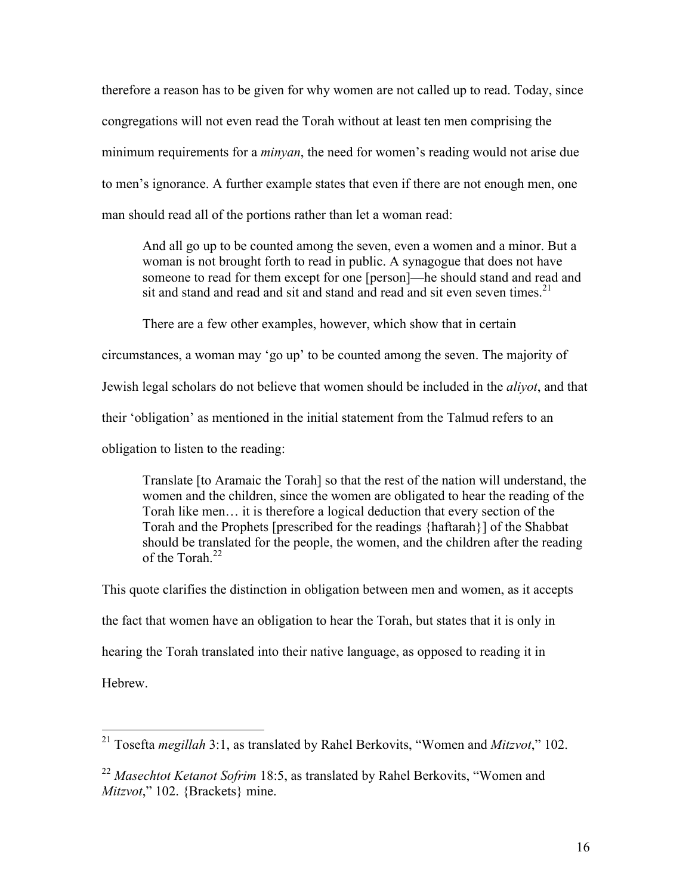therefore a reason has to be given for why women are not called up to read. Today, since congregations will not even read the Torah without at least ten men comprising the minimum requirements for a *minyan*, the need for women's reading would not arise due to men's ignorance. A further example states that even if there are not enough men, one man should read all of the portions rather than let a woman read:

> And all go up to be counted among the seven, even a women and a minor. But a woman is not brought forth to read in public. A synagogue that does not have someone to read for them except for one [person]—he should stand and read and sit and stand and read and sit and stand and read and sit even seven times.[21]

There are a few other examples, however, which show that in certain circumstances, a woman may 'go up' to be counted among the seven. The majority of Jewish legal scholars do not believe that women should be included in the *aliyot*, and that their 'obligation' as mentioned in the initial statement from the Talmud refers to an obligation to listen to the reading:

> Translate [to Aramaic the Torah] so that the rest of the nation will understand, the women and the children, since the women are obligated to hear the reading of the Torah like men… it is therefore a logical deduction that every section of the Torah and the Prophets [prescribed for the readings {haftarah}] of the Shabbat should be translated for the people, the women, and the children after the reading of the Torah.[22]

This quote clarifies the distinction in obligation between men and women, as it accepts the fact that women have an obligation to hear the Torah, but states that it is only in hearing the Torah translated into their native language, as opposed to reading it in Hebrew.

---

[21] Tosefta *megillah* 3:1, as translated by Rahel Berkovits, "Women and *Mitzvot*," 102.

[22] *Masechtot Ketanot Sofrim* 18:5, as translated by Rahel Berkovits, "Women and *Mitzvot*," 102. {Brackets} mine.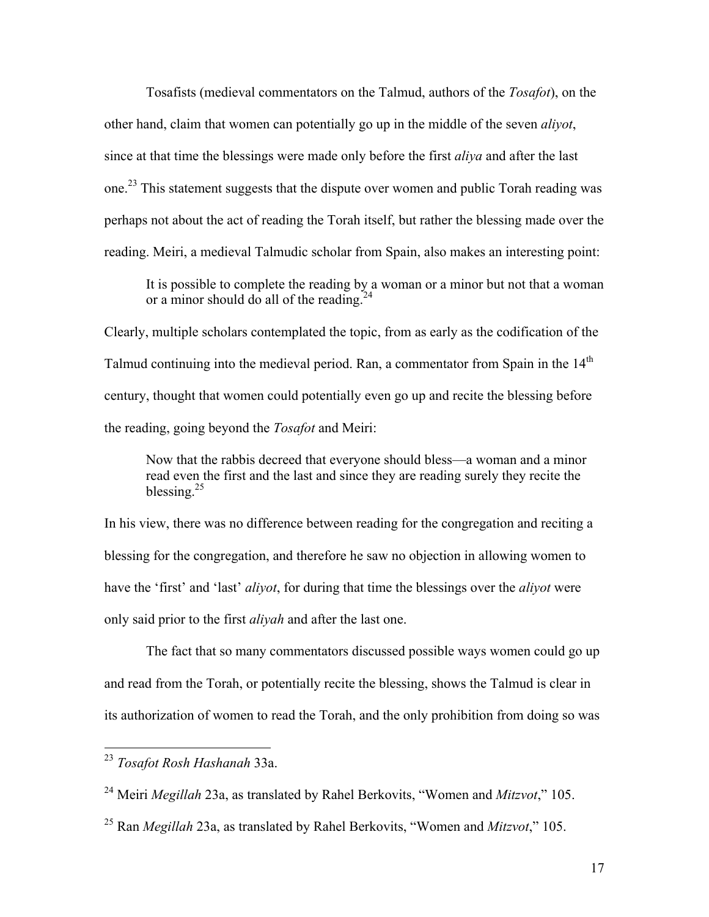Tosafists (medieval commentators on the Talmud, authors of the *Tosafot*), on the other hand, claim that women can potentially go up in the middle of the seven *aliyot*, since at that time the blessings were made only before the first *aliya* and after the last one.[23] This statement suggests that the dispute over women and public Torah reading was perhaps not about the act of reading the Torah itself, but rather the blessing made over the reading. Meiri, a medieval Talmudic scholar from Spain, also makes an interesting point:

> It is possible to complete the reading by a woman or a minor but not that a woman or a minor should do all of the reading.[24]

Clearly, multiple scholars contemplated the topic, from as early as the codification of the Talmud continuing into the medieval period. Ran, a commentator from Spain in the 14th century, thought that women could potentially even go up and recite the blessing before the reading, going beyond the *Tosafot* and Meiri:

> Now that the rabbis decreed that everyone should bless—a woman and a minor read even the first and the last and since they are reading surely they recite the blessing.[25]

In his view, there was no difference between reading for the congregation and reciting a blessing for the congregation, and therefore he saw no objection in allowing women to have the 'first' and 'last' *aliyot*, for during that time the blessings over the *aliyot* were only said prior to the first *aliyah* and after the last one.

The fact that so many commentators discussed possible ways women could go up and read from the Torah, or potentially recite the blessing, shows the Talmud is clear in its authorization of women to read the Torah, and the only prohibition from doing so was

---

[23] *Tosafot Rosh Hashanah* 33a.

[24] Meiri *Megillah* 23a, as translated by Rahel Berkovits, "Women and *Mitzvot*," 105.

[25] Ran *Megillah* 23a, as translated by Rahel Berkovits, "Women and *Mitzvot*," 105.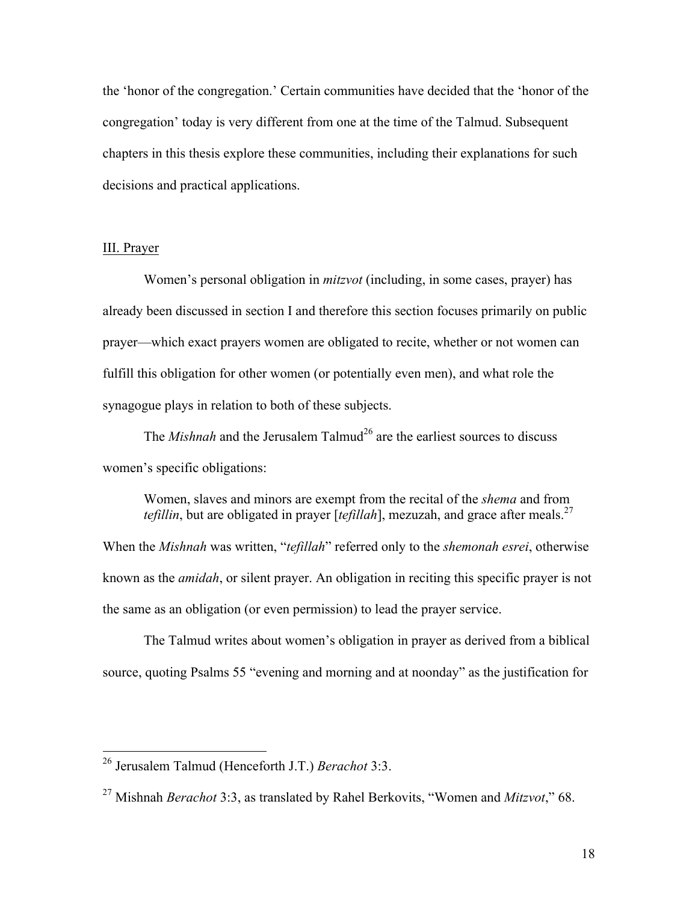the 'honor of the congregation.' Certain communities have decided that the 'honor of the congregation' today is very different from one at the time of the Talmud. Subsequent chapters in this thesis explore these communities, including their explanations for such decisions and practical applications.

## III. Prayer

Women's personal obligation in *mitzvot* (including, in some cases, prayer) has already been discussed in section I and therefore this section focuses primarily on public prayer—which exact prayers women are obligated to recite, whether or not women can fulfill this obligation for other women (or potentially even men), and what role the synagogue plays in relation to both of these subjects.

The *Mishnah* and the Jerusalem Talmud[26] are the earliest sources to discuss women's specific obligations:

> Women, slaves and minors are exempt from the recital of the *shema* and from *tefillin*, but are obligated in prayer [*tefillah*], mezuzah, and grace after meals.[27]

When the *Mishnah* was written, "*tefillah*" referred only to the *shemonah esrei*, otherwise known as the *amidah*, or silent prayer. An obligation in reciting this specific prayer is not the same as an obligation (or even permission) to lead the prayer service.

The Talmud writes about women's obligation in prayer as derived from a biblical source, quoting Psalms 55 "evening and morning and at noonday" as the justification for

---

[26] Jerusalem Talmud (Henceforth J.T.) *Berachot* 3:3.

[27] Mishnah *Berachot* 3:3, as translated by Rahel Berkovits, "Women and *Mitzvot*," 68.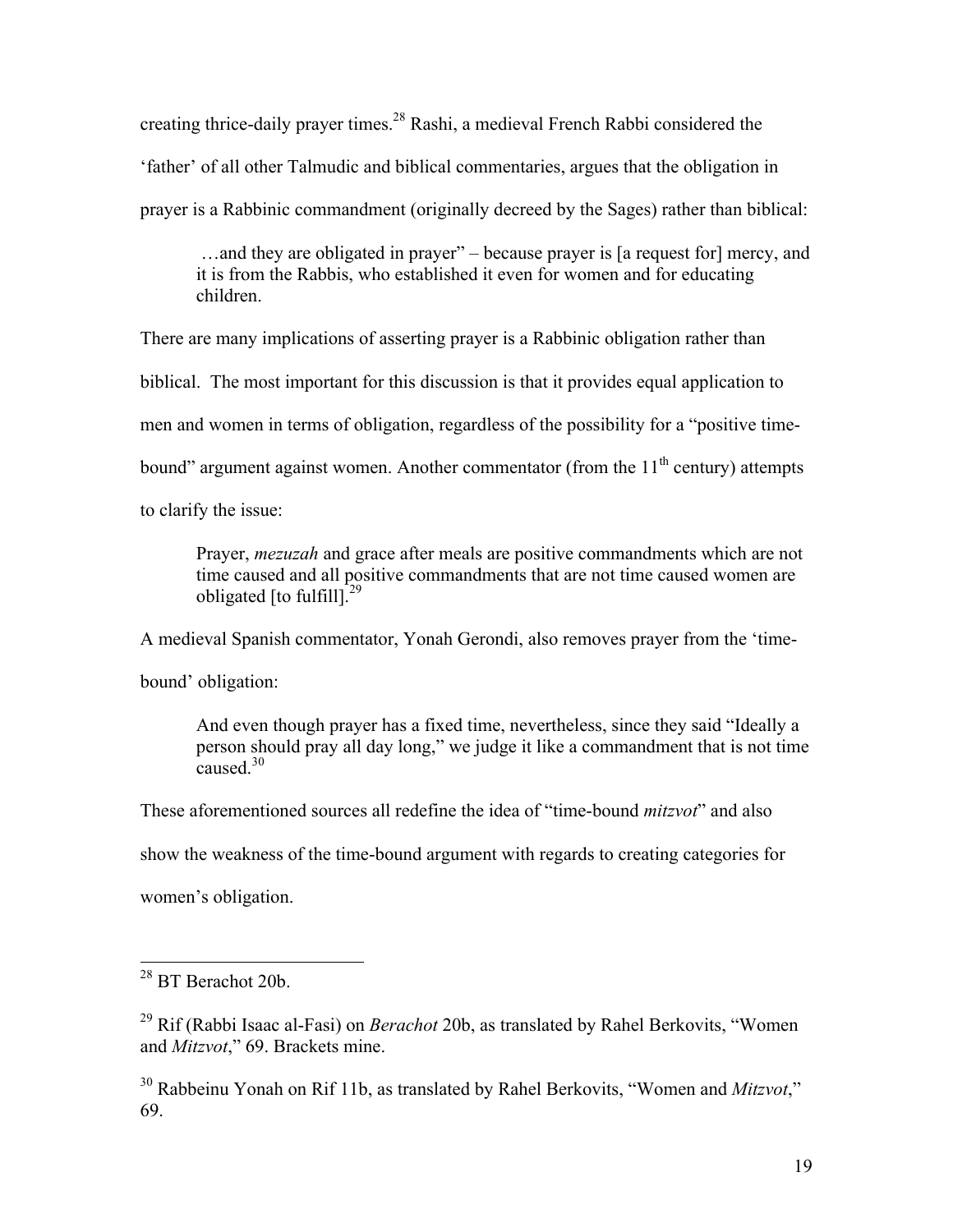creating thrice-daily prayer times.[28] Rashi, a medieval French Rabbi considered the 'father' of all other Talmudic and biblical commentaries, argues that the obligation in prayer is a Rabbinic commandment (originally decreed by the Sages) rather than biblical:

> …and they are obligated in prayer" – because prayer is [a request for] mercy, and it is from the Rabbis, who established it even for women and for educating children.

There are many implications of asserting prayer is a Rabbinic obligation rather than biblical. The most important for this discussion is that it provides equal application to men and women in terms of obligation, regardless of the possibility for a "positive time-bound" argument against women. Another commentator (from the 11th century) attempts to clarify the issue:

> Prayer, *mezuzah* and grace after meals are positive commandments which are not time caused and all positive commandments that are not time caused women are obligated [to fulfill].[29]

A medieval Spanish commentator, Yonah Gerondi, also removes prayer from the 'time-bound' obligation:

> And even though prayer has a fixed time, nevertheless, since they said "Ideally a person should pray all day long," we judge it like a commandment that is not time caused.[30]

These aforementioned sources all redefine the idea of "time-bound *mitzvot*" and also show the weakness of the time-bound argument with regards to creating categories for women's obligation.

---

[28] BT Berachot 20b.

[29] Rif (Rabbi Isaac al-Fasi) on *Berachot* 20b, as translated by Rahel Berkovits, "Women and *Mitzvot*," 69. Brackets mine.

[30] Rabbeinu Yonah on Rif 11b, as translated by Rahel Berkovits, "Women and *Mitzvot*," 69.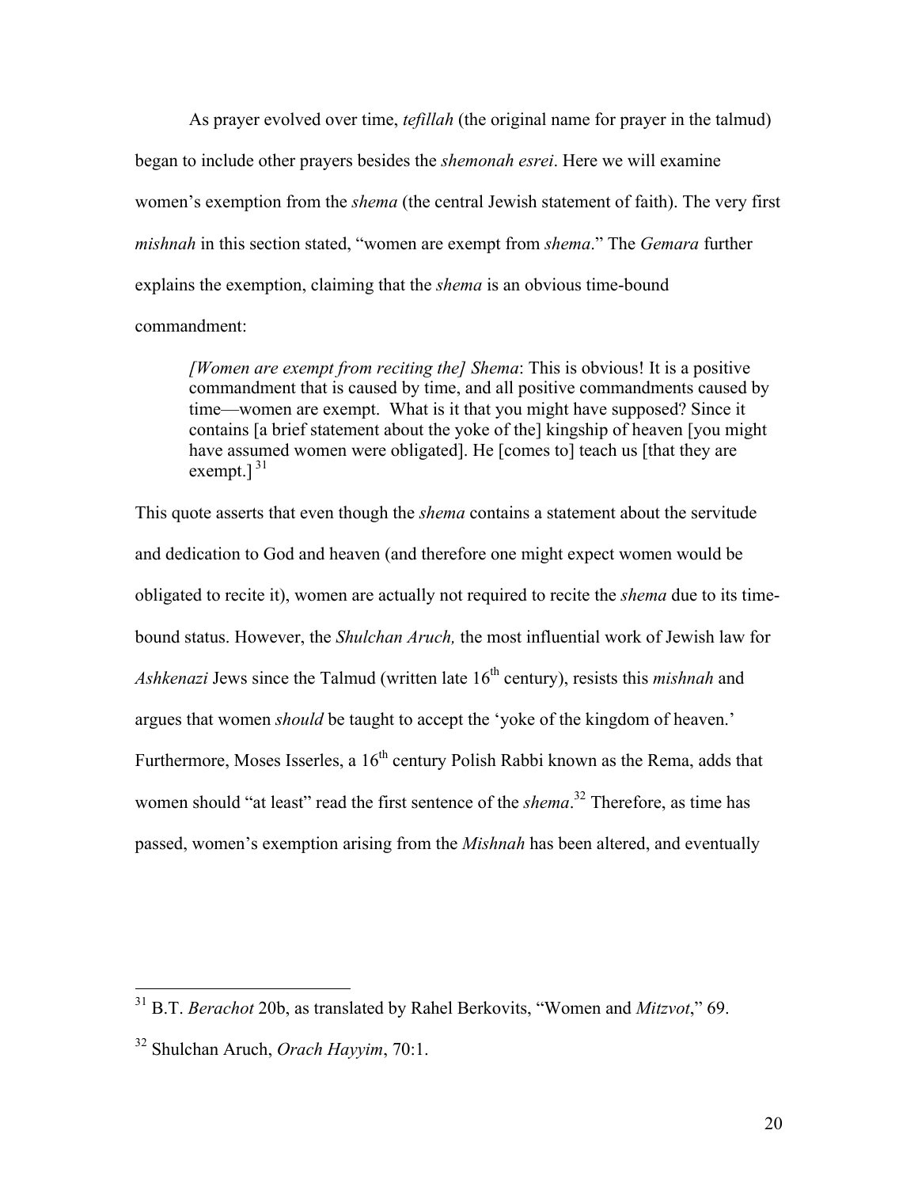As prayer evolved over time, *tefillah* (the original name for prayer in the talmud) began to include other prayers besides the *shemonah esrei*. Here we will examine women's exemption from the *shema* (the central Jewish statement of faith). The very first *mishnah* in this section stated, "women are exempt from *shema*." The *Gemara* further explains the exemption, claiming that the *shema* is an obvious time-bound commandment:

> *[Women are exempt from reciting the] Shema*: This is obvious! It is a positive commandment that is caused by time, and all positive commandments caused by time—women are exempt. What is it that you might have supposed? Since it contains [a brief statement about the yoke of the] kingship of heaven [you might have assumed women were obligated]. He [comes to] teach us [that they are exempt.] [31]

This quote asserts that even though the *shema* contains a statement about the servitude and dedication to God and heaven (and therefore one might expect women would be obligated to recite it), women are actually not required to recite the *shema* due to its time-bound status. However, the *Shulchan Aruch,* the most influential work of Jewish law for *Ashkenazi* Jews since the Talmud (written late 16th century), resists this *mishnah* and argues that women *should* be taught to accept the 'yoke of the kingdom of heaven.' Furthermore, Moses Isserles, a 16th century Polish Rabbi known as the Rema, adds that women should "at least" read the first sentence of the *shema*.[32] Therefore, as time has passed, women's exemption arising from the *Mishnah* has been altered, and eventually

---

[31] B.T. *Berachot* 20b, as translated by Rahel Berkovits, "Women and *Mitzvot*," 69.

[32] Shulchan Aruch, *Orach Hayyim*, 70:1.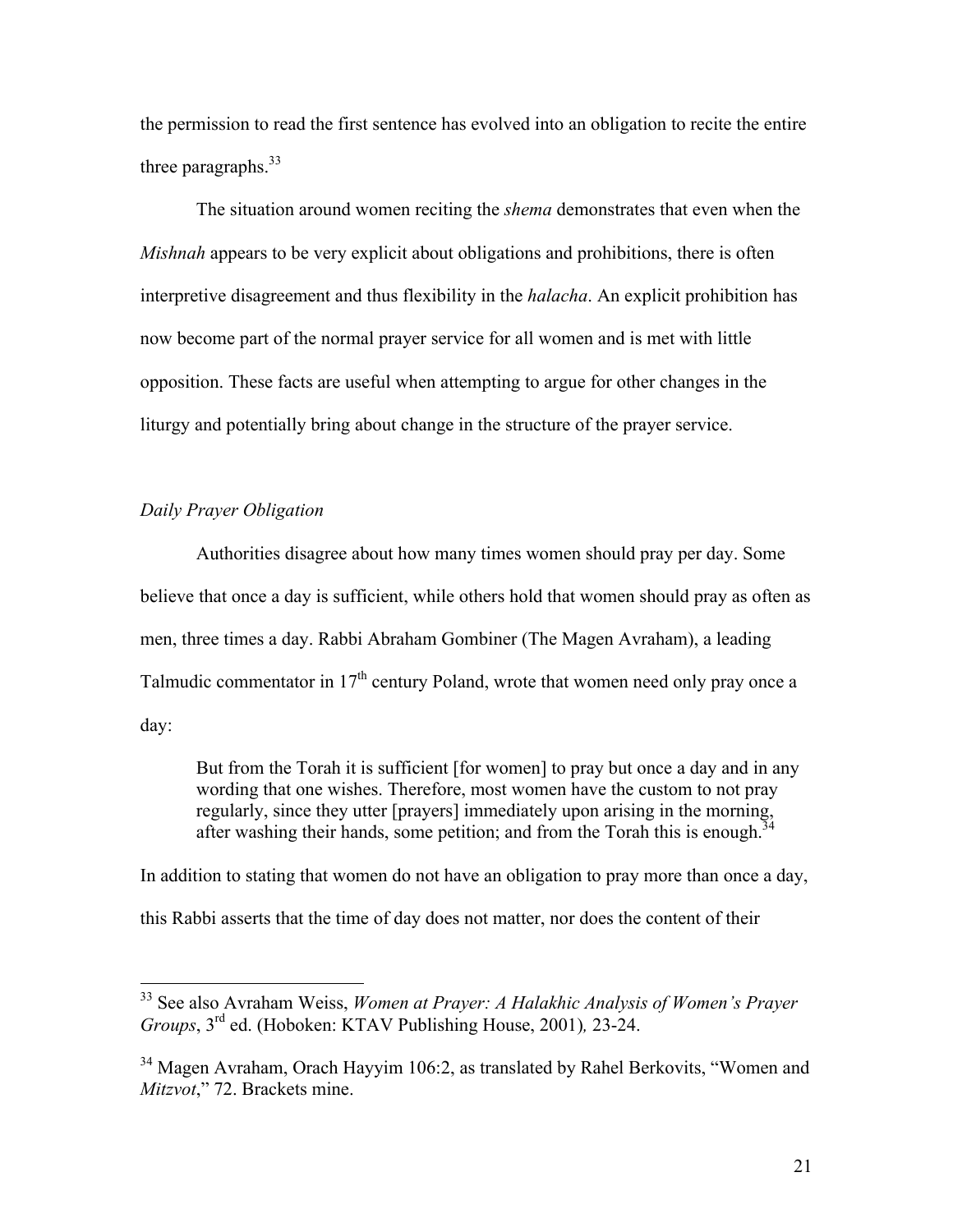the permission to read the first sentence has evolved into an obligation to recite the entire three paragraphs.[33]

The situation around women reciting the *shema* demonstrates that even when the *Mishnah* appears to be very explicit about obligations and prohibitions, there is often interpretive disagreement and thus flexibility in the *halacha*. An explicit prohibition has now become part of the normal prayer service for all women and is met with little opposition. These facts are useful when attempting to argue for other changes in the liturgy and potentially bring about change in the structure of the prayer service.

*Daily Prayer Obligation*

Authorities disagree about how many times women should pray per day. Some believe that once a day is sufficient, while others hold that women should pray as often as men, three times a day. Rabbi Abraham Gombiner (The Magen Avraham), a leading Talmudic commentator in 17th century Poland, wrote that women need only pray once a day:

> But from the Torah it is sufficient [for women] to pray but once a day and in any wording that one wishes. Therefore, most women have the custom to not pray regularly, since they utter [prayers] immediately upon arising in the morning, after washing their hands, some petition; and from the Torah this is enough.[34]

In addition to stating that women do not have an obligation to pray more than once a day, this Rabbi asserts that the time of day does not matter, nor does the content of their

---

[33] See also Avraham Weiss, *Women at Prayer: A Halakhic Analysis of Women's Prayer Groups*, 3rd ed. (Hoboken: KTAV Publishing House, 2001), 23-24.

[34] Magen Avraham, Orach Hayyim 106:2, as translated by Rahel Berkovits, "Women and *Mitzvot*," 72. Brackets mine.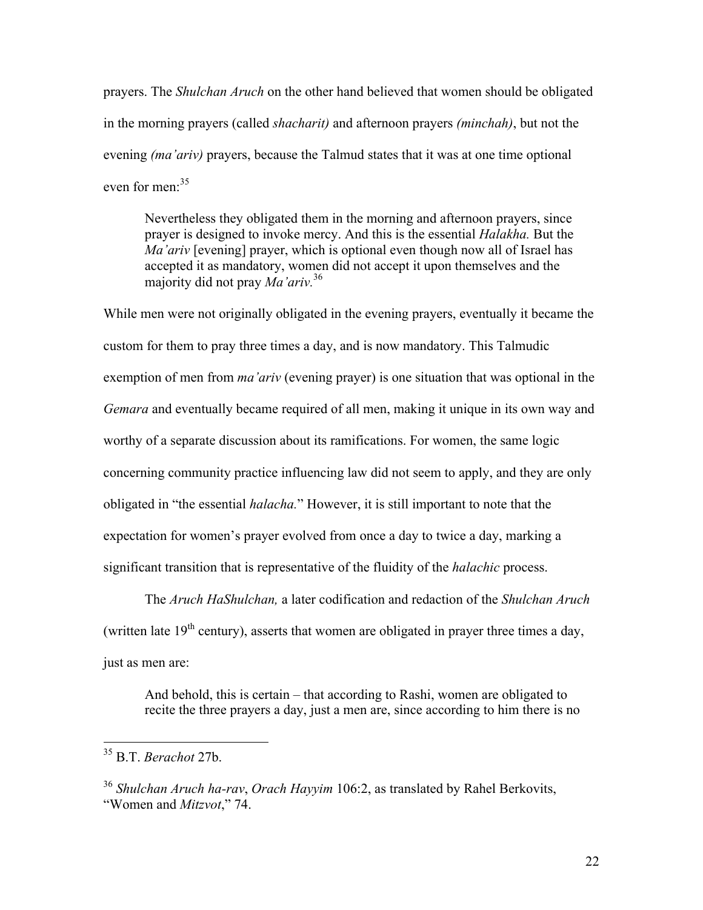prayers. The *Shulchan Aruch* on the other hand believed that women should be obligated in the morning prayers (called *shacharit)* and afternoon prayers *(minchah)*, but not the evening *(ma'ariv)* prayers, because the Talmud states that it was at one time optional even for men:[35]

> Nevertheless they obligated them in the morning and afternoon prayers, since prayer is designed to invoke mercy. And this is the essential *Halakha.* But the *Ma'ariv* [evening] prayer, which is optional even though now all of Israel has accepted it as mandatory, women did not accept it upon themselves and the majority did not pray *Ma'ariv.*[36]

While men were not originally obligated in the evening prayers, eventually it became the custom for them to pray three times a day, and is now mandatory. This Talmudic exemption of men from *ma'ariv* (evening prayer) is one situation that was optional in the *Gemara* and eventually became required of all men, making it unique in its own way and worthy of a separate discussion about its ramifications. For women, the same logic concerning community practice influencing law did not seem to apply, and they are only obligated in "the essential *halacha.*" However, it is still important to note that the expectation for women's prayer evolved from once a day to twice a day, marking a significant transition that is representative of the fluidity of the *halachic* process.

The *Aruch HaShulchan,* a later codification and redaction of the *Shulchan Aruch* (written late 19th century), asserts that women are obligated in prayer three times a day, just as men are:

> And behold, this is certain – that according to Rashi, women are obligated to recite the three prayers a day, just a men are, since according to him there is no

---

[35] B.T. *Berachot* 27b.

[36] *Shulchan Aruch ha-rav*, *Orach Hayyim* 106:2, as translated by Rahel Berkovits, "Women and *Mitzvot*," 74.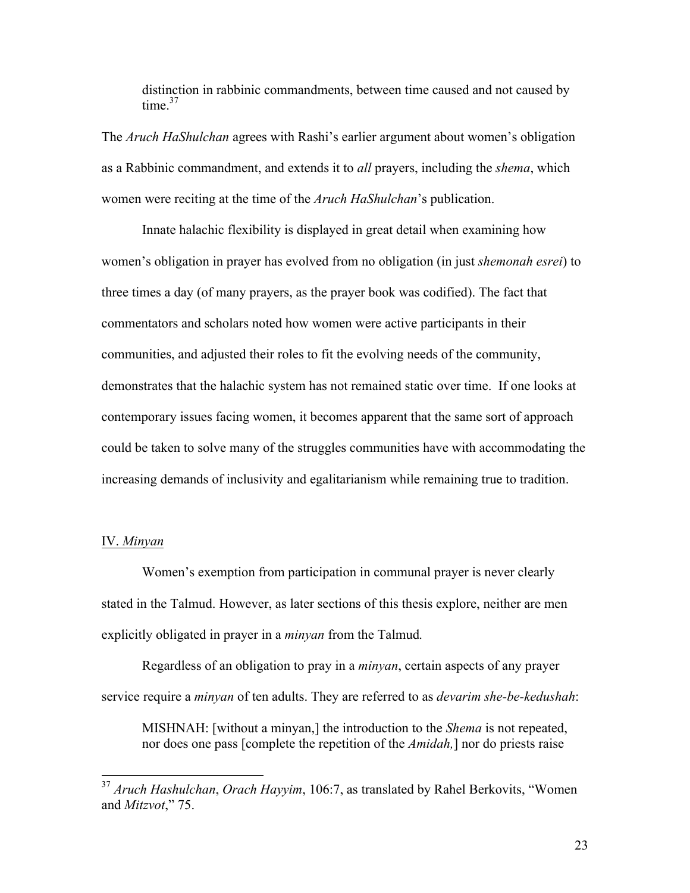distinction in rabbinic commandments, between time caused and not caused by time.[37]

The *Aruch HaShulchan* agrees with Rashi's earlier argument about women's obligation as a Rabbinic commandment, and extends it to *all* prayers, including the *shema*, which women were reciting at the time of the *Aruch HaShulchan*'s publication.

Innate halachic flexibility is displayed in great detail when examining how women's obligation in prayer has evolved from no obligation (in just *shemonah esrei*) to three times a day (of many prayers, as the prayer book was codified). The fact that commentators and scholars noted how women were active participants in their communities, and adjusted their roles to fit the evolving needs of the community, demonstrates that the halachic system has not remained static over time. If one looks at contemporary issues facing women, it becomes apparent that the same sort of approach could be taken to solve many of the struggles communities have with accommodating the increasing demands of inclusivity and egalitarianism while remaining true to tradition.

## IV. *Minyan*

Women's exemption from participation in communal prayer is never clearly stated in the Talmud. However, as later sections of this thesis explore, neither are men explicitly obligated in prayer in a *minyan* from the Talmud.

Regardless of an obligation to pray in a *minyan*, certain aspects of any prayer service require a *minyan* of ten adults. They are referred to as *devarim she-be-kedushah*:

> MISHNAH: [without a minyan,] the introduction to the *Shema* is not repeated, nor does one pass [complete the repetition of the *Amidah,*] nor do priests raise

[37] *Aruch Hashulchan*, *Orach Hayyim*, 106:7, as translated by Rahel Berkovits, "Women and *Mitzvot*," 75.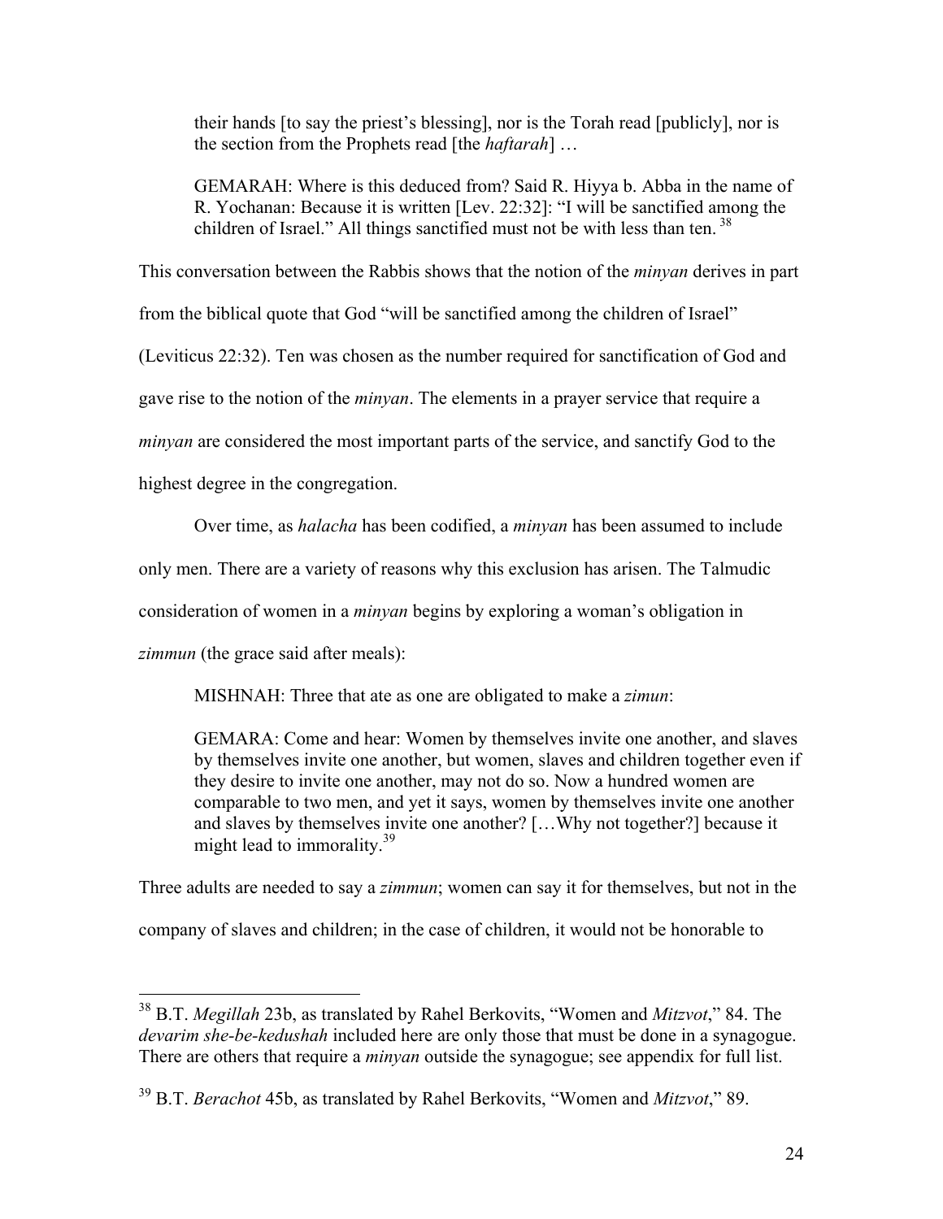> their hands [to say the priest's blessing], nor is the Torah read [publicly], nor is the section from the Prophets read [the *haftarah*] …
>
> GEMARAH: Where is this deduced from? Said R. Hiyya b. Abba in the name of R. Yochanan: Because it is written [Lev. 22:32]: "I will be sanctified among the children of Israel." All things sanctified must not be with less than ten.[38]

This conversation between the Rabbis shows that the notion of the *minyan* derives in part from the biblical quote that God "will be sanctified among the children of Israel" (Leviticus 22:32). Ten was chosen as the number required for sanctification of God and gave rise to the notion of the *minyan*. The elements in a prayer service that require a *minyan* are considered the most important parts of the service, and sanctify God to the highest degree in the congregation.

Over time, as *halacha* has been codified, a *minyan* has been assumed to include only men. There are a variety of reasons why this exclusion has arisen. The Talmudic consideration of women in a *minyan* begins by exploring a woman's obligation in *zimmun* (the grace said after meals):

> MISHNAH: Three that ate as one are obligated to make a *zimun*:
>
> GEMARA: Come and hear: Women by themselves invite one another, and slaves by themselves invite one another, but women, slaves and children together even if they desire to invite one another, may not do so. Now a hundred women are comparable to two men, and yet it says, women by themselves invite one another and slaves by themselves invite one another? […Why not together?] because it might lead to immorality.[39]

Three adults are needed to say a *zimmun*; women can say it for themselves, but not in the company of slaves and children; in the case of children, it would not be honorable to

---

[38] B.T. *Megillah* 23b, as translated by Rahel Berkovits, "Women and *Mitzvot*," 84. The *devarim she-be-kedushah* included here are only those that must be done in a synagogue. There are others that require a *minyan* outside the synagogue; see appendix for full list.

[39] B.T. *Berachot* 45b, as translated by Rahel Berkovits, "Women and *Mitzvot*," 89.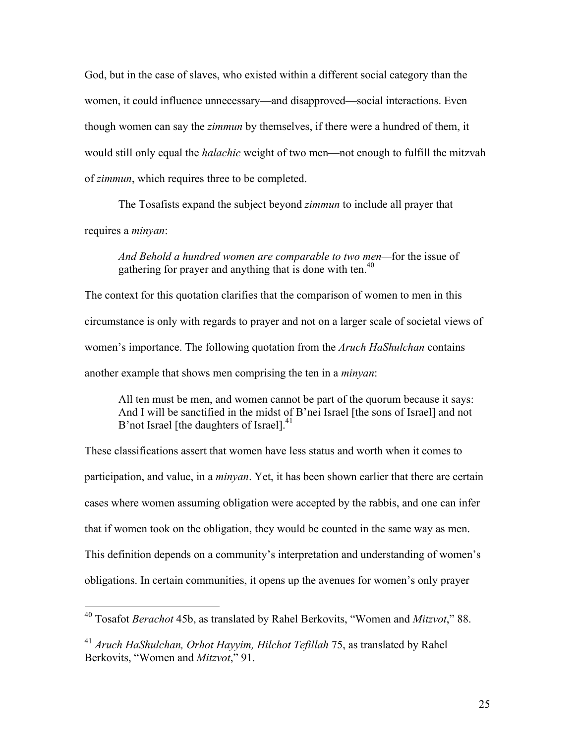God, but in the case of slaves, who existed within a different social category than the women, it could influence unnecessary—and disapproved—social interactions. Even though women can say the *zimmun* by themselves, if there were a hundred of them, it would still only equal the *halachic* weight of two men—not enough to fulfill the mitzvah of *zimmun*, which requires three to be completed.

The Tosafists expand the subject beyond *zimmun* to include all prayer that requires a *minyan*:

> *And Behold a hundred women are comparable to two men*—for the issue of gathering for prayer and anything that is done with ten.[40]

The context for this quotation clarifies that the comparison of women to men in this circumstance is only with regards to prayer and not on a larger scale of societal views of women's importance. The following quotation from the *Aruch HaShulchan* contains another example that shows men comprising the ten in a *minyan*:

> All ten must be men, and women cannot be part of the quorum because it says: And I will be sanctified in the midst of B'nei Israel [the sons of Israel] and not B'not Israel [the daughters of Israel].[41]

These classifications assert that women have less status and worth when it comes to participation, and value, in a *minyan*. Yet, it has been shown earlier that there are certain cases where women assuming obligation were accepted by the rabbis, and one can infer that if women took on the obligation, they would be counted in the same way as men. This definition depends on a community's interpretation and understanding of women's obligations. In certain communities, it opens up the avenues for women's only prayer

---

[40] Tosafot *Berachot* 45b, as translated by Rahel Berkovits, "Women and *Mitzvot*," 88.

[41] *Aruch HaShulchan, Orhot Hayyim, Hilchot Tefillah* 75, as translated by Rahel Berkovits, "Women and *Mitzvot*," 91.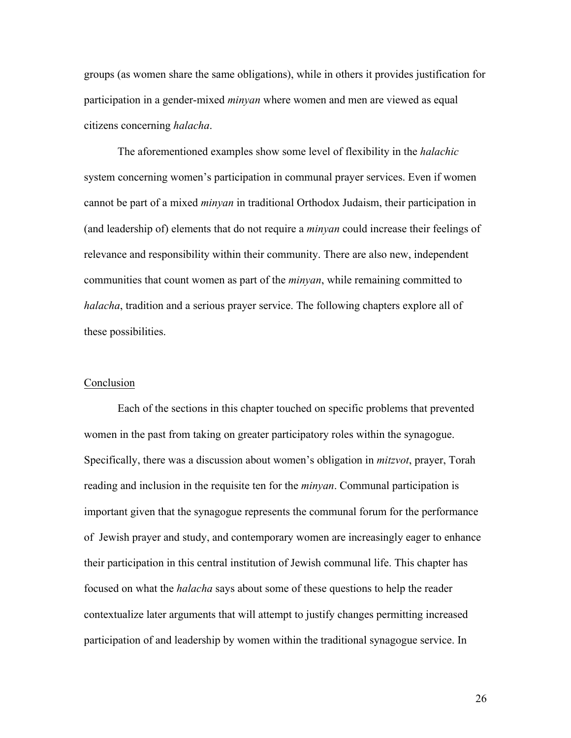groups (as women share the same obligations), while in others it provides justification for participation in a gender-mixed *minyan* where women and men are viewed as equal citizens concerning *halacha*.

The aforementioned examples show some level of flexibility in the *halachic* system concerning women's participation in communal prayer services. Even if women cannot be part of a mixed *minyan* in traditional Orthodox Judaism, their participation in (and leadership of) elements that do not require a *minyan* could increase their feelings of relevance and responsibility within their community. There are also new, independent communities that count women as part of the *minyan*, while remaining committed to *halacha*, tradition and a serious prayer service. The following chapters explore all of these possibilities.

## Conclusion

Each of the sections in this chapter touched on specific problems that prevented women in the past from taking on greater participatory roles within the synagogue. Specifically, there was a discussion about women's obligation in *mitzvot*, prayer, Torah reading and inclusion in the requisite ten for the *minyan*. Communal participation is important given that the synagogue represents the communal forum for the performance of Jewish prayer and study, and contemporary women are increasingly eager to enhance their participation in this central institution of Jewish communal life. This chapter has focused on what the *halacha* says about some of these questions to help the reader contextualize later arguments that will attempt to justify changes permitting increased participation of and leadership by women within the traditional synagogue service. In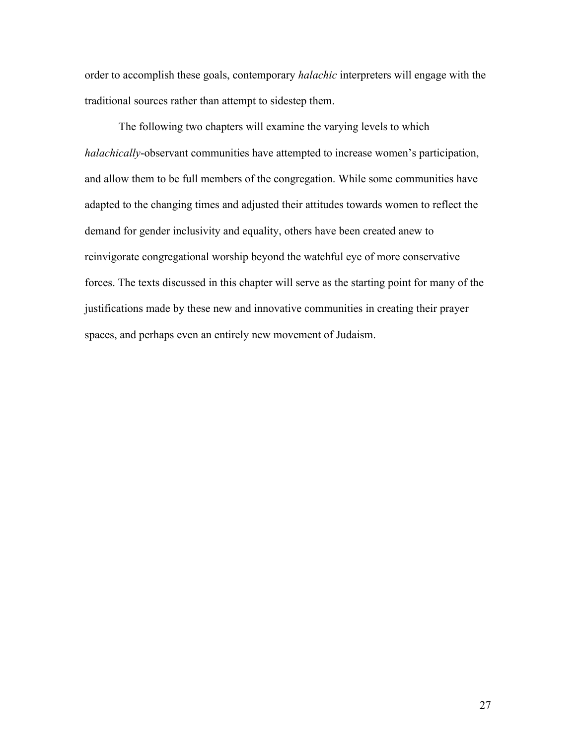order to accomplish these goals, contemporary *halachic* interpreters will engage with the traditional sources rather than attempt to sidestep them.

The following two chapters will examine the varying levels to which *halachically*-observant communities have attempted to increase women's participation, and allow them to be full members of the congregation. While some communities have adapted to the changing times and adjusted their attitudes towards women to reflect the demand for gender inclusivity and equality, others have been created anew to reinvigorate congregational worship beyond the watchful eye of more conservative forces. The texts discussed in this chapter will serve as the starting point for many of the justifications made by these new and innovative communities in creating their prayer spaces, and perhaps even an entirely new movement of Judaism.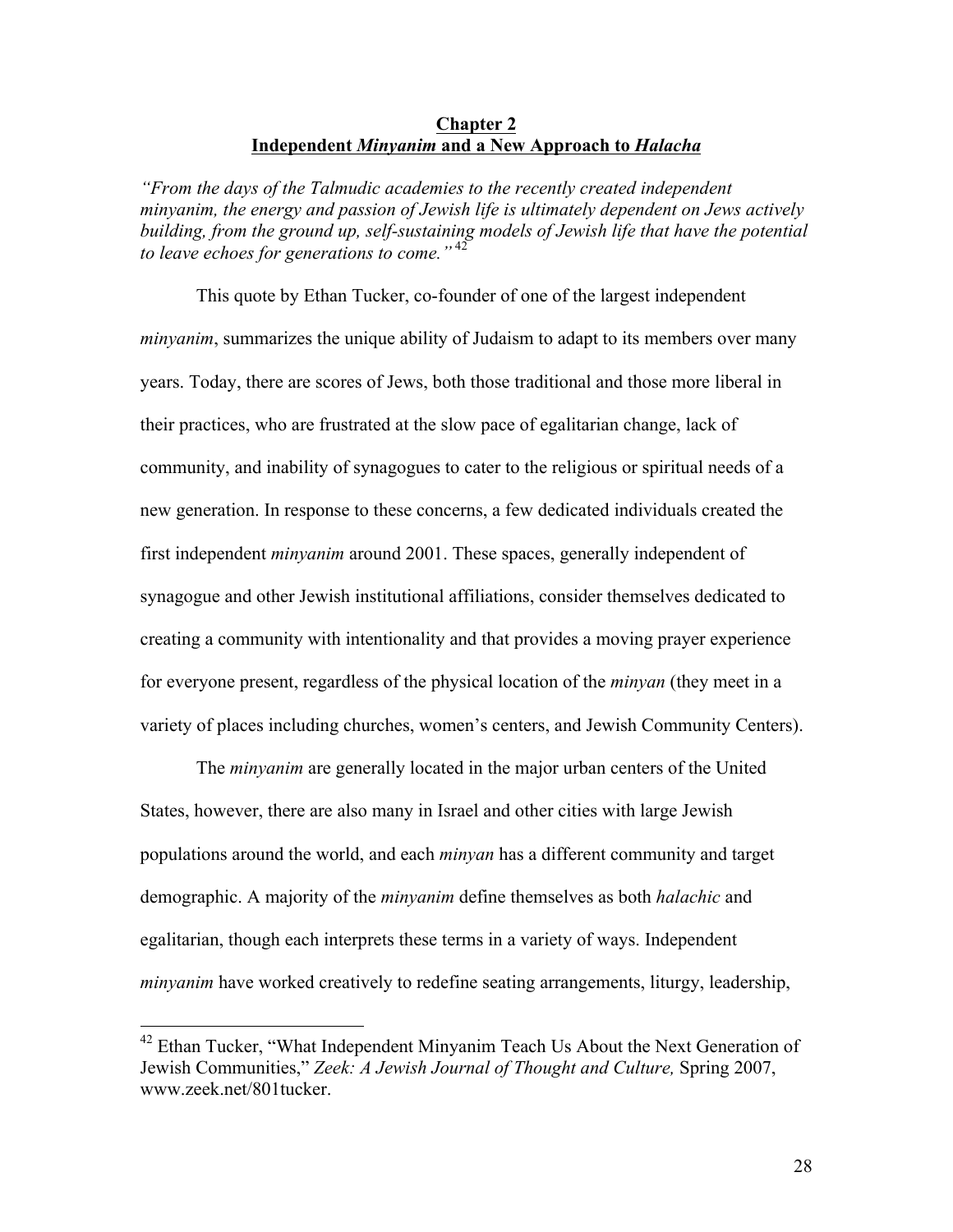## Chapter 2
## Independent *Minyanim* and a New Approach to *Halacha*

*"From the days of the Talmudic academies to the recently created independent minyanim, the energy and passion of Jewish life is ultimately dependent on Jews actively building, from the ground up, self-sustaining models of Jewish life that have the potential to leave echoes for generations to come."*[42]

This quote by Ethan Tucker, co-founder of one of the largest independent *minyanim*, summarizes the unique ability of Judaism to adapt to its members over many years. Today, there are scores of Jews, both those traditional and those more liberal in their practices, who are frustrated at the slow pace of egalitarian change, lack of community, and inability of synagogues to cater to the religious or spiritual needs of a new generation. In response to these concerns, a few dedicated individuals created the first independent *minyanim* around 2001. These spaces, generally independent of synagogue and other Jewish institutional affiliations, consider themselves dedicated to creating a community with intentionality and that provides a moving prayer experience for everyone present, regardless of the physical location of the *minyan* (they meet in a variety of places including churches, women's centers, and Jewish Community Centers).

The *minyanim* are generally located in the major urban centers of the United States, however, there are also many in Israel and other cities with large Jewish populations around the world, and each *minyan* has a different community and target demographic. A majority of the *minyanim* define themselves as both *halachic* and egalitarian, though each interprets these terms in a variety of ways. Independent *minyanim* have worked creatively to redefine seating arrangements, liturgy, leadership,

---

[42] Ethan Tucker, "What Independent Minyanim Teach Us About the Next Generation of Jewish Communities," *Zeek: A Jewish Journal of Thought and Culture,* Spring 2007, www.zeek.net/801tucker.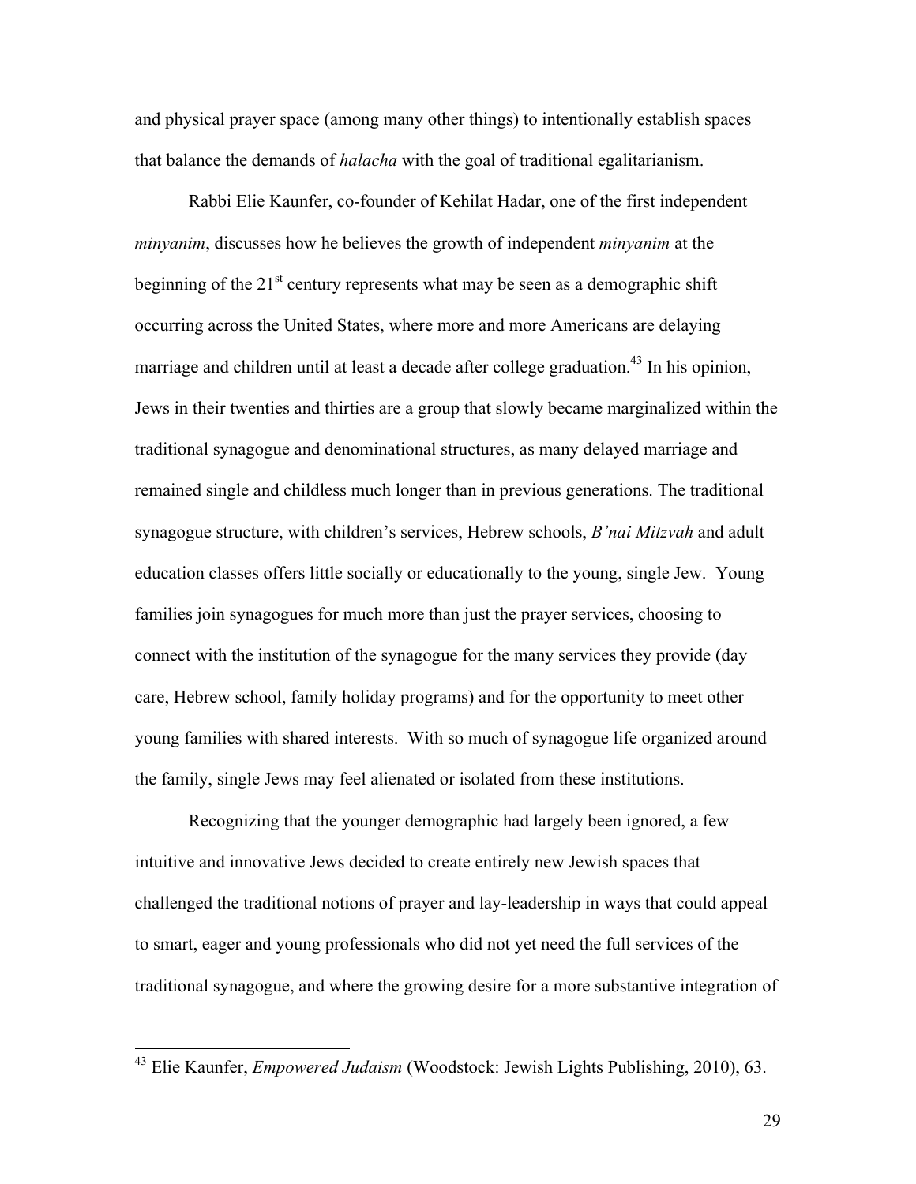and physical prayer space (among many other things) to intentionally establish spaces that balance the demands of *halacha* with the goal of traditional egalitarianism.

Rabbi Elie Kaunfer, co-founder of Kehilat Hadar, one of the first independent *minyanim*, discusses how he believes the growth of independent *minyanim* at the beginning of the 21st century represents what may be seen as a demographic shift occurring across the United States, where more and more Americans are delaying marriage and children until at least a decade after college graduation.[43] In his opinion, Jews in their twenties and thirties are a group that slowly became marginalized within the traditional synagogue and denominational structures, as many delayed marriage and remained single and childless much longer than in previous generations. The traditional synagogue structure, with children's services, Hebrew schools, *B'nai Mitzvah* and adult education classes offers little socially or educationally to the young, single Jew. Young families join synagogues for much more than just the prayer services, choosing to connect with the institution of the synagogue for the many services they provide (day care, Hebrew school, family holiday programs) and for the opportunity to meet other young families with shared interests. With so much of synagogue life organized around the family, single Jews may feel alienated or isolated from these institutions.

Recognizing that the younger demographic had largely been ignored, a few intuitive and innovative Jews decided to create entirely new Jewish spaces that challenged the traditional notions of prayer and lay-leadership in ways that could appeal to smart, eager and young professionals who did not yet need the full services of the traditional synagogue, and where the growing desire for a more substantive integration of

[43] Elie Kaunfer, *Empowered Judaism* (Woodstock: Jewish Lights Publishing, 2010), 63.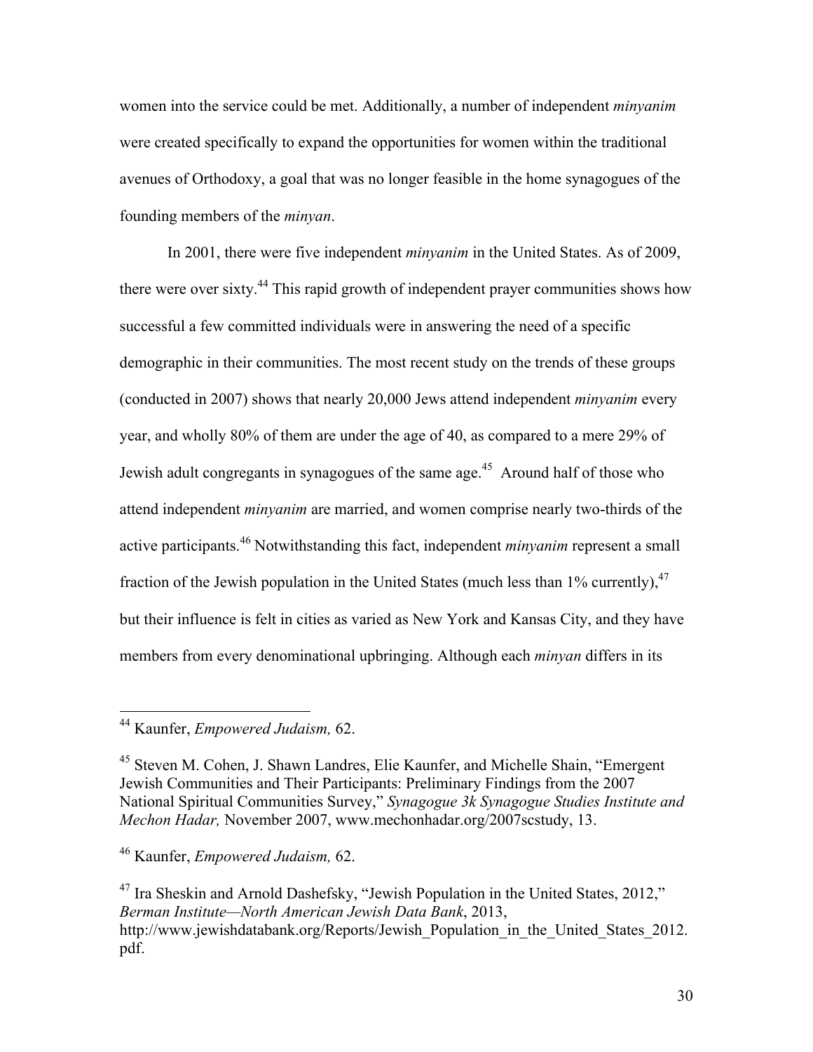women into the service could be met. Additionally, a number of independent *minyanim* were created specifically to expand the opportunities for women within the traditional avenues of Orthodoxy, a goal that was no longer feasible in the home synagogues of the founding members of the *minyan*.

In 2001, there were five independent *minyanim* in the United States. As of 2009, there were over sixty.[44] This rapid growth of independent prayer communities shows how successful a few committed individuals were in answering the need of a specific demographic in their communities. The most recent study on the trends of these groups (conducted in 2007) shows that nearly 20,000 Jews attend independent *minyanim* every year, and wholly 80% of them are under the age of 40, as compared to a mere 29% of Jewish adult congregants in synagogues of the same age.[45] Around half of those who attend independent *minyanim* are married, and women comprise nearly two-thirds of the active participants.[46] Notwithstanding this fact, independent *minyanim* represent a small fraction of the Jewish population in the United States (much less than 1% currently),[47] but their influence is felt in cities as varied as New York and Kansas City, and they have members from every denominational upbringing. Although each *minyan* differs in its

---

[44] Kaunfer, *Empowered Judaism,* 62.

[45] Steven M. Cohen, J. Shawn Landres, Elie Kaunfer, and Michelle Shain, "Emergent Jewish Communities and Their Participants: Preliminary Findings from the 2007 National Spiritual Communities Survey," *Synagogue 3k Synagogue Studies Institute and Mechon Hadar,* November 2007, www.mechonhadar.org/2007scstudy, 13.

[46] Kaunfer, *Empowered Judaism,* 62.

[47] Ira Sheskin and Arnold Dashefsky, "Jewish Population in the United States, 2012," *Berman Institute—North American Jewish Data Bank*, 2013, http://www.jewishdatabank.org/Reports/Jewish_Population_in_the_United_States_2012.pdf.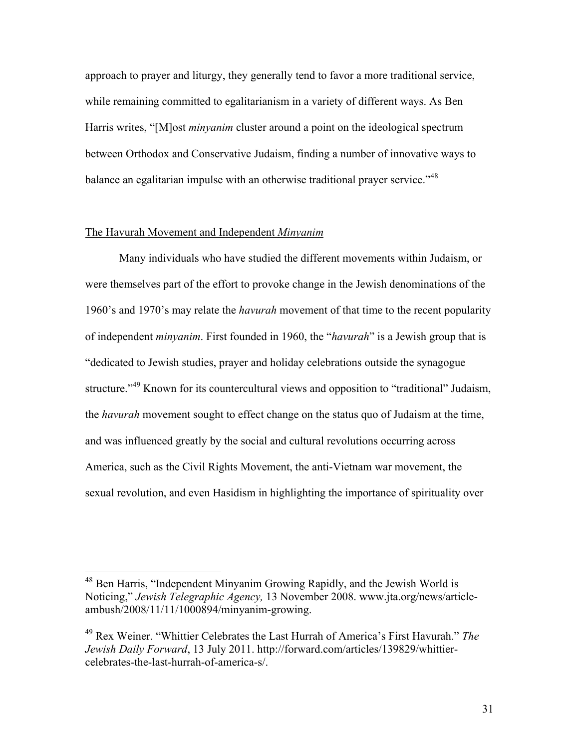approach to prayer and liturgy, they generally tend to favor a more traditional service, while remaining committed to egalitarianism in a variety of different ways. As Ben Harris writes, "[M]ost *minyanim* cluster around a point on the ideological spectrum between Orthodox and Conservative Judaism, finding a number of innovative ways to balance an egalitarian impulse with an otherwise traditional prayer service."[48]

## The Havurah Movement and Independent *Minyanim*

Many individuals who have studied the different movements within Judaism, or were themselves part of the effort to provoke change in the Jewish denominations of the 1960's and 1970's may relate the *havurah* movement of that time to the recent popularity of independent *minyanim*. First founded in 1960, the "*havurah*" is a Jewish group that is "dedicated to Jewish studies, prayer and holiday celebrations outside the synagogue structure."[49] Known for its countercultural views and opposition to "traditional" Judaism, the *havurah* movement sought to effect change on the status quo of Judaism at the time, and was influenced greatly by the social and cultural revolutions occurring across America, such as the Civil Rights Movement, the anti-Vietnam war movement, the sexual revolution, and even Hasidism in highlighting the importance of spirituality over

---

[48] Ben Harris, "Independent Minyanim Growing Rapidly, and the Jewish World is Noticing," *Jewish Telegraphic Agency,* 13 November 2008. www.jta.org/news/article-ambush/2008/11/11/1000894/minyanim-growing.

[49] Rex Weiner. "Whittier Celebrates the Last Hurrah of America's First Havurah." *The Jewish Daily Forward*, 13 July 2011. http://forward.com/articles/139829/whittier-celebrates-the-last-hurrah-of-america-s/.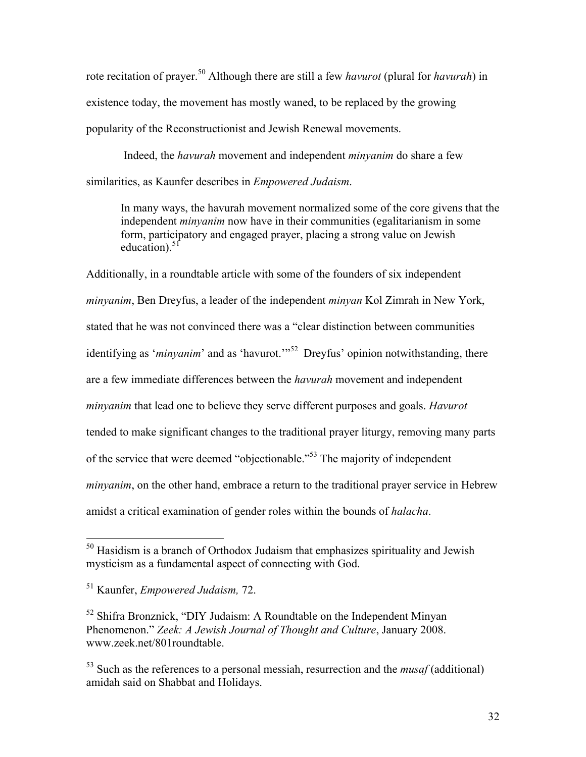rote recitation of prayer.[50] Although there are still a few *havurot* (plural for *havurah*) in existence today, the movement has mostly waned, to be replaced by the growing popularity of the Reconstructionist and Jewish Renewal movements.

Indeed, the *havurah* movement and independent *minyanim* do share a few similarities, as Kaunfer describes in *Empowered Judaism*.

> In many ways, the havurah movement normalized some of the core givens that the independent *minyanim* now have in their communities (egalitarianism in some form, participatory and engaged prayer, placing a strong value on Jewish education).[51]

Additionally, in a roundtable article with some of the founders of six independent *minyanim*, Ben Dreyfus, a leader of the independent *minyan* Kol Zimrah in New York, stated that he was not convinced there was a "clear distinction between communities identifying as '*minyanim*' and as 'havurot.'"[52] Dreyfus' opinion notwithstanding, there are a few immediate differences between the *havurah* movement and independent *minyanim* that lead one to believe they serve different purposes and goals. *Havurot* tended to make significant changes to the traditional prayer liturgy, removing many parts of the service that were deemed "objectionable."[53] The majority of independent *minyanim*, on the other hand, embrace a return to the traditional prayer service in Hebrew amidst a critical examination of gender roles within the bounds of *halacha*.

---

[50] Hasidism is a branch of Orthodox Judaism that emphasizes spirituality and Jewish mysticism as a fundamental aspect of connecting with God.

[51] Kaunfer, *Empowered Judaism,* 72.

[52] Shifra Bronznick, "DIY Judaism: A Roundtable on the Independent Minyan Phenomenon." *Zeek: A Jewish Journal of Thought and Culture*, January 2008. www.zeek.net/801roundtable.

[53] Such as the references to a personal messiah, resurrection and the *musaf* (additional) amidah said on Shabbat and Holidays.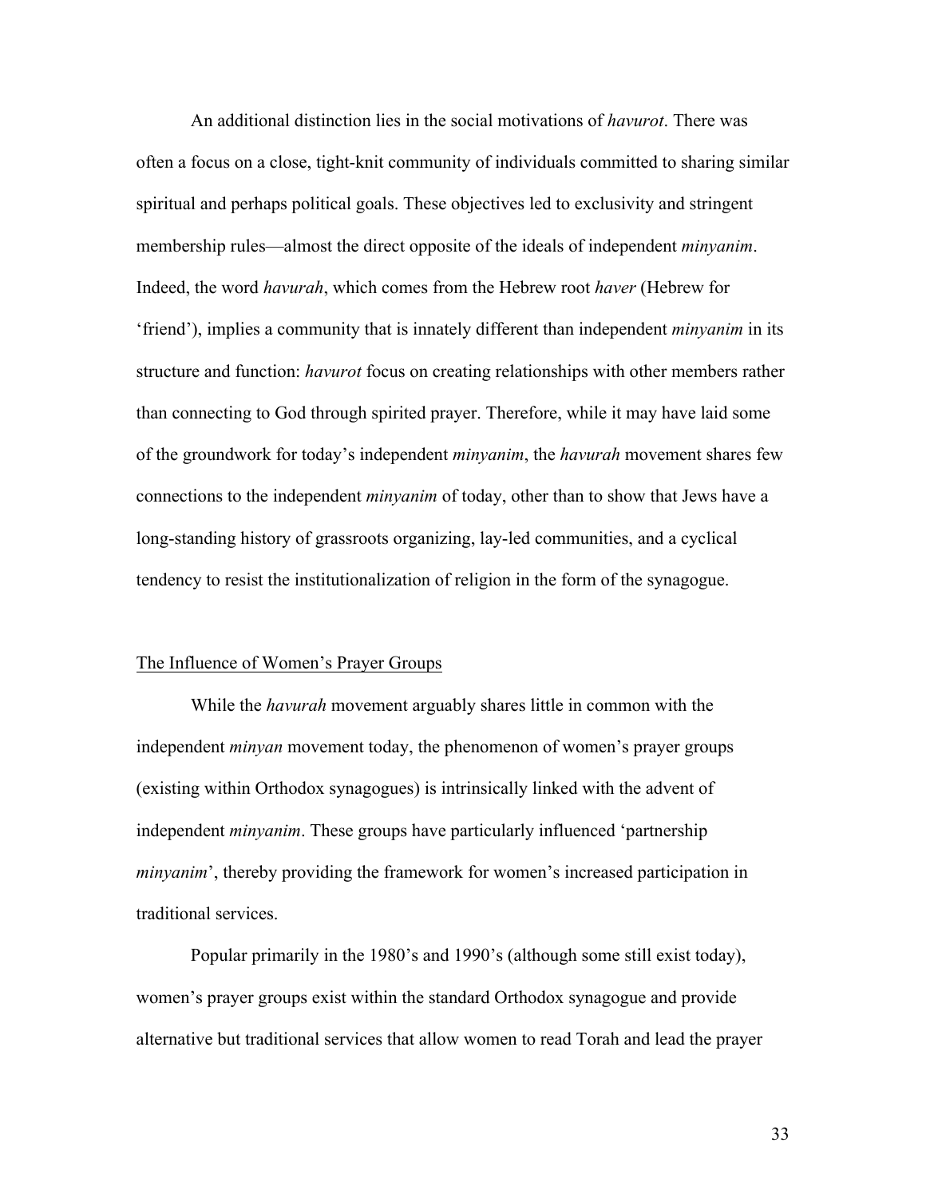An additional distinction lies in the social motivations of *havurot*. There was often a focus on a close, tight-knit community of individuals committed to sharing similar spiritual and perhaps political goals. These objectives led to exclusivity and stringent membership rules—almost the direct opposite of the ideals of independent *minyanim*. Indeed, the word *havurah*, which comes from the Hebrew root *haver* (Hebrew for 'friend'), implies a community that is innately different than independent *minyanim* in its structure and function: *havurot* focus on creating relationships with other members rather than connecting to God through spirited prayer. Therefore, while it may have laid some of the groundwork for today's independent *minyanim*, the *havurah* movement shares few connections to the independent *minyanim* of today, other than to show that Jews have a long-standing history of grassroots organizing, lay-led communities, and a cyclical tendency to resist the institutionalization of religion in the form of the synagogue.

## The Influence of Women's Prayer Groups

While the *havurah* movement arguably shares little in common with the independent *minyan* movement today, the phenomenon of women's prayer groups (existing within Orthodox synagogues) is intrinsically linked with the advent of independent *minyanim*. These groups have particularly influenced 'partnership *minyanim*', thereby providing the framework for women's increased participation in traditional services.

Popular primarily in the 1980's and 1990's (although some still exist today), women's prayer groups exist within the standard Orthodox synagogue and provide alternative but traditional services that allow women to read Torah and lead the prayer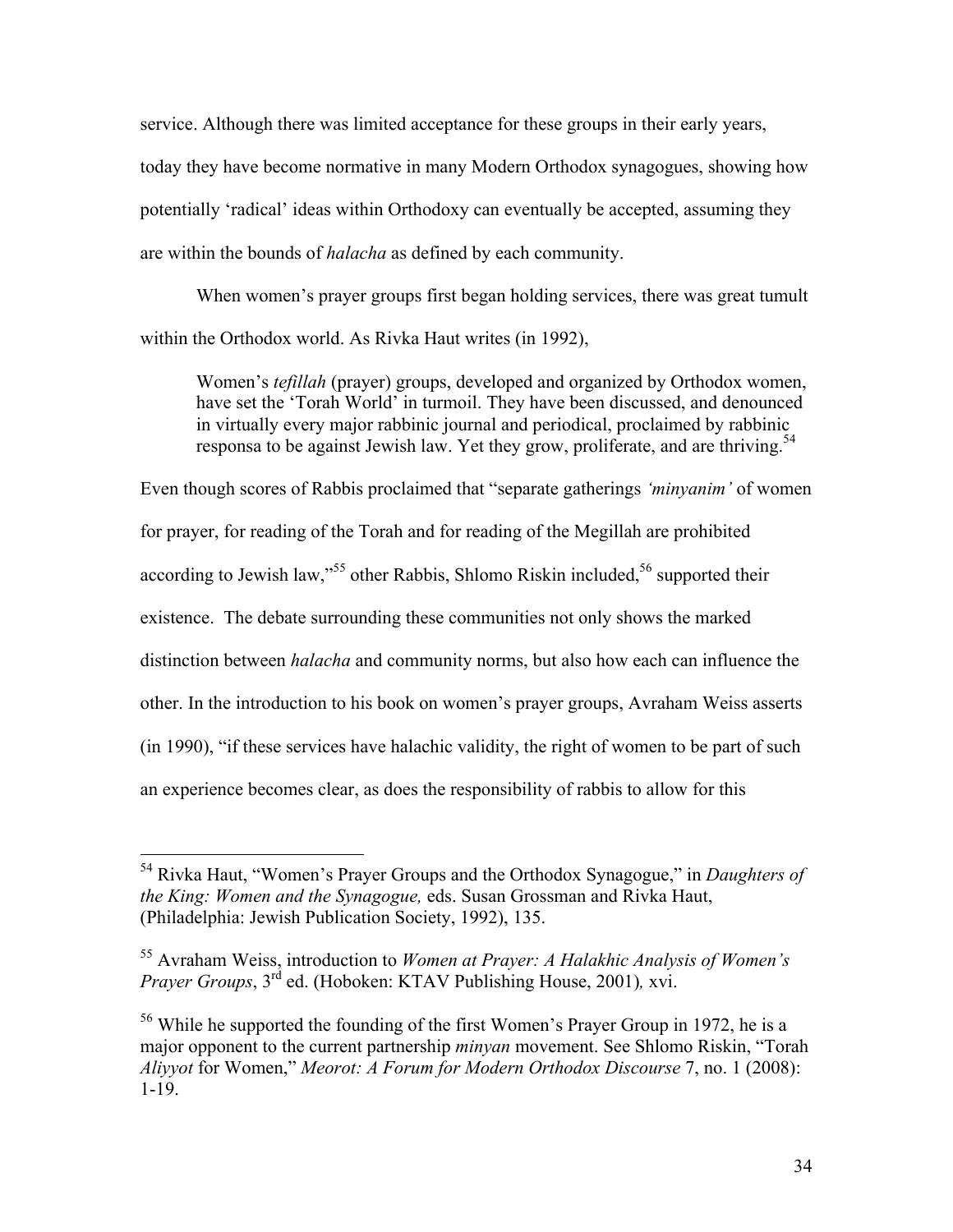service. Although there was limited acceptance for these groups in their early years, today they have become normative in many Modern Orthodox synagogues, showing how potentially 'radical' ideas within Orthodoxy can eventually be accepted, assuming they are within the bounds of *halacha* as defined by each community.

When women's prayer groups first began holding services, there was great tumult within the Orthodox world. As Rivka Haut writes (in 1992),

> Women's *tefillah* (prayer) groups, developed and organized by Orthodox women, have set the 'Torah World' in turmoil. They have been discussed, and denounced in virtually every major rabbinic journal and periodical, proclaimed by rabbinic responsa to be against Jewish law. Yet they grow, proliferate, and are thriving.[54]

Even though scores of Rabbis proclaimed that "separate gatherings *'minyanim'* of women for prayer, for reading of the Torah and for reading of the Megillah are prohibited according to Jewish law,"[55] other Rabbis, Shlomo Riskin included,[56] supported their existence. The debate surrounding these communities not only shows the marked distinction between *halacha* and community norms, but also how each can influence the other. In the introduction to his book on women's prayer groups, Avraham Weiss asserts (in 1990), "if these services have halachic validity, the right of women to be part of such an experience becomes clear, as does the responsibility of rabbis to allow for this

---

[54] Rivka Haut, "Women's Prayer Groups and the Orthodox Synagogue," in *Daughters of the King: Women and the Synagogue,* eds. Susan Grossman and Rivka Haut, (Philadelphia: Jewish Publication Society, 1992), 135.

[55] Avraham Weiss, introduction to *Women at Prayer: A Halakhic Analysis of Women's Prayer Groups*, 3rd ed. (Hoboken: KTAV Publishing House, 2001), xvi.

[56] While he supported the founding of the first Women's Prayer Group in 1972, he is a major opponent to the current partnership *minyan* movement. See Shlomo Riskin, "Torah *Aliyyot* for Women," *Meorot: A Forum for Modern Orthodox Discourse* 7, no. 1 (2008): 1-19.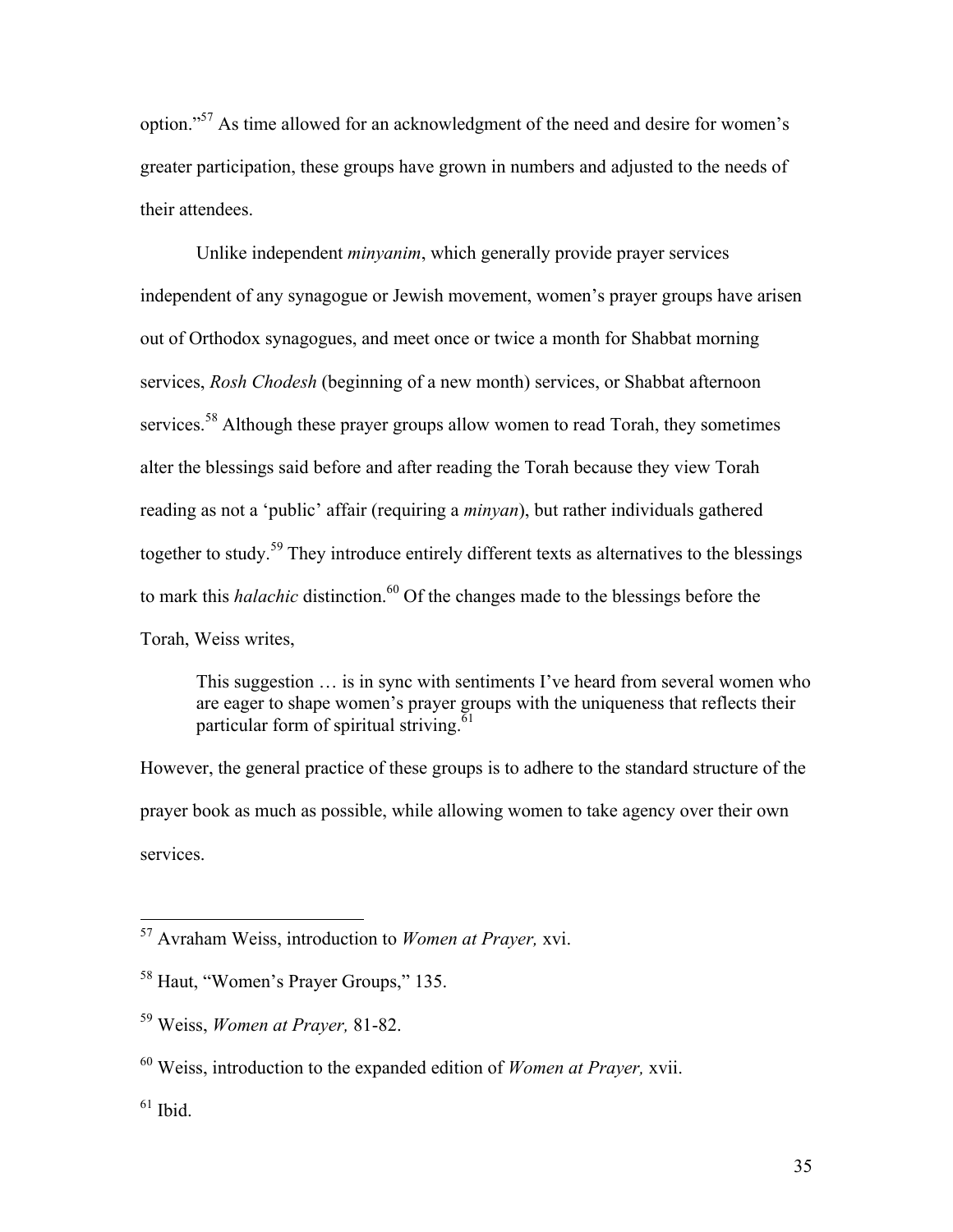option."[57] As time allowed for an acknowledgment of the need and desire for women's greater participation, these groups have grown in numbers and adjusted to the needs of their attendees.

Unlike independent *minyanim*, which generally provide prayer services independent of any synagogue or Jewish movement, women's prayer groups have arisen out of Orthodox synagogues, and meet once or twice a month for Shabbat morning services, *Rosh Chodesh* (beginning of a new month) services, or Shabbat afternoon services.[58] Although these prayer groups allow women to read Torah, they sometimes alter the blessings said before and after reading the Torah because they view Torah reading as not a 'public' affair (requiring a *minyan*), but rather individuals gathered together to study.[59] They introduce entirely different texts as alternatives to the blessings to mark this *halachic* distinction.[60] Of the changes made to the blessings before the Torah, Weiss writes,

> This suggestion … is in sync with sentiments I've heard from several women who are eager to shape women's prayer groups with the uniqueness that reflects their particular form of spiritual striving.[61]

However, the general practice of these groups is to adhere to the standard structure of the prayer book as much as possible, while allowing women to take agency over their own services.

---

[57] Avraham Weiss, introduction to *Women at Prayer,* xvi.

[58] Haut, "Women's Prayer Groups," 135.

[59] Weiss, *Women at Prayer,* 81-82.

[60] Weiss, introduction to the expanded edition of *Women at Prayer,* xvii.

[61] Ibid.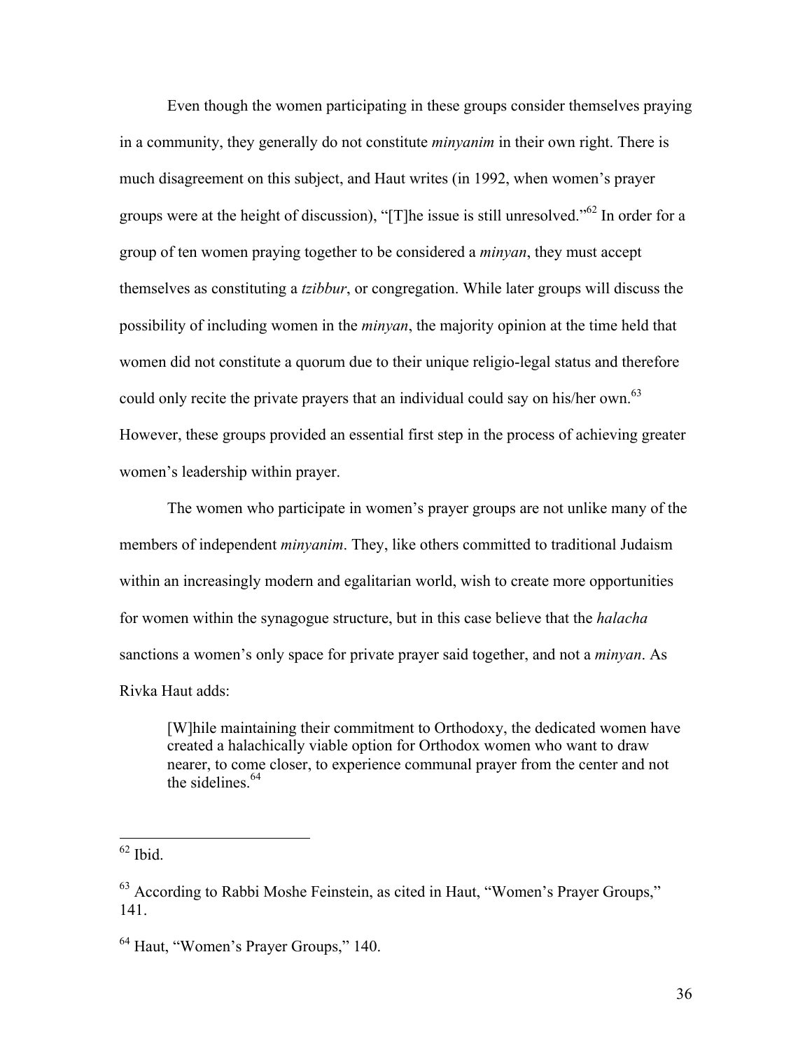Even though the women participating in these groups consider themselves praying in a community, they generally do not constitute *minyanim* in their own right. There is much disagreement on this subject, and Haut writes (in 1992, when women's prayer groups were at the height of discussion), "[T]he issue is still unresolved."[62] In order for a group of ten women praying together to be considered a *minyan*, they must accept themselves as constituting a *tzibbur*, or congregation. While later groups will discuss the possibility of including women in the *minyan*, the majority opinion at the time held that women did not constitute a quorum due to their unique religio-legal status and therefore could only recite the private prayers that an individual could say on his/her own.[63] However, these groups provided an essential first step in the process of achieving greater women's leadership within prayer.

The women who participate in women's prayer groups are not unlike many of the members of independent *minyanim*. They, like others committed to traditional Judaism within an increasingly modern and egalitarian world, wish to create more opportunities for women within the synagogue structure, but in this case believe that the *halacha* sanctions a women's only space for private prayer said together, and not a *minyan*. As Rivka Haut adds:

> [W]hile maintaining their commitment to Orthodoxy, the dedicated women have created a halachically viable option for Orthodox women who want to draw nearer, to come closer, to experience communal prayer from the center and not the sidelines.[64]

---

[62] Ibid.

[63] According to Rabbi Moshe Feinstein, as cited in Haut, "Women's Prayer Groups," 141.

[64] Haut, "Women's Prayer Groups," 140.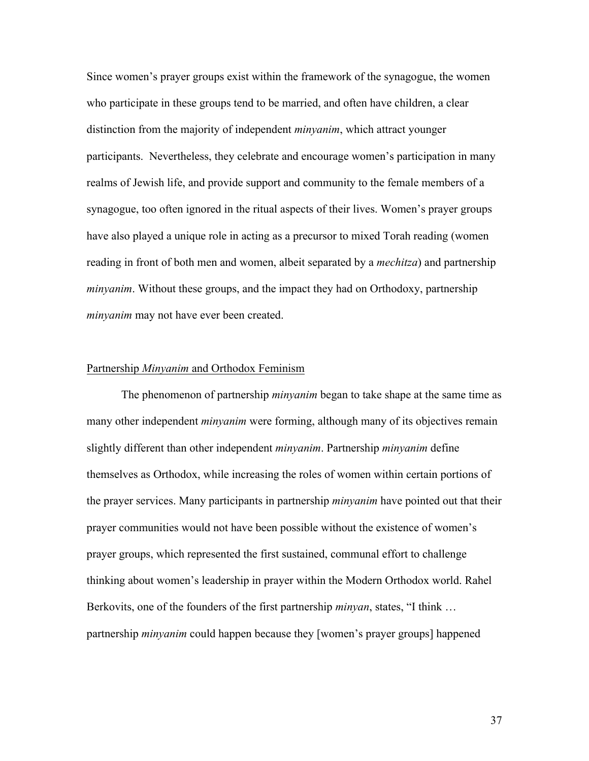Since women's prayer groups exist within the framework of the synagogue, the women who participate in these groups tend to be married, and often have children, a clear distinction from the majority of independent *minyanim*, which attract younger participants. Nevertheless, they celebrate and encourage women's participation in many realms of Jewish life, and provide support and community to the female members of a synagogue, too often ignored in the ritual aspects of their lives. Women's prayer groups have also played a unique role in acting as a precursor to mixed Torah reading (women reading in front of both men and women, albeit separated by a *mechitza*) and partnership *minyanim*. Without these groups, and the impact they had on Orthodoxy, partnership *minyanim* may not have ever been created.

## Partnership *Minyanim* and Orthodox Feminism

The phenomenon of partnership *minyanim* began to take shape at the same time as many other independent *minyanim* were forming, although many of its objectives remain slightly different than other independent *minyanim*. Partnership *minyanim* define themselves as Orthodox, while increasing the roles of women within certain portions of the prayer services. Many participants in partnership *minyanim* have pointed out that their prayer communities would not have been possible without the existence of women's prayer groups, which represented the first sustained, communal effort to challenge thinking about women's leadership in prayer within the Modern Orthodox world. Rahel Berkovits, one of the founders of the first partnership *minyan*, states, "I think … partnership *minyanim* could happen because they [women's prayer groups] happened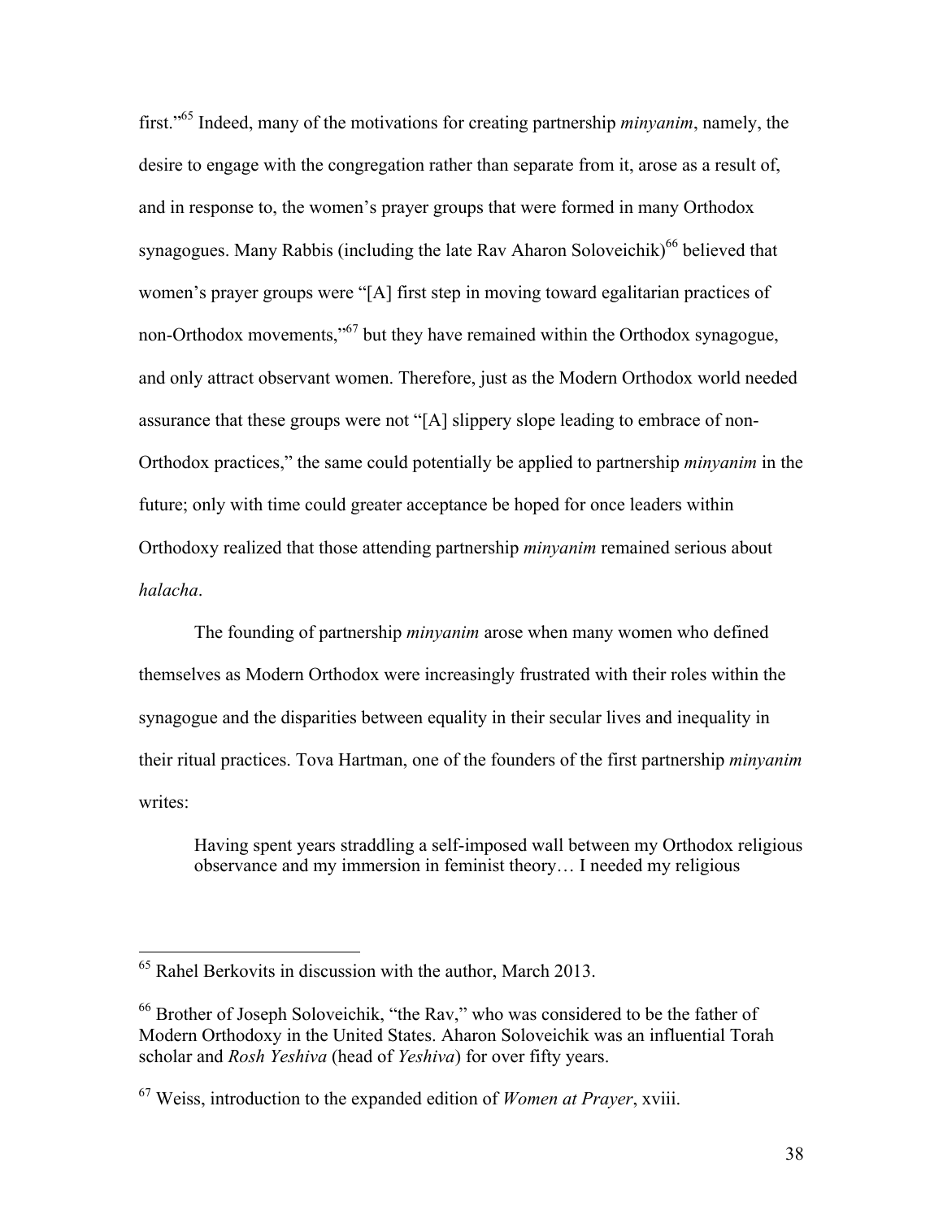first."[65] Indeed, many of the motivations for creating partnership *minyanim*, namely, the desire to engage with the congregation rather than separate from it, arose as a result of, and in response to, the women's prayer groups that were formed in many Orthodox synagogues. Many Rabbis (including the late Rav Aharon Soloveichik)[66] believed that women's prayer groups were "[A] first step in moving toward egalitarian practices of non-Orthodox movements,"[67] but they have remained within the Orthodox synagogue, and only attract observant women. Therefore, just as the Modern Orthodox world needed assurance that these groups were not "[A] slippery slope leading to embrace of non-Orthodox practices," the same could potentially be applied to partnership *minyanim* in the future; only with time could greater acceptance be hoped for once leaders within Orthodoxy realized that those attending partnership *minyanim* remained serious about *halacha*.

The founding of partnership *minyanim* arose when many women who defined themselves as Modern Orthodox were increasingly frustrated with their roles within the synagogue and the disparities between equality in their secular lives and inequality in their ritual practices. Tova Hartman, one of the founders of the first partnership *minyanim* writes:

> Having spent years straddling a self-imposed wall between my Orthodox religious observance and my immersion in feminist theory… I needed my religious

---

[65] Rahel Berkovits in discussion with the author, March 2013.

[66] Brother of Joseph Soloveichik, "the Rav," who was considered to be the father of Modern Orthodoxy in the United States. Aharon Soloveichik was an influential Torah scholar and *Rosh Yeshiva* (head of *Yeshiva*) for over fifty years.

[67] Weiss, introduction to the expanded edition of *Women at Prayer*, xviii.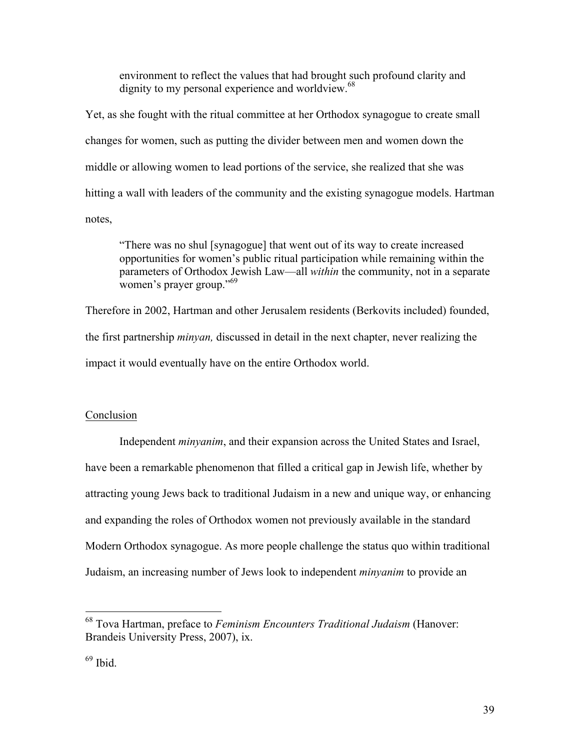> environment to reflect the values that had brought such profound clarity and dignity to my personal experience and worldview.[68]

Yet, as she fought with the ritual committee at her Orthodox synagogue to create small changes for women, such as putting the divider between men and women down the middle or allowing women to lead portions of the service, she realized that she was hitting a wall with leaders of the community and the existing synagogue models. Hartman notes,

> "There was no shul [synagogue] that went out of its way to create increased opportunities for women's public ritual participation while remaining within the parameters of Orthodox Jewish Law—all *within* the community, not in a separate women's prayer group."[69]

Therefore in 2002, Hartman and other Jerusalem residents (Berkovits included) founded, the first partnership *minyan,* discussed in detail in the next chapter, never realizing the impact it would eventually have on the entire Orthodox world.

## Conclusion

Independent *minyanim*, and their expansion across the United States and Israel, have been a remarkable phenomenon that filled a critical gap in Jewish life, whether by attracting young Jews back to traditional Judaism in a new and unique way, or enhancing and expanding the roles of Orthodox women not previously available in the standard Modern Orthodox synagogue. As more people challenge the status quo within traditional Judaism, an increasing number of Jews look to independent *minyanim* to provide an

---

[68] Tova Hartman, preface to *Feminism Encounters Traditional Judaism* (Hanover: Brandeis University Press, 2007), ix.

[69] Ibid.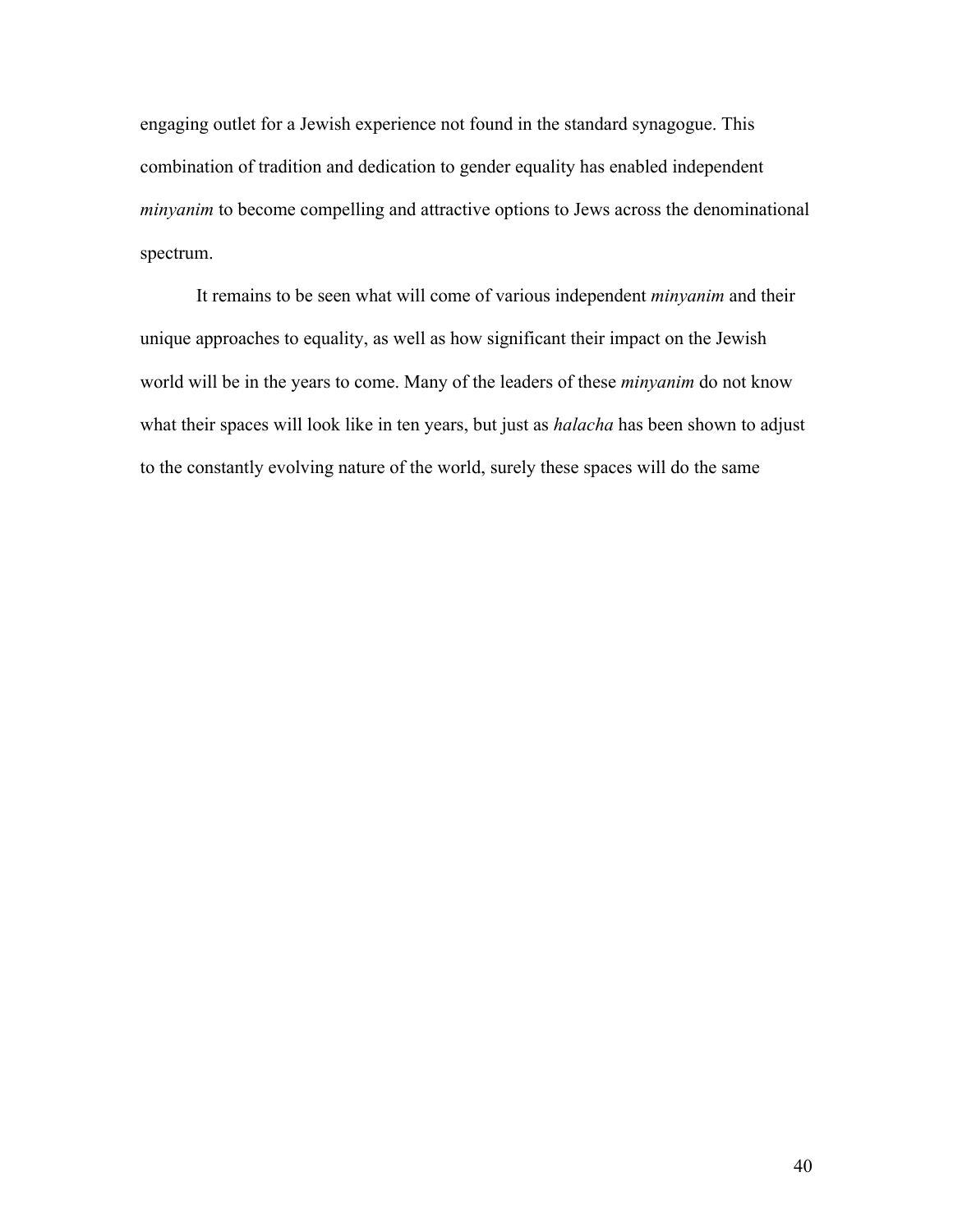engaging outlet for a Jewish experience not found in the standard synagogue. This combination of tradition and dedication to gender equality has enabled independent *minyanim* to become compelling and attractive options to Jews across the denominational spectrum.

It remains to be seen what will come of various independent *minyanim* and their unique approaches to equality, as well as how significant their impact on the Jewish world will be in the years to come. Many of the leaders of these *minyanim* do not know what their spaces will look like in ten years, but just as *halacha* has been shown to adjust to the constantly evolving nature of the world, surely these spaces will do the same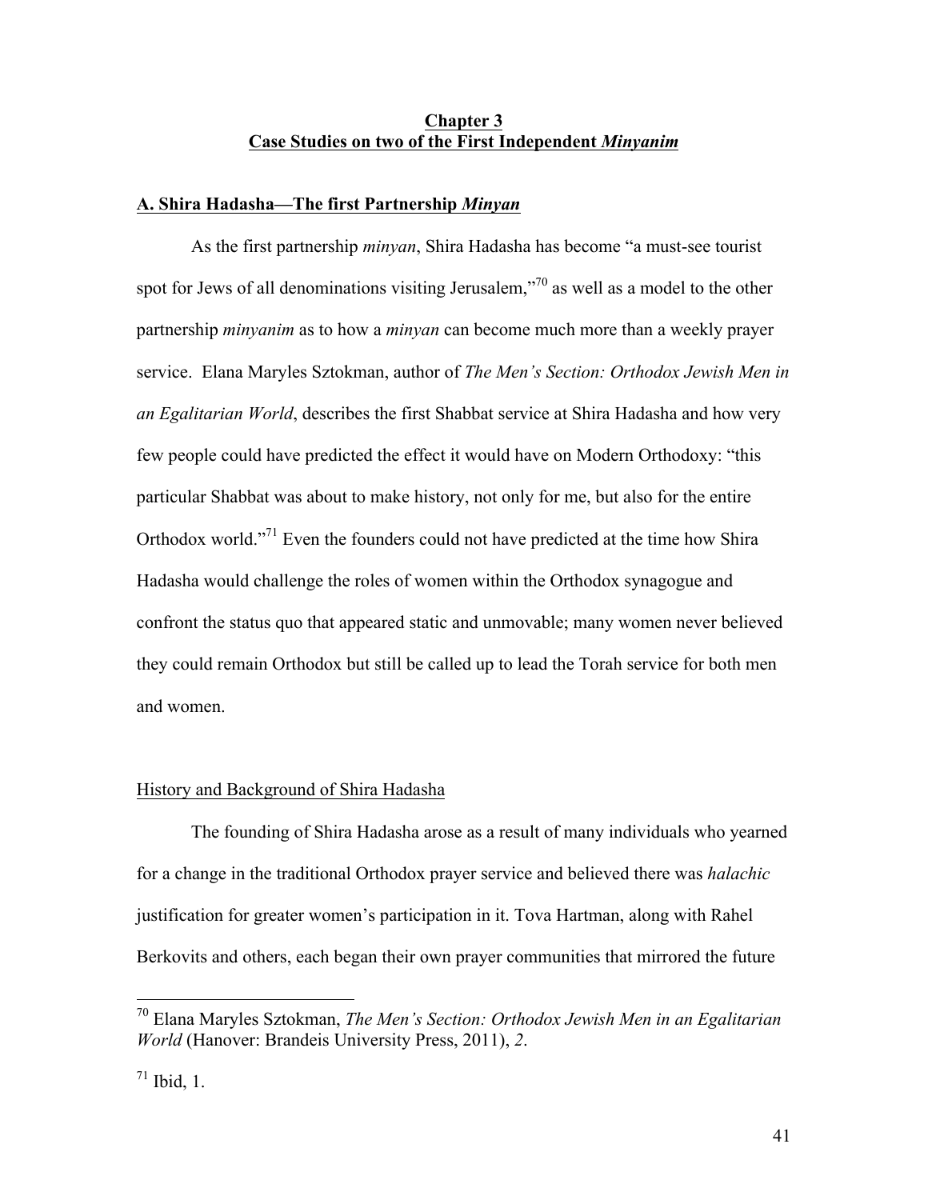## **Chapter 3**
## **Case Studies on two of the First Independent *Minyanim***

### **A. Shira Hadasha—The first Partnership *Minyan***

As the first partnership *minyan*, Shira Hadasha has become "a must-see tourist spot for Jews of all denominations visiting Jerusalem,"[70] as well as a model to the other partnership *minyanim* as to how a *minyan* can become much more than a weekly prayer service. Elana Maryles Sztokman, author of *The Men's Section: Orthodox Jewish Men in an Egalitarian World*, describes the first Shabbat service at Shira Hadasha and how very few people could have predicted the effect it would have on Modern Orthodoxy: "this particular Shabbat was about to make history, not only for me, but also for the entire Orthodox world."[71] Even the founders could not have predicted at the time how Shira Hadasha would challenge the roles of women within the Orthodox synagogue and confront the status quo that appeared static and unmovable; many women never believed they could remain Orthodox but still be called up to lead the Torah service for both men and women.

#### History and Background of Shira Hadasha

The founding of Shira Hadasha arose as a result of many individuals who yearned for a change in the traditional Orthodox prayer service and believed there was *halachic* justification for greater women's participation in it. Tova Hartman, along with Rahel Berkovits and others, each began their own prayer communities that mirrored the future

---

[70] Elana Maryles Sztokman, *The Men's Section: Orthodox Jewish Men in an Egalitarian World* (Hanover: Brandeis University Press, 2011), *2*.

[71] Ibid, 1.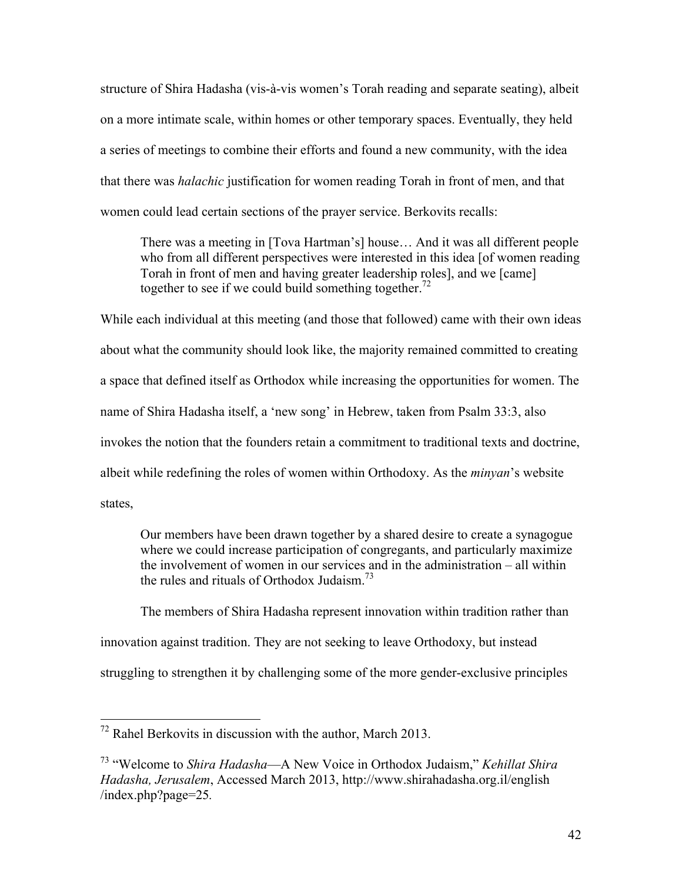structure of Shira Hadasha (vis-à-vis women's Torah reading and separate seating), albeit on a more intimate scale, within homes or other temporary spaces. Eventually, they held a series of meetings to combine their efforts and found a new community, with the idea that there was *halachic* justification for women reading Torah in front of men, and that women could lead certain sections of the prayer service. Berkovits recalls:

> There was a meeting in [Tova Hartman's] house… And it was all different people who from all different perspectives were interested in this idea [of women reading Torah in front of men and having greater leadership roles], and we [came] together to see if we could build something together.[72]

While each individual at this meeting (and those that followed) came with their own ideas about what the community should look like, the majority remained committed to creating a space that defined itself as Orthodox while increasing the opportunities for women. The name of Shira Hadasha itself, a 'new song' in Hebrew, taken from Psalm 33:3, also invokes the notion that the founders retain a commitment to traditional texts and doctrine, albeit while redefining the roles of women within Orthodoxy. As the *minyan*'s website states,

> Our members have been drawn together by a shared desire to create a synagogue where we could increase participation of congregants, and particularly maximize the involvement of women in our services and in the administration – all within the rules and rituals of Orthodox Judaism.[73]

The members of Shira Hadasha represent innovation within tradition rather than innovation against tradition. They are not seeking to leave Orthodoxy, but instead struggling to strengthen it by challenging some of the more gender-exclusive principles

---

[72] Rahel Berkovits in discussion with the author, March 2013.

[73] "Welcome to *Shira Hadasha*—A New Voice in Orthodox Judaism," *Kehillat Shira Hadasha, Jerusalem*, Accessed March 2013, http://www.shirahadasha.org.il/english/index.php?page=25.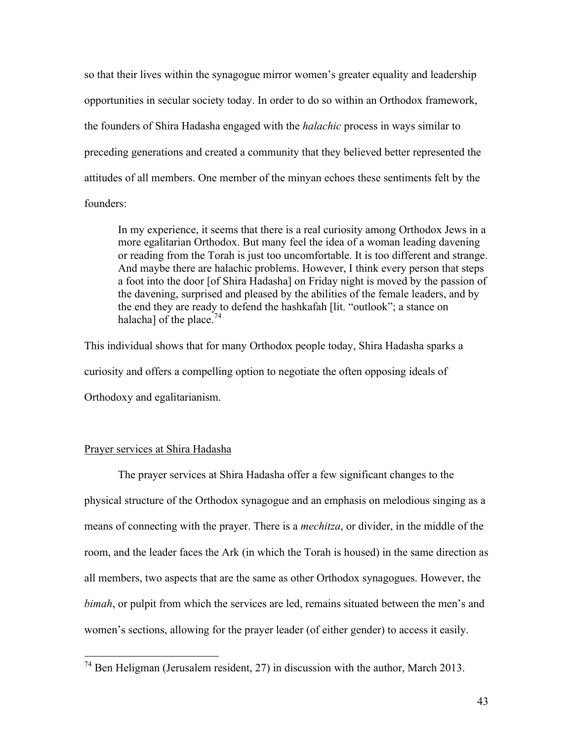so that their lives within the synagogue mirror women's greater equality and leadership opportunities in secular society today. In order to do so within an Orthodox framework, the founders of Shira Hadasha engaged with the *halachic* process in ways similar to preceding generations and created a community that they believed better represented the attitudes of all members. One member of the minyan echoes these sentiments felt by the founders:

> In my experience, it seems that there is a real curiosity among Orthodox Jews in a more egalitarian Orthodox. But many feel the idea of a woman leading davening or reading from the Torah is just too uncomfortable. It is too different and strange. And maybe there are halachic problems. However, I think every person that steps a foot into the door [of Shira Hadasha] on Friday night is moved by the passion of the davening, surprised and pleased by the abilities of the female leaders, and by the end they are ready to defend the hashkafah [lit. "outlook"; a stance on halacha] of the place.[74]

This individual shows that for many Orthodox people today, Shira Hadasha sparks a curiosity and offers a compelling option to negotiate the often opposing ideals of Orthodoxy and egalitarianism.

<u>Prayer services at Shira Hadasha</u>

The prayer services at Shira Hadasha offer a few significant changes to the physical structure of the Orthodox synagogue and an emphasis on melodious singing as a means of connecting with the prayer. There is a *mechitza*, or divider, in the middle of the room, and the leader faces the Ark (in which the Torah is housed) in the same direction as all members, two aspects that are the same as other Orthodox synagogues. However, the *bimah*, or pulpit from which the services are led, remains situated between the men's and women's sections, allowing for the prayer leader (of either gender) to access it easily.

---

[74] Ben Heligman (Jerusalem resident, 27) in discussion with the author, March 2013.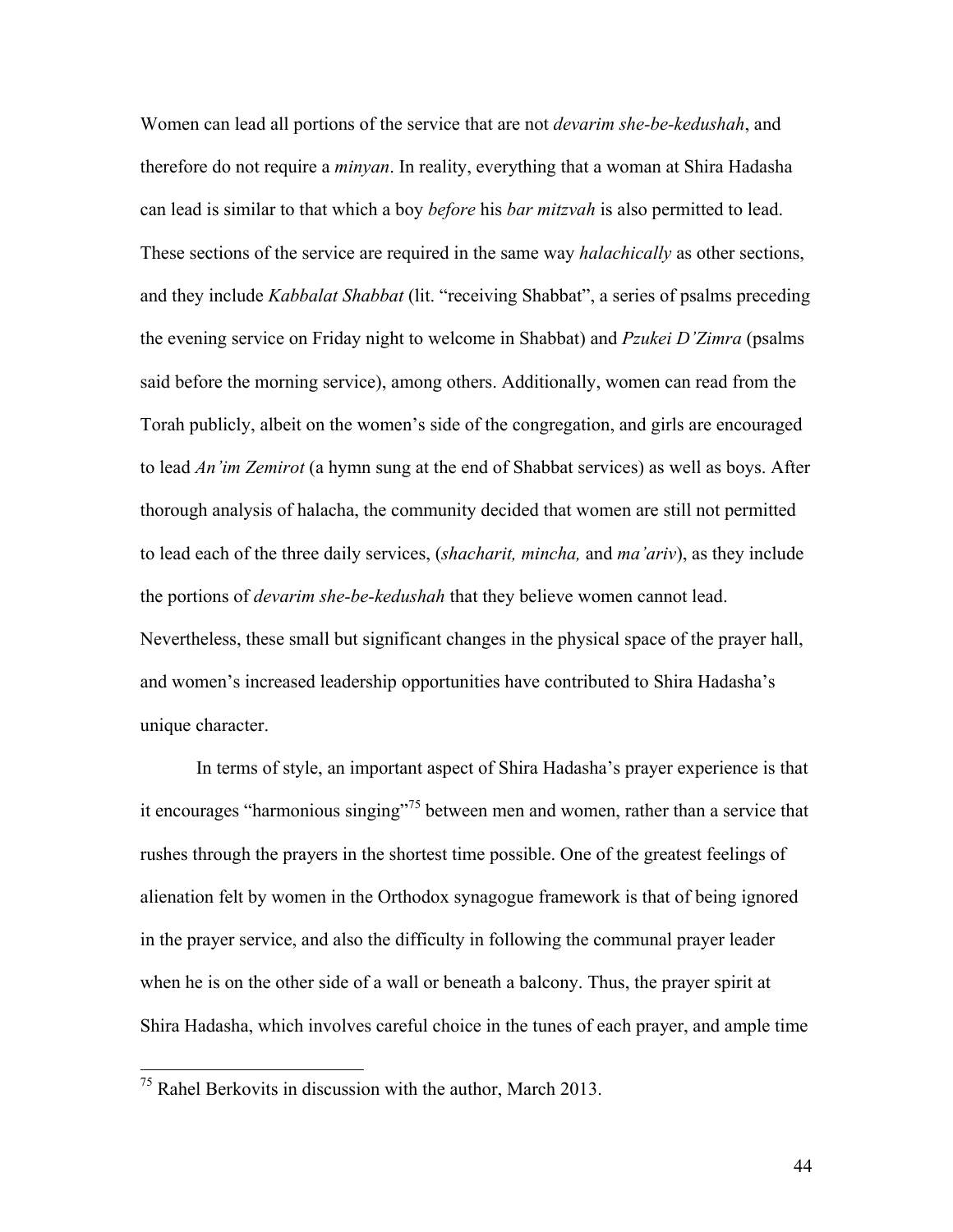Women can lead all portions of the service that are not *devarim she-be-kedushah*, and therefore do not require a *minyan*. In reality, everything that a woman at Shira Hadasha can lead is similar to that which a boy *before* his *bar mitzvah* is also permitted to lead. These sections of the service are required in the same way *halachically* as other sections, and they include *Kabbalat Shabbat* (lit. "receiving Shabbat", a series of psalms preceding the evening service on Friday night to welcome in Shabbat) and *Pzukei D'Zimra* (psalms said before the morning service), among others. Additionally, women can read from the Torah publicly, albeit on the women's side of the congregation, and girls are encouraged to lead *An'im Zemirot* (a hymn sung at the end of Shabbat services) as well as boys. After thorough analysis of halacha, the community decided that women are still not permitted to lead each of the three daily services, (*shacharit, mincha,* and *ma'ariv*), as they include the portions of *devarim she-be-kedushah* that they believe women cannot lead. Nevertheless, these small but significant changes in the physical space of the prayer hall, and women's increased leadership opportunities have contributed to Shira Hadasha's unique character.

In terms of style, an important aspect of Shira Hadasha's prayer experience is that it encourages "harmonious singing"[75] between men and women, rather than a service that rushes through the prayers in the shortest time possible. One of the greatest feelings of alienation felt by women in the Orthodox synagogue framework is that of being ignored in the prayer service, and also the difficulty in following the communal prayer leader when he is on the other side of a wall or beneath a balcony. Thus, the prayer spirit at Shira Hadasha, which involves careful choice in the tunes of each prayer, and ample time

[75] Rahel Berkovits in discussion with the author, March 2013.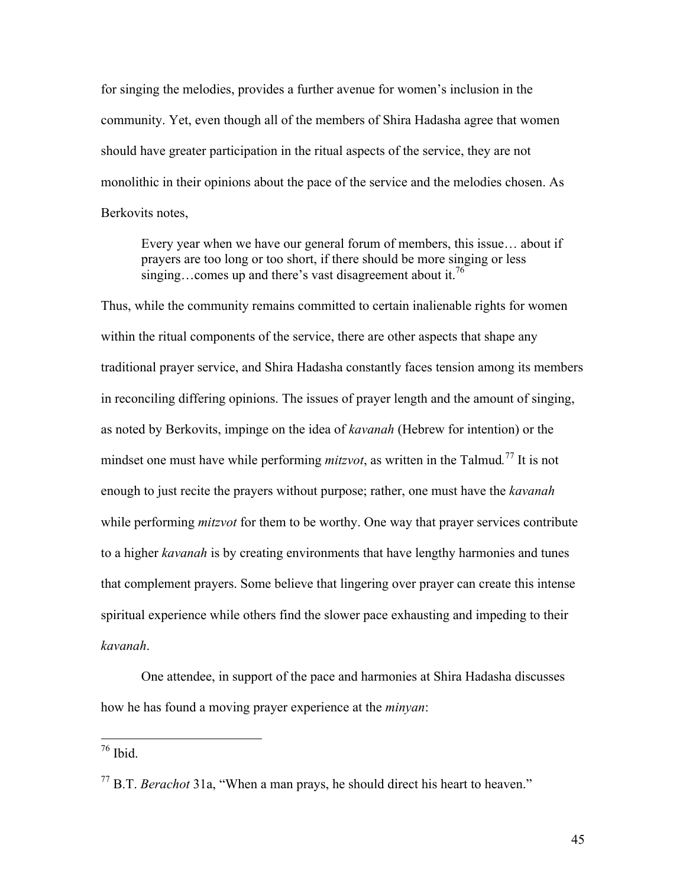for singing the melodies, provides a further avenue for women's inclusion in the community. Yet, even though all of the members of Shira Hadasha agree that women should have greater participation in the ritual aspects of the service, they are not monolithic in their opinions about the pace of the service and the melodies chosen. As Berkovits notes,

> Every year when we have our general forum of members, this issue… about if prayers are too long or too short, if there should be more singing or less singing…comes up and there's vast disagreement about it.[76]

Thus, while the community remains committed to certain inalienable rights for women within the ritual components of the service, there are other aspects that shape any traditional prayer service, and Shira Hadasha constantly faces tension among its members in reconciling differing opinions. The issues of prayer length and the amount of singing, as noted by Berkovits, impinge on the idea of *kavanah* (Hebrew for intention) or the mindset one must have while performing *mitzvot*, as written in the Talmud.[77] It is not enough to just recite the prayers without purpose; rather, one must have the *kavanah* while performing *mitzvot* for them to be worthy. One way that prayer services contribute to a higher *kavanah* is by creating environments that have lengthy harmonies and tunes that complement prayers. Some believe that lingering over prayer can create this intense spiritual experience while others find the slower pace exhausting and impeding to their *kavanah*.

One attendee, in support of the pace and harmonies at Shira Hadasha discusses how he has found a moving prayer experience at the *minyan*:

---

[76] Ibid.

[77] B.T. *Berachot* 31a, "When a man prays, he should direct his heart to heaven."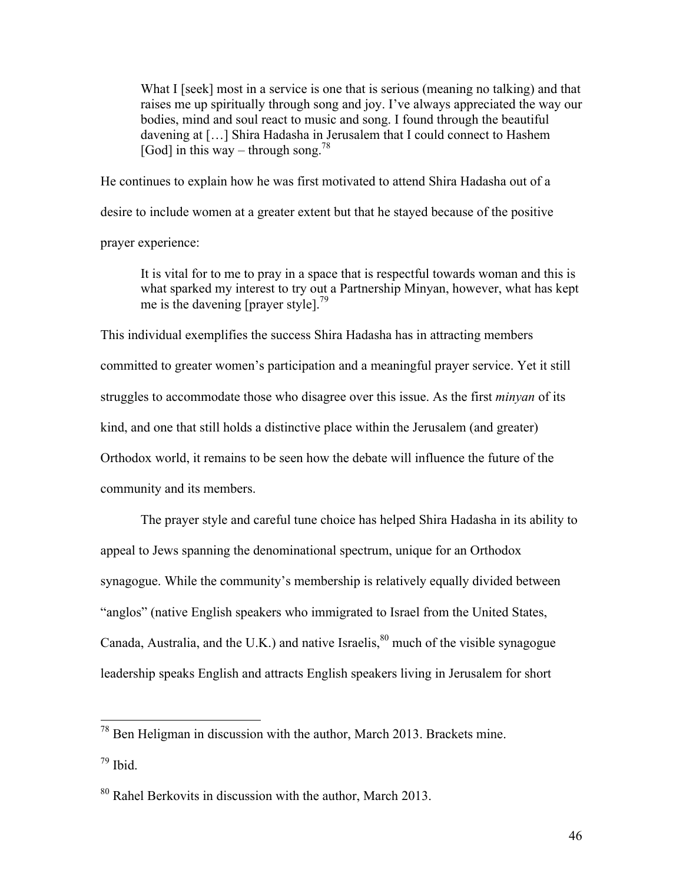> What I [seek] most in a service is one that is serious (meaning no talking) and that raises me up spiritually through song and joy. I've always appreciated the way our bodies, mind and soul react to music and song. I found through the beautiful davening at […] Shira Hadasha in Jerusalem that I could connect to Hashem [God] in this way – through song.[78]

He continues to explain how he was first motivated to attend Shira Hadasha out of a desire to include women at a greater extent but that he stayed because of the positive prayer experience:

> It is vital for to me to pray in a space that is respectful towards woman and this is what sparked my interest to try out a Partnership Minyan, however, what has kept me is the davening [prayer style].[79]

This individual exemplifies the success Shira Hadasha has in attracting members committed to greater women's participation and a meaningful prayer service. Yet it still struggles to accommodate those who disagree over this issue. As the first *minyan* of its kind, and one that still holds a distinctive place within the Jerusalem (and greater) Orthodox world, it remains to be seen how the debate will influence the future of the community and its members.

The prayer style and careful tune choice has helped Shira Hadasha in its ability to appeal to Jews spanning the denominational spectrum, unique for an Orthodox synagogue. While the community's membership is relatively equally divided between "anglos" (native English speakers who immigrated to Israel from the United States, Canada, Australia, and the U.K.) and native Israelis,[80] much of the visible synagogue leadership speaks English and attracts English speakers living in Jerusalem for short

---

[78] Ben Heligman in discussion with the author, March 2013. Brackets mine.

[79] Ibid.

[80] Rahel Berkovits in discussion with the author, March 2013.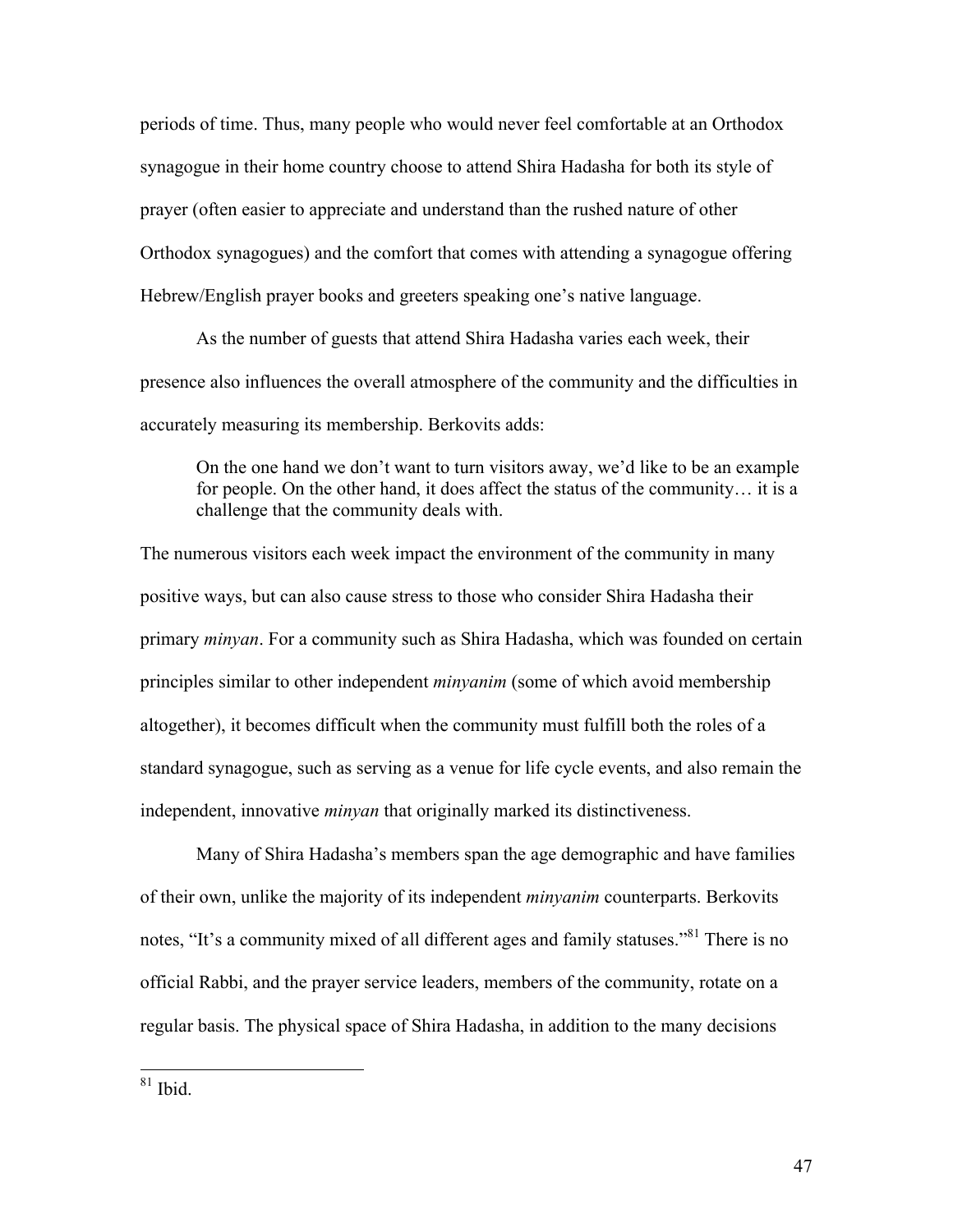periods of time. Thus, many people who would never feel comfortable at an Orthodox synagogue in their home country choose to attend Shira Hadasha for both its style of prayer (often easier to appreciate and understand than the rushed nature of other Orthodox synagogues) and the comfort that comes with attending a synagogue offering Hebrew/English prayer books and greeters speaking one's native language.

As the number of guests that attend Shira Hadasha varies each week, their presence also influences the overall atmosphere of the community and the difficulties in accurately measuring its membership. Berkovits adds:

> On the one hand we don't want to turn visitors away, we'd like to be an example for people. On the other hand, it does affect the status of the community… it is a challenge that the community deals with.

The numerous visitors each week impact the environment of the community in many positive ways, but can also cause stress to those who consider Shira Hadasha their primary *minyan*. For a community such as Shira Hadasha, which was founded on certain principles similar to other independent *minyanim* (some of which avoid membership altogether), it becomes difficult when the community must fulfill both the roles of a standard synagogue, such as serving as a venue for life cycle events, and also remain the independent, innovative *minyan* that originally marked its distinctiveness.

Many of Shira Hadasha's members span the age demographic and have families of their own, unlike the majority of its independent *minyanim* counterparts. Berkovits notes, "It's a community mixed of all different ages and family statuses."[81] There is no official Rabbi, and the prayer service leaders, members of the community, rotate on a regular basis. The physical space of Shira Hadasha, in addition to the many decisions

[81] Ibid.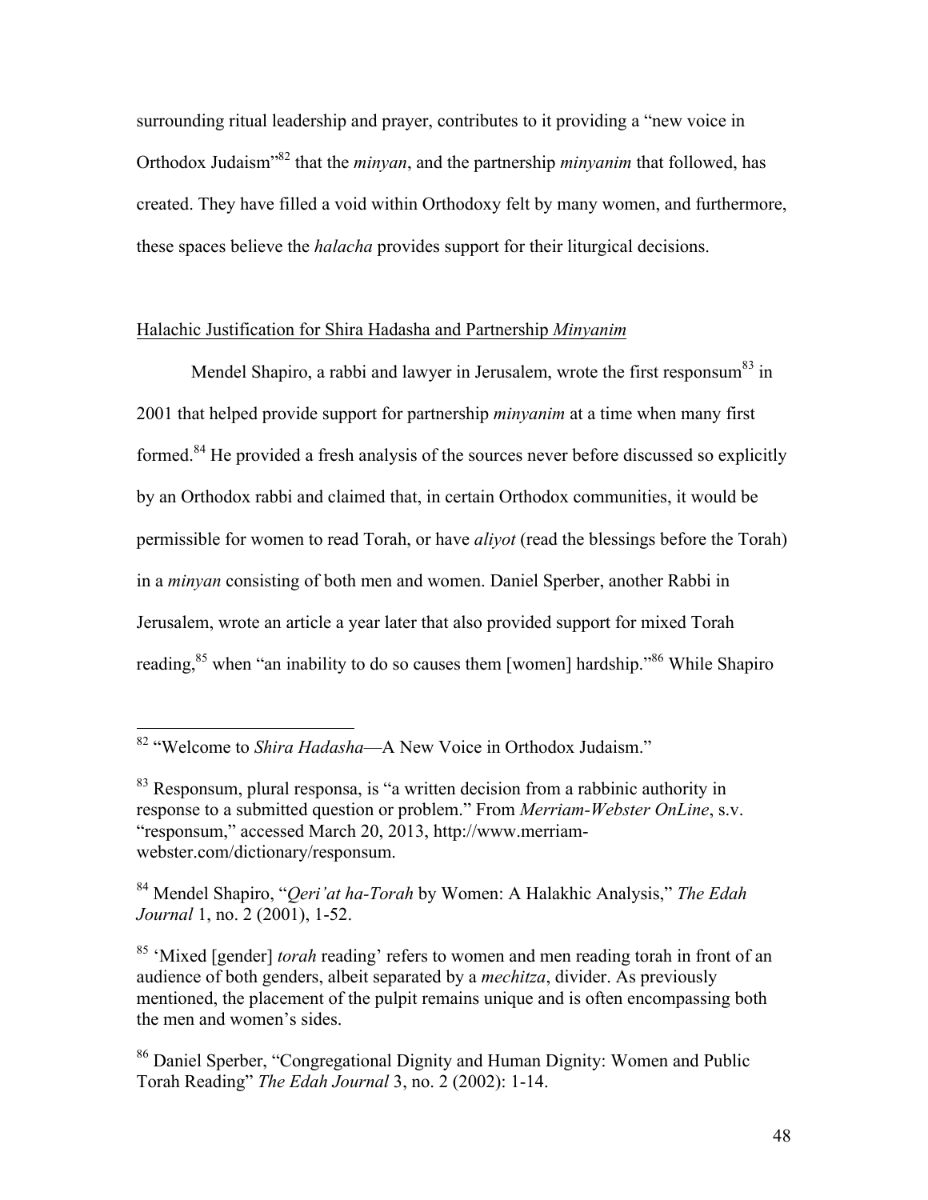surrounding ritual leadership and prayer, contributes to it providing a "new voice in Orthodox Judaism"[82] that the *minyan*, and the partnership *minyanim* that followed, has created. They have filled a void within Orthodoxy felt by many women, and furthermore, these spaces believe the *halacha* provides support for their liturgical decisions.

## Halachic Justification for Shira Hadasha and Partnership *Minyanim*

Mendel Shapiro, a rabbi and lawyer in Jerusalem, wrote the first responsum[83] in 2001 that helped provide support for partnership *minyanim* at a time when many first formed.[84] He provided a fresh analysis of the sources never before discussed so explicitly by an Orthodox rabbi and claimed that, in certain Orthodox communities, it would be permissible for women to read Torah, or have *aliyot* (read the blessings before the Torah) in a *minyan* consisting of both men and women. Daniel Sperber, another Rabbi in Jerusalem, wrote an article a year later that also provided support for mixed Torah reading,[85] when "an inability to do so causes them [women] hardship."[86] While Shapiro

---

[82] "Welcome to *Shira Hadasha*—A New Voice in Orthodox Judaism."

[83] Responsum, plural responsa, is "a written decision from a rabbinic authority in response to a submitted question or problem." From *Merriam-Webster OnLine*, s.v. "responsum," accessed March 20, 2013, http://www.merriam-webster.com/dictionary/responsum.

[84] Mendel Shapiro, "*Qeri'at ha-Torah* by Women: A Halakhic Analysis," *The Edah Journal* 1, no. 2 (2001), 1-52.

[85] 'Mixed [gender] *torah* reading' refers to women and men reading torah in front of an audience of both genders, albeit separated by a *mechitza*, divider. As previously mentioned, the placement of the pulpit remains unique and is often encompassing both the men and women's sides.

[86] Daniel Sperber, "Congregational Dignity and Human Dignity: Women and Public Torah Reading" *The Edah Journal* 3, no. 2 (2002): 1-14.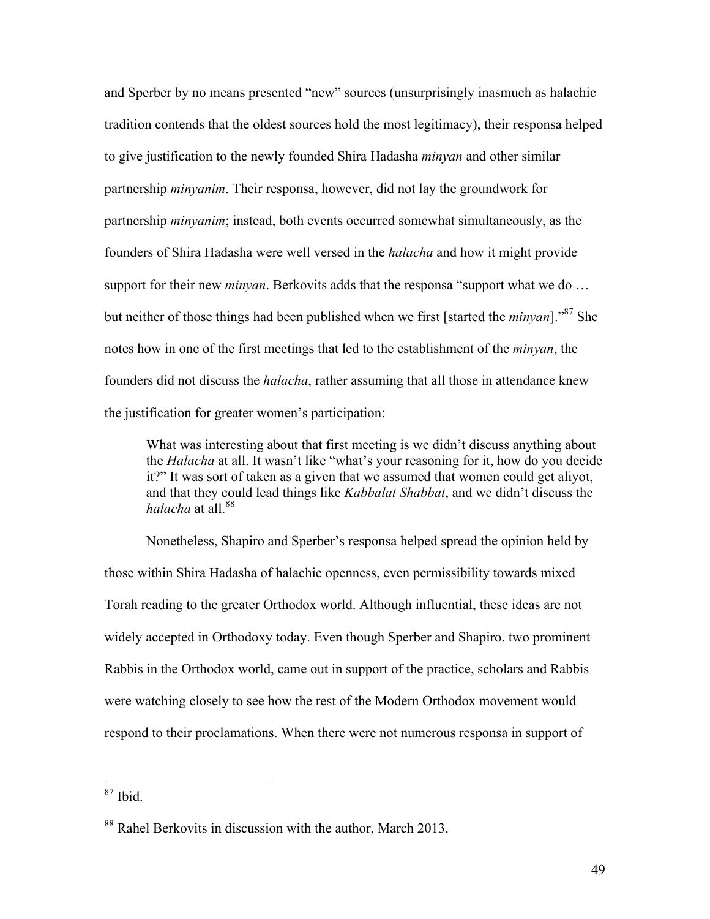and Sperber by no means presented "new" sources (unsurprisingly inasmuch as halachic tradition contends that the oldest sources hold the most legitimacy), their responsa helped to give justification to the newly founded Shira Hadasha *minyan* and other similar partnership *minyanim*. Their responsa, however, did not lay the groundwork for partnership *minyanim*; instead, both events occurred somewhat simultaneously, as the founders of Shira Hadasha were well versed in the *halacha* and how it might provide support for their new *minyan*. Berkovits adds that the responsa "support what we do … but neither of those things had been published when we first [started the *minyan*]."[87] She notes how in one of the first meetings that led to the establishment of the *minyan*, the founders did not discuss the *halacha*, rather assuming that all those in attendance knew the justification for greater women's participation:

> What was interesting about that first meeting is we didn't discuss anything about the *Halacha* at all. It wasn't like "what's your reasoning for it, how do you decide it?" It was sort of taken as a given that we assumed that women could get aliyot, and that they could lead things like *Kabbalat Shabbat*, and we didn't discuss the *halacha* at all.[88]

Nonetheless, Shapiro and Sperber's responsa helped spread the opinion held by those within Shira Hadasha of halachic openness, even permissibility towards mixed Torah reading to the greater Orthodox world. Although influential, these ideas are not widely accepted in Orthodoxy today. Even though Sperber and Shapiro, two prominent Rabbis in the Orthodox world, came out in support of the practice, scholars and Rabbis were watching closely to see how the rest of the Modern Orthodox movement would respond to their proclamations. When there were not numerous responsa in support of

---

[87] Ibid.

[88] Rahel Berkovits in discussion with the author, March 2013.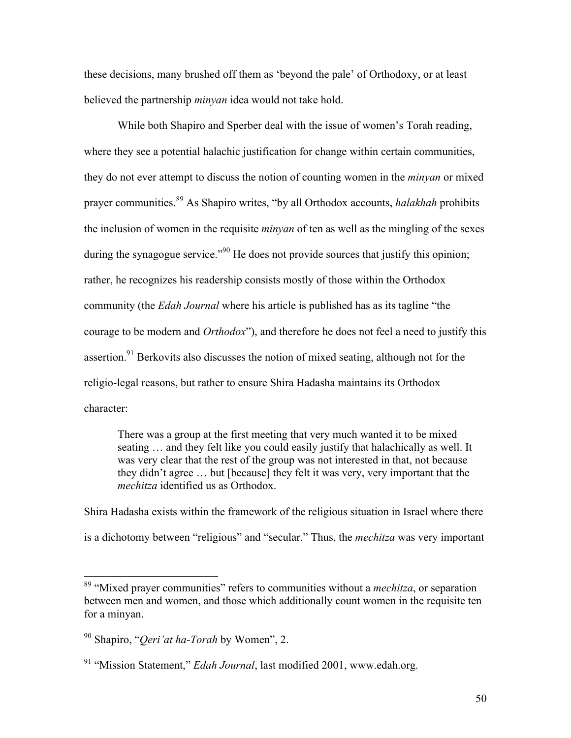these decisions, many brushed off them as 'beyond the pale' of Orthodoxy, or at least believed the partnership *minyan* idea would not take hold.

While both Shapiro and Sperber deal with the issue of women's Torah reading, where they see a potential halachic justification for change within certain communities, they do not ever attempt to discuss the notion of counting women in the *minyan* or mixed prayer communities.[89] As Shapiro writes, "by all Orthodox accounts, *halakhah* prohibits the inclusion of women in the requisite *minyan* of ten as well as the mingling of the sexes during the synagogue service."[90] He does not provide sources that justify this opinion; rather, he recognizes his readership consists mostly of those within the Orthodox community (the *Edah Journal* where his article is published has as its tagline "the courage to be modern and *Orthodox*"), and therefore he does not feel a need to justify this assertion.[91] Berkovits also discusses the notion of mixed seating, although not for the religio-legal reasons, but rather to ensure Shira Hadasha maintains its Orthodox character:

> There was a group at the first meeting that very much wanted it to be mixed seating … and they felt like you could easily justify that halachically as well. It was very clear that the rest of the group was not interested in that, not because they didn't agree … but [because] they felt it was very, very important that the *mechitza* identified us as Orthodox.

Shira Hadasha exists within the framework of the religious situation in Israel where there is a dichotomy between "religious" and "secular." Thus, the *mechitza* was very important

---

[89] "Mixed prayer communities" refers to communities without a *mechitza*, or separation between men and women, and those which additionally count women in the requisite ten for a minyan.

[90] Shapiro, "*Qeri'at ha-Torah* by Women", 2.

[91] "Mission Statement," *Edah Journal*, last modified 2001, www.edah.org.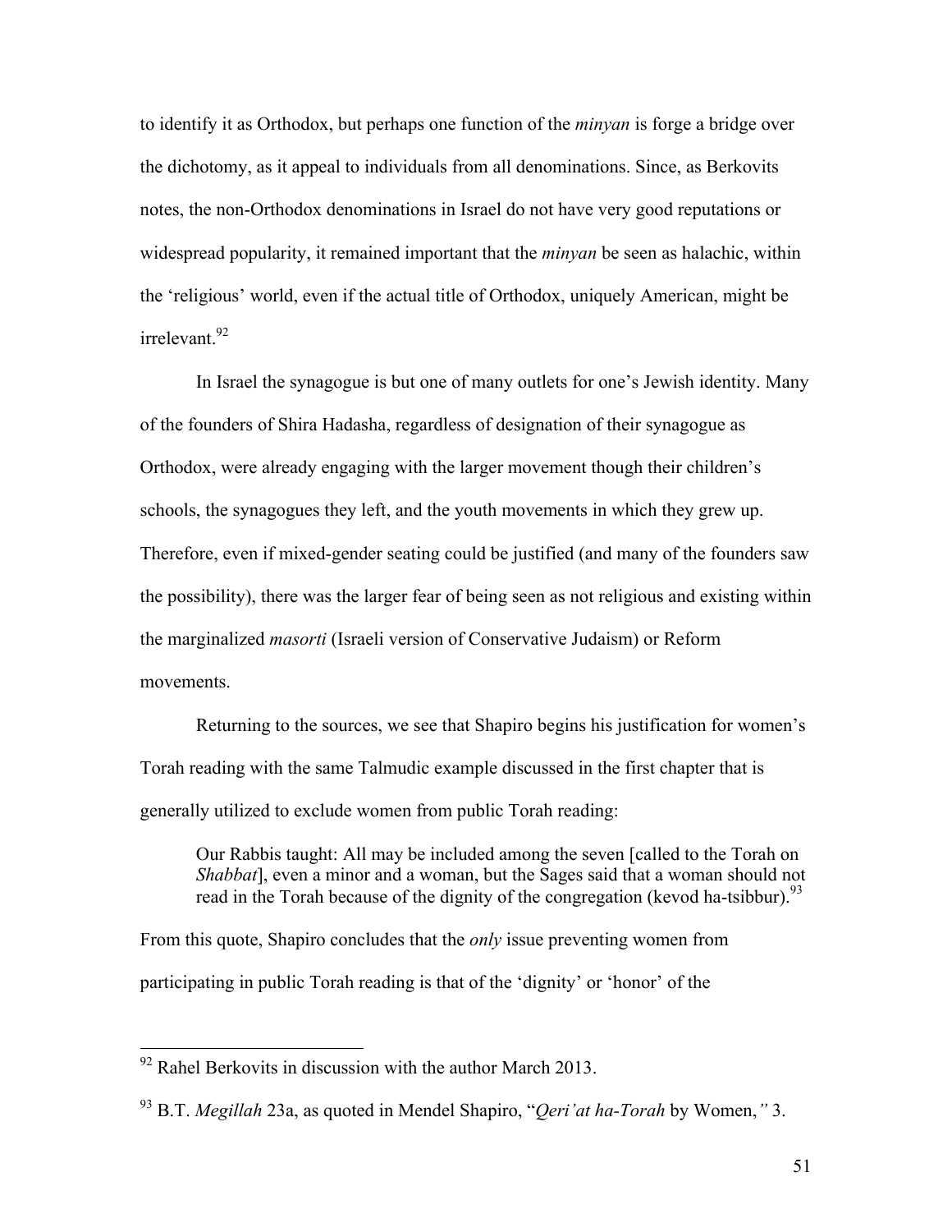to identify it as Orthodox, but perhaps one function of the *minyan* is forge a bridge over the dichotomy, as it appeal to individuals from all denominations. Since, as Berkovits notes, the non-Orthodox denominations in Israel do not have very good reputations or widespread popularity, it remained important that the *minyan* be seen as halachic, within the 'religious' world, even if the actual title of Orthodox, uniquely American, might be irrelevant.[92]

In Israel the synagogue is but one of many outlets for one's Jewish identity. Many of the founders of Shira Hadasha, regardless of designation of their synagogue as Orthodox, were already engaging with the larger movement though their children's schools, the synagogues they left, and the youth movements in which they grew up. Therefore, even if mixed-gender seating could be justified (and many of the founders saw the possibility), there was the larger fear of being seen as not religious and existing within the marginalized *masorti* (Israeli version of Conservative Judaism) or Reform movements.

Returning to the sources, we see that Shapiro begins his justification for women's Torah reading with the same Talmudic example discussed in the first chapter that is generally utilized to exclude women from public Torah reading:

> Our Rabbis taught: All may be included among the seven [called to the Torah on *Shabbat*], even a minor and a woman, but the Sages said that a woman should not read in the Torah because of the dignity of the congregation (kevod ha-tsibbur).[93]

From this quote, Shapiro concludes that the *only* issue preventing women from participating in public Torah reading is that of the 'dignity' or 'honor' of the

---

[92] Rahel Berkovits in discussion with the author March 2013.

[93] B.T. *Megillah* 23a, as quoted in Mendel Shapiro, "*Qeri'at ha-Torah* by Women," 3.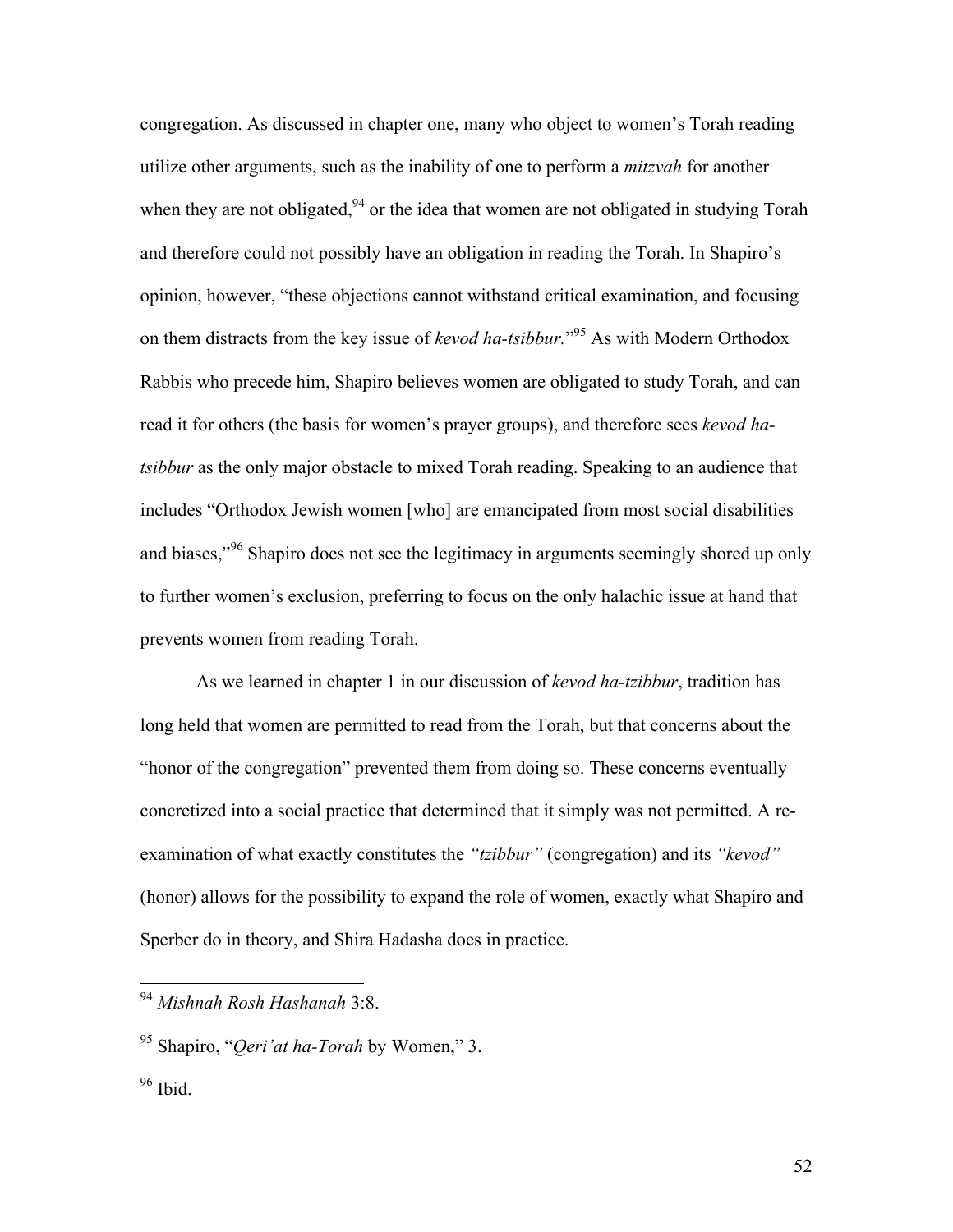congregation. As discussed in chapter one, many who object to women's Torah reading utilize other arguments, such as the inability of one to perform a *mitzvah* for another when they are not obligated,[94] or the idea that women are not obligated in studying Torah and therefore could not possibly have an obligation in reading the Torah. In Shapiro's opinion, however, "these objections cannot withstand critical examination, and focusing on them distracts from the key issue of *kevod ha-tsibbur.*"[95] As with Modern Orthodox Rabbis who precede him, Shapiro believes women are obligated to study Torah, and can read it for others (the basis for women's prayer groups), and therefore sees *kevod ha-tsibbur* as the only major obstacle to mixed Torah reading. Speaking to an audience that includes "Orthodox Jewish women [who] are emancipated from most social disabilities and biases,"[96] Shapiro does not see the legitimacy in arguments seemingly shored up only to further women's exclusion, preferring to focus on the only halachic issue at hand that prevents women from reading Torah.

As we learned in chapter 1 in our discussion of *kevod ha-tzibbur*, tradition has long held that women are permitted to read from the Torah, but that concerns about the "honor of the congregation" prevented them from doing so. These concerns eventually concretized into a social practice that determined that it simply was not permitted. A re-examination of what exactly constitutes the *"tzibbur"* (congregation) and its *"kevod"* (honor) allows for the possibility to expand the role of women, exactly what Shapiro and Sperber do in theory, and Shira Hadasha does in practice.

---

[94] *Mishnah Rosh Hashanah* 3:8.

[95] Shapiro, "*Qeri'at ha-Torah* by Women," 3.

[96] Ibid.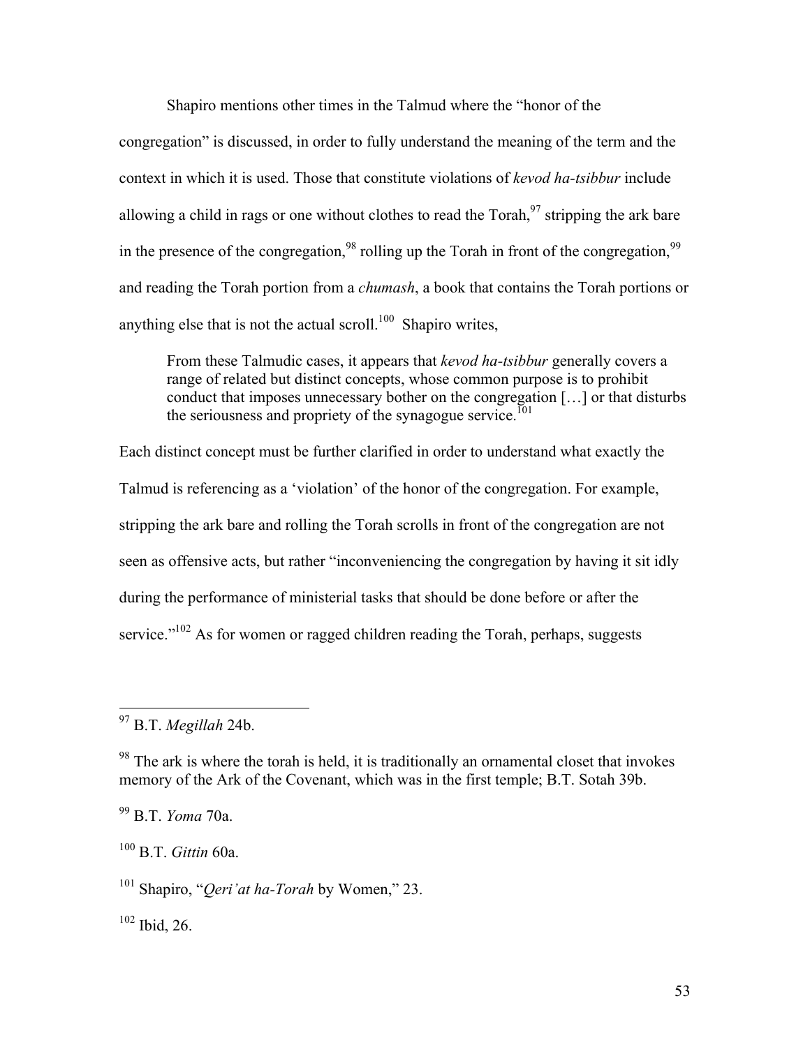Shapiro mentions other times in the Talmud where the "honor of the congregation" is discussed, in order to fully understand the meaning of the term and the context in which it is used. Those that constitute violations of *kevod ha-tsibbur* include allowing a child in rags or one without clothes to read the Torah,[97] stripping the ark bare in the presence of the congregation,[98] rolling up the Torah in front of the congregation,[99] and reading the Torah portion from a *chumash*, a book that contains the Torah portions or anything else that is not the actual scroll.[100] Shapiro writes,

> From these Talmudic cases, it appears that *kevod ha-tsibbur* generally covers a range of related but distinct concepts, whose common purpose is to prohibit conduct that imposes unnecessary bother on the congregation […] or that disturbs the seriousness and propriety of the synagogue service.[101]

Each distinct concept must be further clarified in order to understand what exactly the Talmud is referencing as a 'violation' of the honor of the congregation. For example, stripping the ark bare and rolling the Torah scrolls in front of the congregation are not seen as offensive acts, but rather "inconveniencing the congregation by having it sit idly during the performance of ministerial tasks that should be done before or after the service."[102] As for women or ragged children reading the Torah, perhaps, suggests

---

[97] B.T. *Megillah* 24b.

[98] The ark is where the torah is held, it is traditionally an ornamental closet that invokes memory of the Ark of the Covenant, which was in the first temple; B.T. Sotah 39b.

[99] B.T. *Yoma* 70a.

[100] B.T. *Gittin* 60a.

[101] Shapiro, "*Qeri'at ha-Torah* by Women," 23.

[102] Ibid, 26.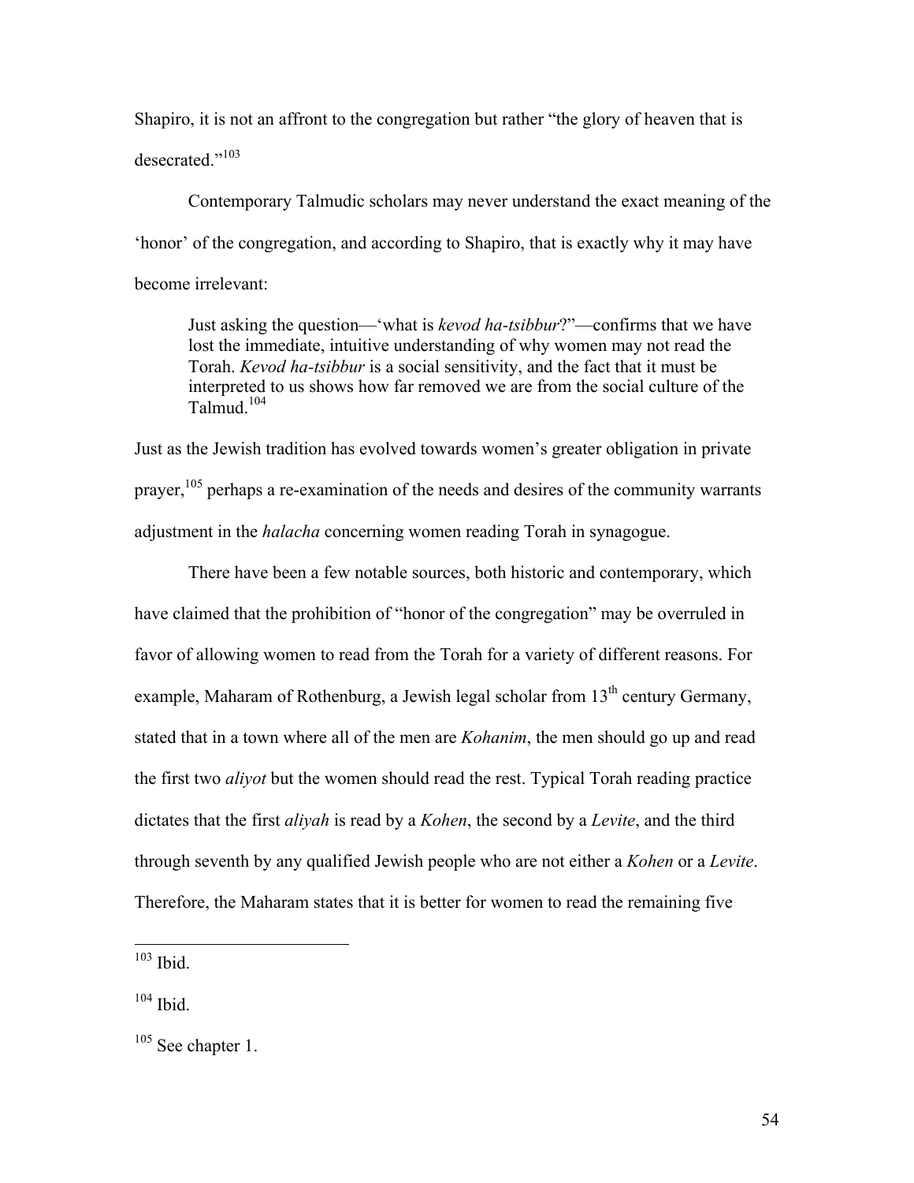Shapiro, it is not an affront to the congregation but rather "the glory of heaven that is desecrated."[103]

Contemporary Talmudic scholars may never understand the exact meaning of the 'honor' of the congregation, and according to Shapiro, that is exactly why it may have become irrelevant:

> Just asking the question—'what is *kevod ha-tsibbur*?"—confirms that we have lost the immediate, intuitive understanding of why women may not read the Torah. *Kevod ha-tsibbur* is a social sensitivity, and the fact that it must be interpreted to us shows how far removed we are from the social culture of the Talmud.[104]

Just as the Jewish tradition has evolved towards women's greater obligation in private prayer,[105] perhaps a re-examination of the needs and desires of the community warrants adjustment in the *halacha* concerning women reading Torah in synagogue.

There have been a few notable sources, both historic and contemporary, which have claimed that the prohibition of "honor of the congregation" may be overruled in favor of allowing women to read from the Torah for a variety of different reasons. For example, Maharam of Rothenburg, a Jewish legal scholar from 13th century Germany, stated that in a town where all of the men are *Kohanim*, the men should go up and read the first two *aliyot* but the women should read the rest. Typical Torah reading practice dictates that the first *aliyah* is read by a *Kohen*, the second by a *Levite*, and the third through seventh by any qualified Jewish people who are not either a *Kohen* or a *Levite*. Therefore, the Maharam states that it is better for women to read the remaining five

---

[103] Ibid.

[104] Ibid.

[105] See chapter 1.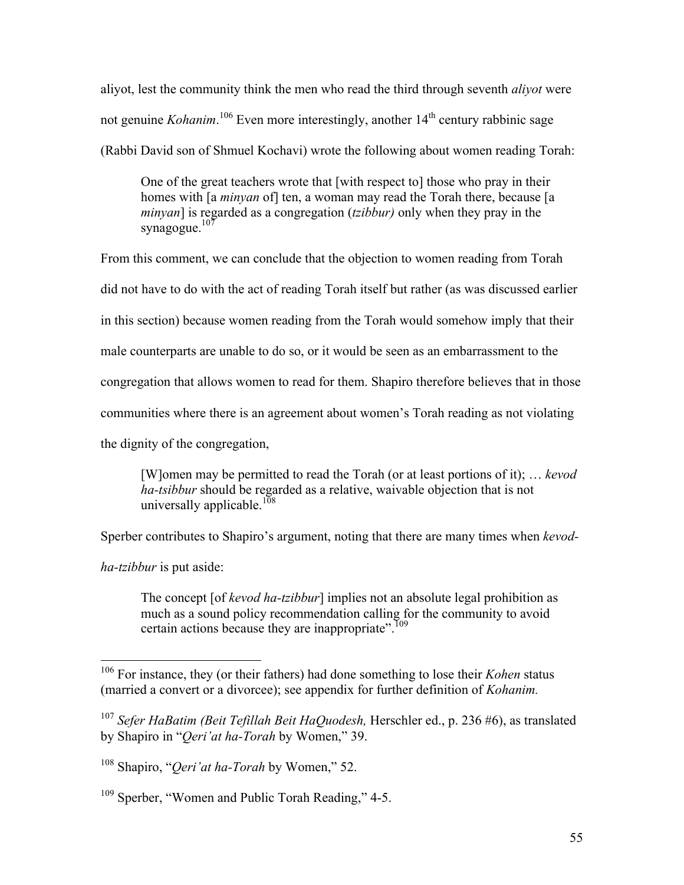aliyot, lest the community think the men who read the third through seventh *aliyot* were not genuine *Kohanim*.[106] Even more interestingly, another 14th century rabbinic sage (Rabbi David son of Shmuel Kochavi) wrote the following about women reading Torah:

> One of the great teachers wrote that [with respect to] those who pray in their homes with [a *minyan* of] ten, a woman may read the Torah there, because [a *minyan*] is regarded as a congregation (*tzibbur)* only when they pray in the synagogue.[107]

From this comment, we can conclude that the objection to women reading from Torah did not have to do with the act of reading Torah itself but rather (as was discussed earlier in this section) because women reading from the Torah would somehow imply that their male counterparts are unable to do so, or it would be seen as an embarrassment to the congregation that allows women to read for them. Shapiro therefore believes that in those communities where there is an agreement about women's Torah reading as not violating the dignity of the congregation,

> [W]omen may be permitted to read the Torah (or at least portions of it); … *kevod ha-tsibbur* should be regarded as a relative, waivable objection that is not universally applicable.[108]

Sperber contributes to Shapiro's argument, noting that there are many times when *kevod-ha-tzibbur* is put aside:

> The concept [of *kevod ha-tzibbur*] implies not an absolute legal prohibition as much as a sound policy recommendation calling for the community to avoid certain actions because they are inappropriate".[109]

---

[106] For instance, they (or their fathers) had done something to lose their *Kohen* status (married a convert or a divorcee); see appendix for further definition of *Kohanim.*

[107] *Sefer HaBatim (Beit Tefillah Beit HaQuodesh,* Herschler ed., p. 236 #6), as translated by Shapiro in "*Qeri'at ha-Torah* by Women," 39.

[108] Shapiro, "*Qeri'at ha-Torah* by Women," 52.

[109] Sperber, "Women and Public Torah Reading," 4-5.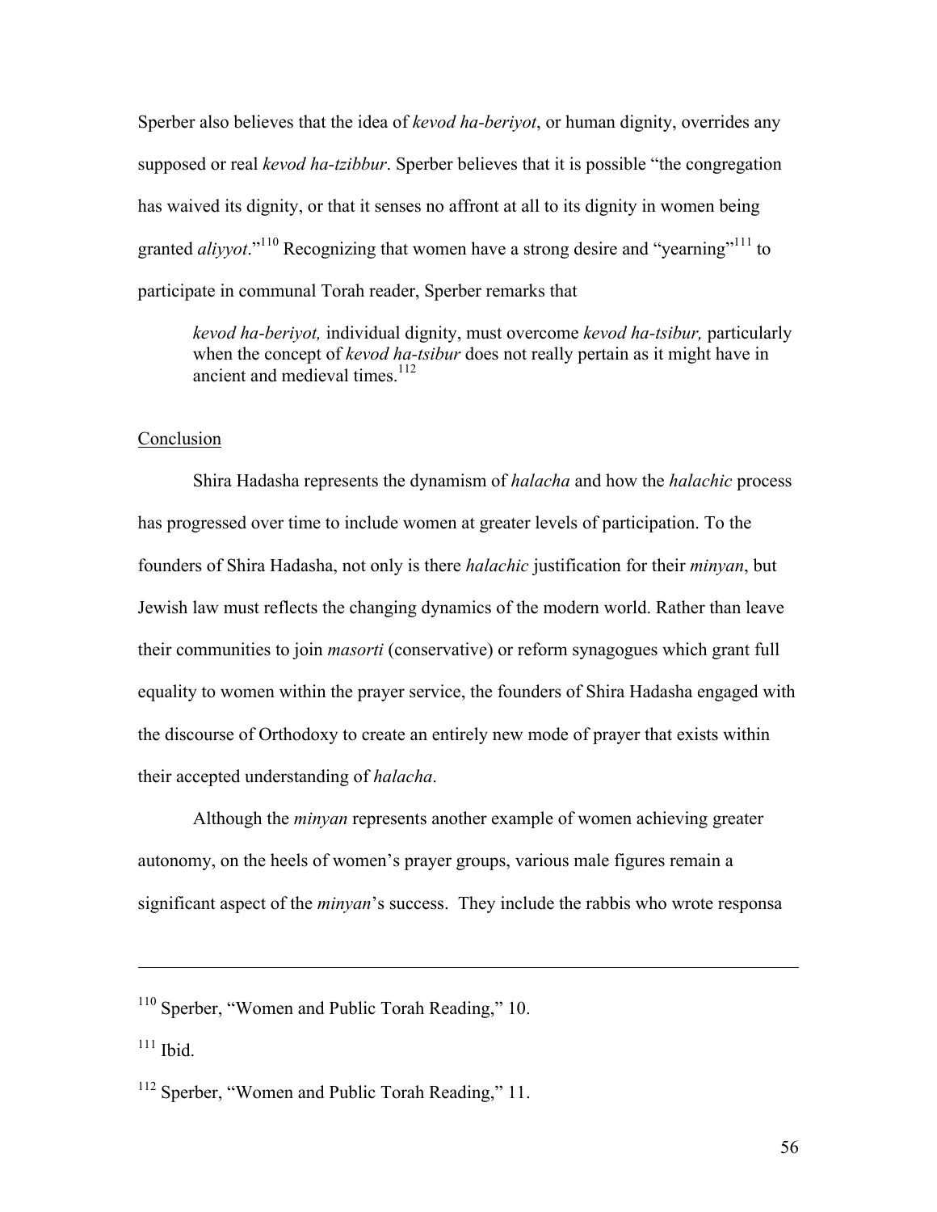Sperber also believes that the idea of *kevod ha-beriyot*, or human dignity, overrides any supposed or real *kevod ha-tzibbur*. Sperber believes that it is possible "the congregation has waived its dignity, or that it senses no affront at all to its dignity in women being granted *aliyyot*."[110] Recognizing that women have a strong desire and "yearning"[111] to participate in communal Torah reader, Sperber remarks that

> *kevod ha-beriyot,* individual dignity, must overcome *kevod ha-tsibur,* particularly when the concept of *kevod ha-tsibur* does not really pertain as it might have in ancient and medieval times.[112]

## Conclusion

Shira Hadasha represents the dynamism of *halacha* and how the *halachic* process has progressed over time to include women at greater levels of participation. To the founders of Shira Hadasha, not only is there *halachic* justification for their *minyan*, but Jewish law must reflects the changing dynamics of the modern world. Rather than leave their communities to join *masorti* (conservative) or reform synagogues which grant full equality to women within the prayer service, the founders of Shira Hadasha engaged with the discourse of Orthodoxy to create an entirely new mode of prayer that exists within their accepted understanding of *halacha*.

Although the *minyan* represents another example of women achieving greater autonomy, on the heels of women's prayer groups, various male figures remain a significant aspect of the *minyan*'s success. They include the rabbis who wrote responsa

---

[110] Sperber, "Women and Public Torah Reading," 10.

[111] Ibid.

[112] Sperber, "Women and Public Torah Reading," 11.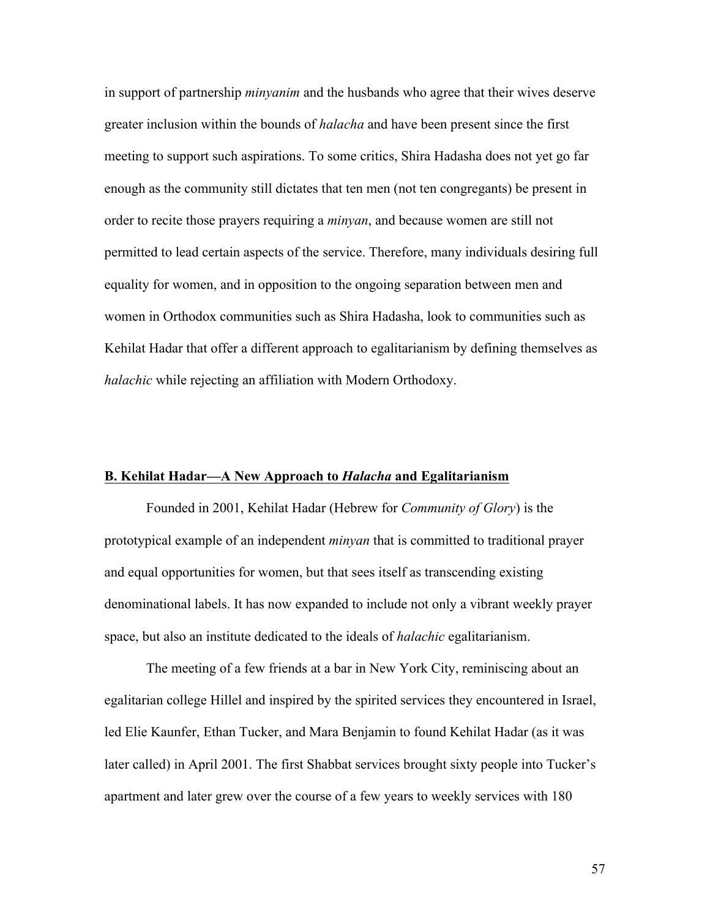in support of partnership *minyanim* and the husbands who agree that their wives deserve greater inclusion within the bounds of *halacha* and have been present since the first meeting to support such aspirations. To some critics, Shira Hadasha does not yet go far enough as the community still dictates that ten men (not ten congregants) be present in order to recite those prayers requiring a *minyan*, and because women are still not permitted to lead certain aspects of the service. Therefore, many individuals desiring full equality for women, and in opposition to the ongoing separation between men and women in Orthodox communities such as Shira Hadasha, look to communities such as Kehilat Hadar that offer a different approach to egalitarianism by defining themselves as *halachic* while rejecting an affiliation with Modern Orthodoxy.

### <u>**B. Kehilat Hadar—A New Approach to *Halacha* and Egalitarianism**</u>

Founded in 2001, Kehilat Hadar (Hebrew for *Community of Glory*) is the prototypical example of an independent *minyan* that is committed to traditional prayer and equal opportunities for women, but that sees itself as transcending existing denominational labels. It has now expanded to include not only a vibrant weekly prayer space, but also an institute dedicated to the ideals of *halachic* egalitarianism.

The meeting of a few friends at a bar in New York City, reminiscing about an egalitarian college Hillel and inspired by the spirited services they encountered in Israel, led Elie Kaunfer, Ethan Tucker, and Mara Benjamin to found Kehilat Hadar (as it was later called) in April 2001. The first Shabbat services brought sixty people into Tucker's apartment and later grew over the course of a few years to weekly services with 180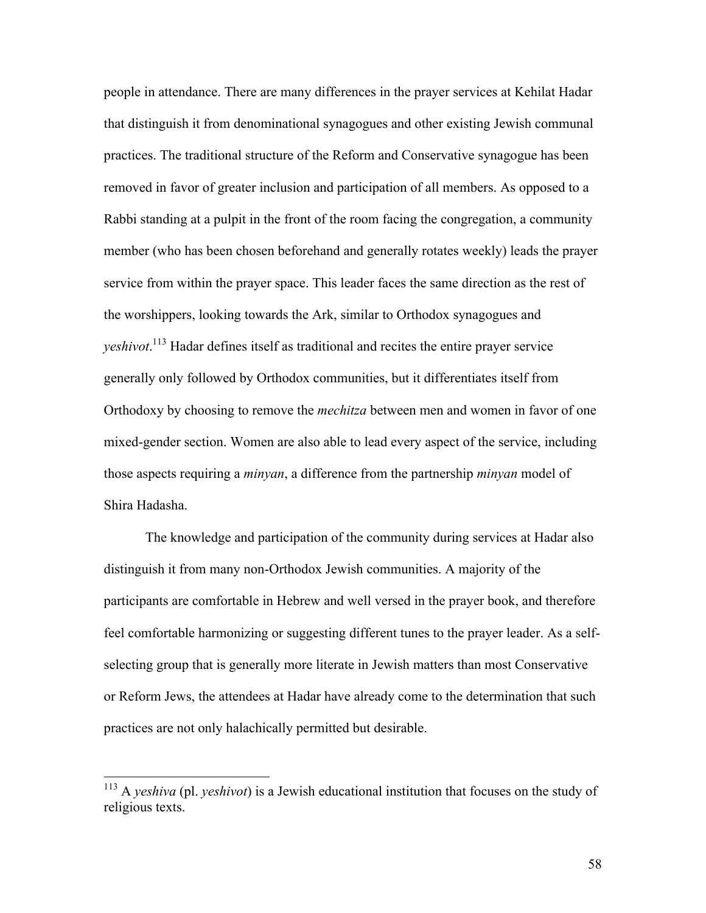people in attendance. There are many differences in the prayer services at Kehilat Hadar that distinguish it from denominational synagogues and other existing Jewish communal practices. The traditional structure of the Reform and Conservative synagogue has been removed in favor of greater inclusion and participation of all members. As opposed to a Rabbi standing at a pulpit in the front of the room facing the congregation, a community member (who has been chosen beforehand and generally rotates weekly) leads the prayer service from within the prayer space. This leader faces the same direction as the rest of the worshippers, looking towards the Ark, similar to Orthodox synagogues and *yeshivot*.[113] Hadar defines itself as traditional and recites the entire prayer service generally only followed by Orthodox communities, but it differentiates itself from Orthodoxy by choosing to remove the *mechitza* between men and women in favor of one mixed-gender section. Women are also able to lead every aspect of the service, including those aspects requiring a *minyan*, a difference from the partnership *minyan* model of Shira Hadasha.

The knowledge and participation of the community during services at Hadar also distinguish it from many non-Orthodox Jewish communities. A majority of the participants are comfortable in Hebrew and well versed in the prayer book, and therefore feel comfortable harmonizing or suggesting different tunes to the prayer leader. As a self-selecting group that is generally more literate in Jewish matters than most Conservative or Reform Jews, the attendees at Hadar have already come to the determination that such practices are not only halachically permitted but desirable.

---

[113] A *yeshiva* (pl. *yeshivot*) is a Jewish educational institution that focuses on the study of religious texts.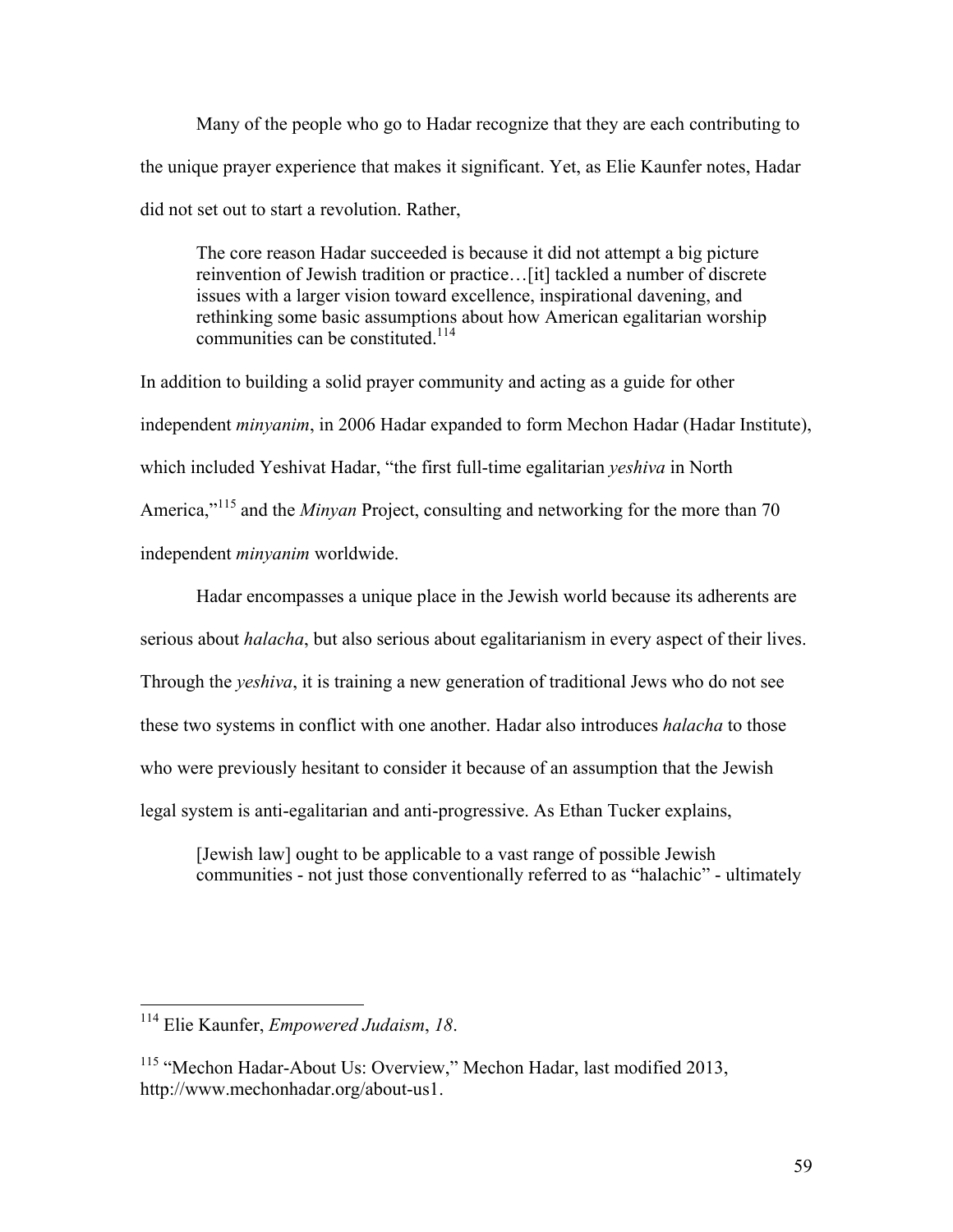Many of the people who go to Hadar recognize that they are each contributing to the unique prayer experience that makes it significant. Yet, as Elie Kaunfer notes, Hadar did not set out to start a revolution. Rather,

> The core reason Hadar succeeded is because it did not attempt a big picture reinvention of Jewish tradition or practice…[it] tackled a number of discrete issues with a larger vision toward excellence, inspirational davening, and rethinking some basic assumptions about how American egalitarian worship communities can be constituted.[114]

In addition to building a solid prayer community and acting as a guide for other independent *minyanim*, in 2006 Hadar expanded to form Mechon Hadar (Hadar Institute), which included Yeshivat Hadar, "the first full-time egalitarian *yeshiva* in North America,"[115] and the *Minyan* Project, consulting and networking for the more than 70 independent *minyanim* worldwide.

Hadar encompasses a unique place in the Jewish world because its adherents are serious about *halacha*, but also serious about egalitarianism in every aspect of their lives. Through the *yeshiva*, it is training a new generation of traditional Jews who do not see these two systems in conflict with one another. Hadar also introduces *halacha* to those who were previously hesitant to consider it because of an assumption that the Jewish legal system is anti-egalitarian and anti-progressive. As Ethan Tucker explains,

> [Jewish law] ought to be applicable to a vast range of possible Jewish communities - not just those conventionally referred to as "halachic" - ultimately

---

[114] Elie Kaunfer, *Empowered Judaism*, *18*.

[115] "Mechon Hadar-About Us: Overview," Mechon Hadar, last modified 2013, http://www.mechonhadar.org/about-us1.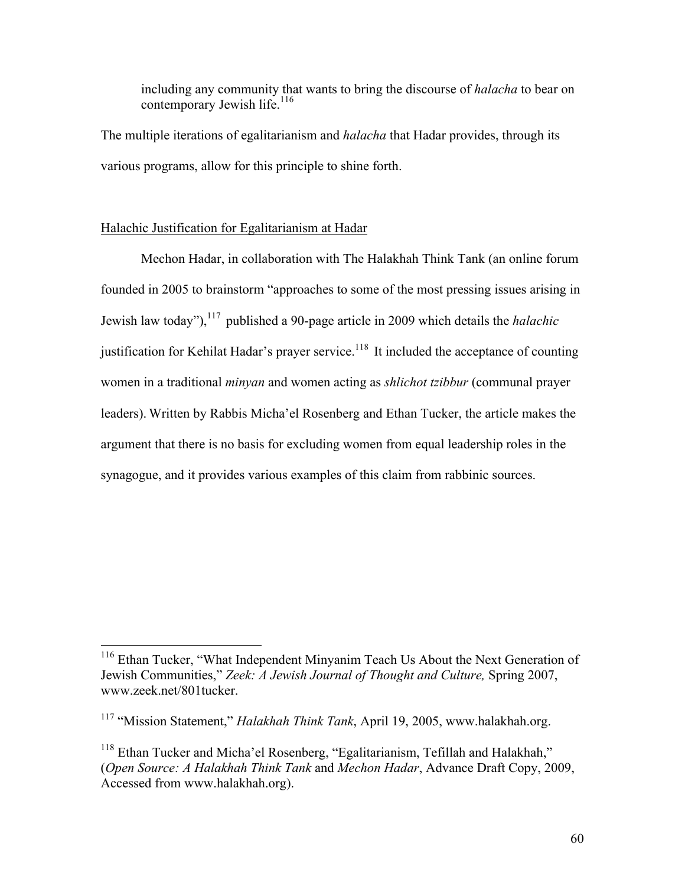> including any community that wants to bring the discourse of *halacha* to bear on contemporary Jewish life.[116]

The multiple iterations of egalitarianism and *halacha* that Hadar provides, through its various programs, allow for this principle to shine forth.

## Halachic Justification for Egalitarianism at Hadar

Mechon Hadar, in collaboration with The Halakhah Think Tank (an online forum founded in 2005 to brainstorm "approaches to some of the most pressing issues arising in Jewish law today"),[117] published a 90-page article in 2009 which details the *halachic* justification for Kehilat Hadar's prayer service.[118] It included the acceptance of counting women in a traditional *minyan* and women acting as *shlichot tzibbur* (communal prayer leaders). Written by Rabbis Micha'el Rosenberg and Ethan Tucker, the article makes the argument that there is no basis for excluding women from equal leadership roles in the synagogue, and it provides various examples of this claim from rabbinic sources.

---

[116] Ethan Tucker, "What Independent Minyanim Teach Us About the Next Generation of Jewish Communities," *Zeek: A Jewish Journal of Thought and Culture,* Spring 2007, www.zeek.net/801tucker.

[117] "Mission Statement," *Halakhah Think Tank*, April 19, 2005, www.halakhah.org.

[118] Ethan Tucker and Micha'el Rosenberg, "Egalitarianism, Tefillah and Halakhah," (*Open Source: A Halakhah Think Tank* and *Mechon Hadar*, Advance Draft Copy, 2009, Accessed from www.halakhah.org).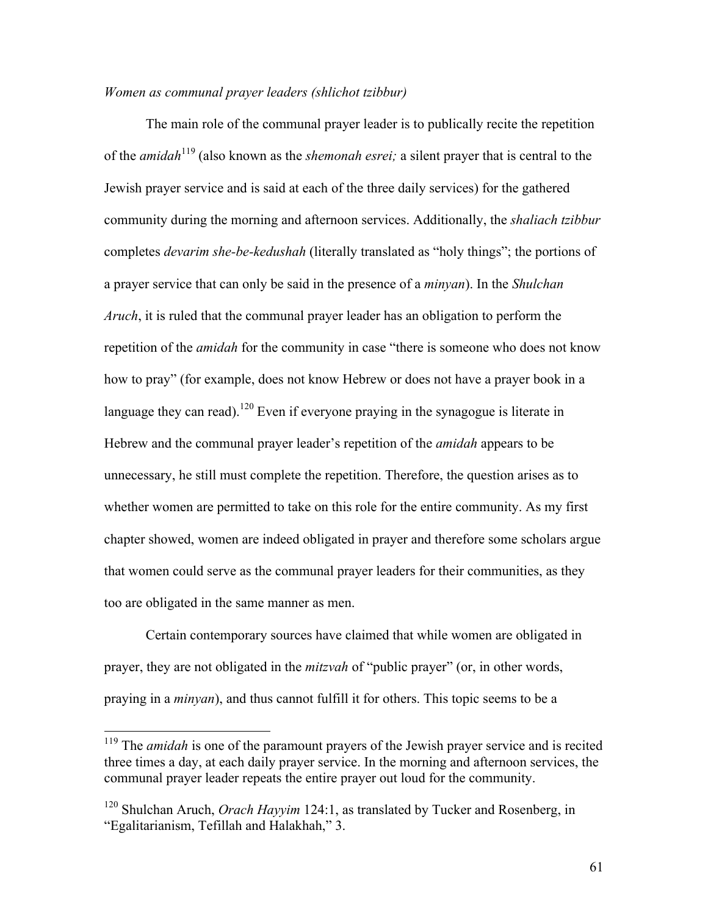*Women as communal prayer leaders (shlichot tzibbur)*

The main role of the communal prayer leader is to publically recite the repetition of the *amidah*[119] (also known as the *shemonah esrei;* a silent prayer that is central to the Jewish prayer service and is said at each of the three daily services) for the gathered community during the morning and afternoon services. Additionally, the *shaliach tzibbur* completes *devarim she-be-kedushah* (literally translated as "holy things"; the portions of a prayer service that can only be said in the presence of a *minyan*). In the *Shulchan Aruch*, it is ruled that the communal prayer leader has an obligation to perform the repetition of the *amidah* for the community in case "there is someone who does not know how to pray" (for example, does not know Hebrew or does not have a prayer book in a language they can read).[120] Even if everyone praying in the synagogue is literate in Hebrew and the communal prayer leader's repetition of the *amidah* appears to be unnecessary, he still must complete the repetition. Therefore, the question arises as to whether women are permitted to take on this role for the entire community. As my first chapter showed, women are indeed obligated in prayer and therefore some scholars argue that women could serve as the communal prayer leaders for their communities, as they too are obligated in the same manner as men.

Certain contemporary sources have claimed that while women are obligated in prayer, they are not obligated in the *mitzvah* of "public prayer" (or, in other words, praying in a *minyan*), and thus cannot fulfill it for others. This topic seems to be a

---

[119] The *amidah* is one of the paramount prayers of the Jewish prayer service and is recited three times a day, at each daily prayer service. In the morning and afternoon services, the communal prayer leader repeats the entire prayer out loud for the community.

[120] Shulchan Aruch, *Orach Hayyim* 124:1, as translated by Tucker and Rosenberg, in "Egalitarianism, Tefillah and Halakhah," 3.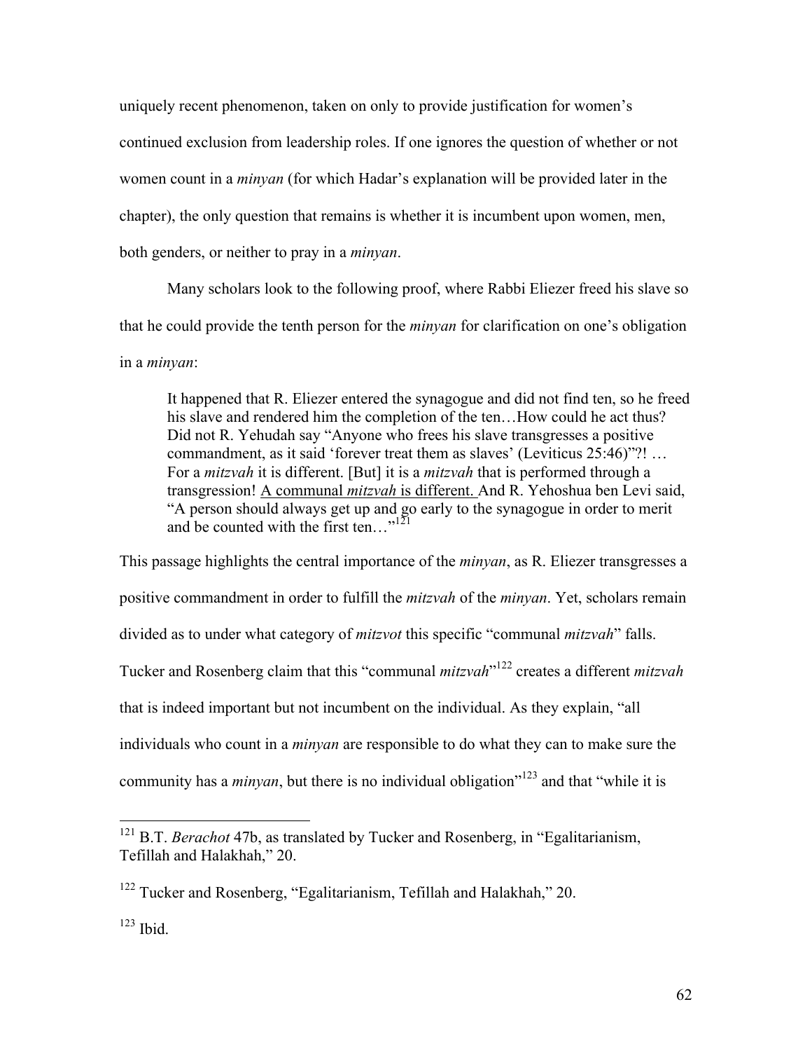uniquely recent phenomenon, taken on only to provide justification for women's continued exclusion from leadership roles. If one ignores the question of whether or not women count in a *minyan* (for which Hadar's explanation will be provided later in the chapter), the only question that remains is whether it is incumbent upon women, men, both genders, or neither to pray in a *minyan*.

Many scholars look to the following proof, where Rabbi Eliezer freed his slave so that he could provide the tenth person for the *minyan* for clarification on one's obligation in a *minyan*:

> It happened that R. Eliezer entered the synagogue and did not find ten, so he freed his slave and rendered him the completion of the ten…How could he act thus? Did not R. Yehudah say "Anyone who frees his slave transgresses a positive commandment, as it said 'forever treat them as slaves' (Leviticus 25:46)"?! … For a *mitzvah* it is different. [But] it is a *mitzvah* that is performed through a transgression! <u>A communal *mitzvah* is different.</u> And R. Yehoshua ben Levi said, "A person should always get up and go early to the synagogue in order to merit and be counted with the first ten…"[121]

This passage highlights the central importance of the *minyan*, as R. Eliezer transgresses a positive commandment in order to fulfill the *mitzvah* of the *minyan*. Yet, scholars remain divided as to under what category of *mitzvot* this specific "communal *mitzvah*" falls. Tucker and Rosenberg claim that this "communal *mitzvah*"[122] creates a different *mitzvah* that is indeed important but not incumbent on the individual. As they explain, "all individuals who count in a *minyan* are responsible to do what they can to make sure the community has a *minyan*, but there is no individual obligation"[123] and that "while it is

---

[121] B.T. *Berachot* 47b, as translated by Tucker and Rosenberg, in "Egalitarianism, Tefillah and Halakhah," 20.

[122] Tucker and Rosenberg, "Egalitarianism, Tefillah and Halakhah," 20.

[123] Ibid.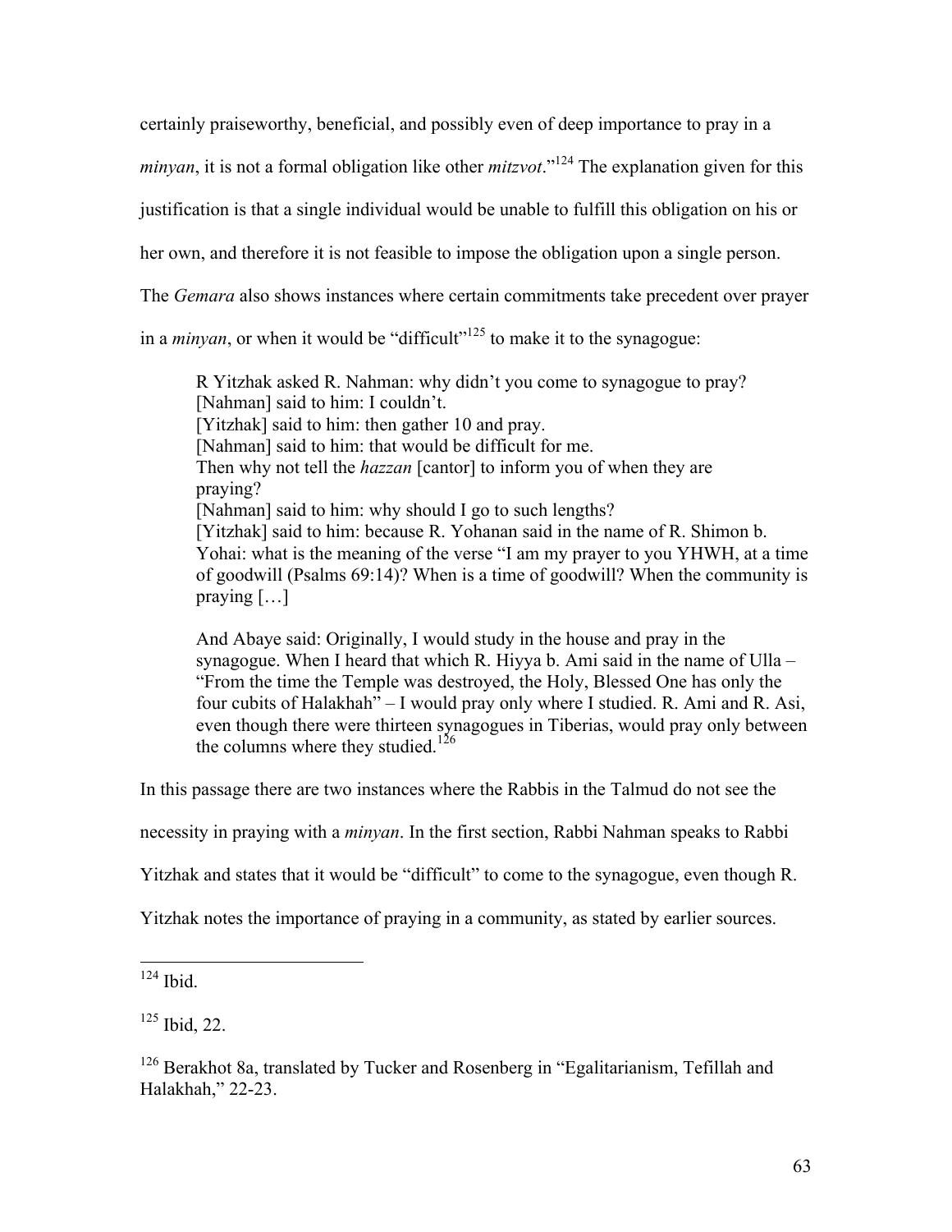certainly praiseworthy, beneficial, and possibly even of deep importance to pray in a *minyan*, it is not a formal obligation like other *mitzvot*."[124] The explanation given for this justification is that a single individual would be unable to fulfill this obligation on his or her own, and therefore it is not feasible to impose the obligation upon a single person. The *Gemara* also shows instances where certain commitments take precedent over prayer in a *minyan*, or when it would be "difficult"[125] to make it to the synagogue:

> R Yitzhak asked R. Nahman: why didn't you come to synagogue to pray?
> [Nahman] said to him: I couldn't.
> [Yitzhak] said to him: then gather 10 and pray.
> [Nahman] said to him: that would be difficult for me.
> Then why not tell the *hazzan* [cantor] to inform you of when they are praying?
> [Nahman] said to him: why should I go to such lengths?
> [Yitzhak] said to him: because R. Yohanan said in the name of R. Shimon b. Yohai: what is the meaning of the verse "I am my prayer to you YHWH, at a time of goodwill (Psalms 69:14)? When is a time of goodwill? When the community is praying […]
>
> And Abaye said: Originally, I would study in the house and pray in the synagogue. When I heard that which R. Hiyya b. Ami said in the name of Ulla – "From the time the Temple was destroyed, the Holy, Blessed One has only the four cubits of Halakhah" – I would pray only where I studied. R. Ami and R. Asi, even though there were thirteen synagogues in Tiberias, would pray only between the columns where they studied.[126]

In this passage there are two instances where the Rabbis in the Talmud do not see the necessity in praying with a *minyan*. In the first section, Rabbi Nahman speaks to Rabbi Yitzhak and states that it would be "difficult" to come to the synagogue, even though R. Yitzhak notes the importance of praying in a community, as stated by earlier sources.

---

[124] Ibid.

[125] Ibid, 22.

[126] Berakhot 8a, translated by Tucker and Rosenberg in "Egalitarianism, Tefillah and Halakhah," 22-23.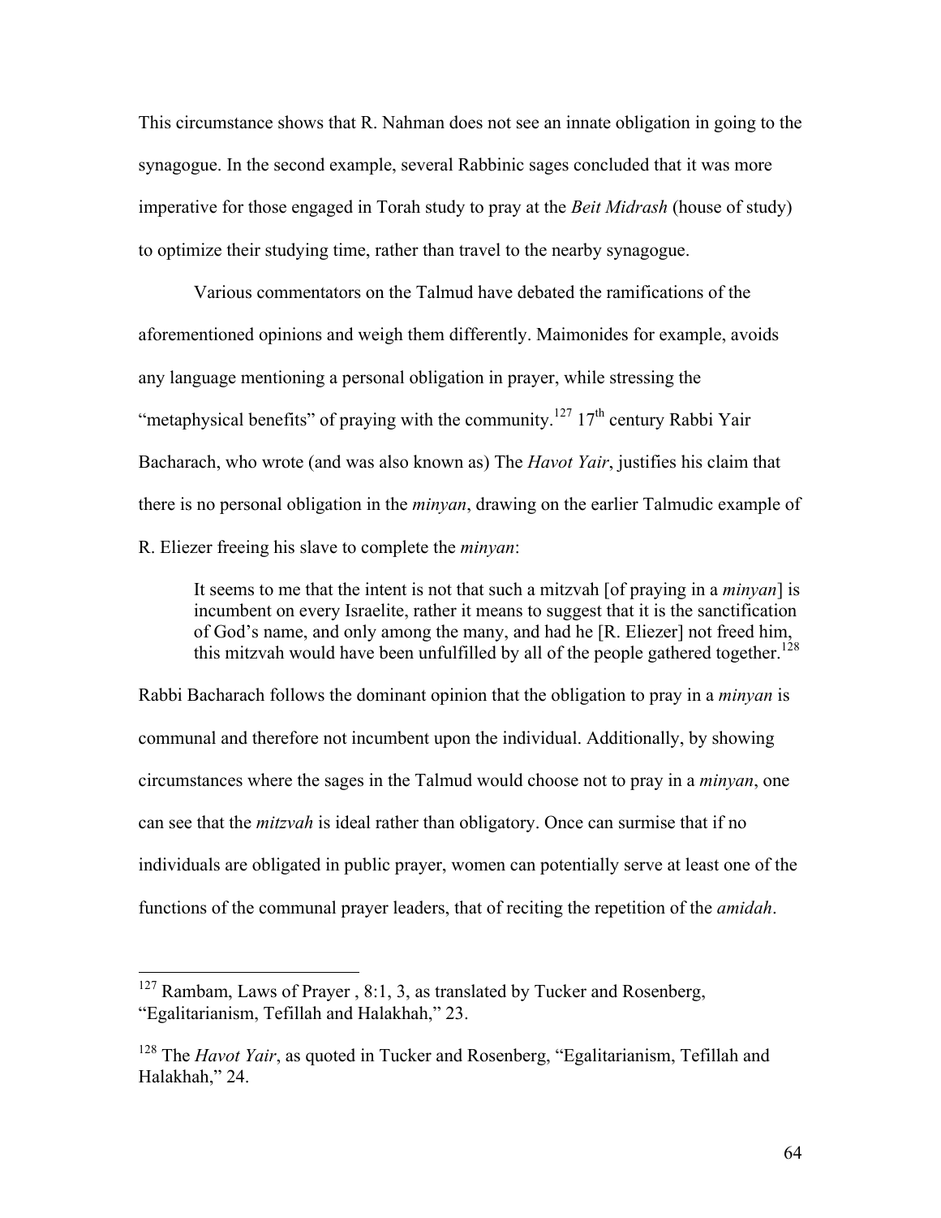This circumstance shows that R. Nahman does not see an innate obligation in going to the synagogue. In the second example, several Rabbinic sages concluded that it was more imperative for those engaged in Torah study to pray at the *Beit Midrash* (house of study) to optimize their studying time, rather than travel to the nearby synagogue.

Various commentators on the Talmud have debated the ramifications of the aforementioned opinions and weigh them differently. Maimonides for example, avoids any language mentioning a personal obligation in prayer, while stressing the "metaphysical benefits" of praying with the community.[127] 17th century Rabbi Yair Bacharach, who wrote (and was also known as) The *Havot Yair*, justifies his claim that there is no personal obligation in the *minyan*, drawing on the earlier Talmudic example of R. Eliezer freeing his slave to complete the *minyan*:

> It seems to me that the intent is not that such a mitzvah [of praying in a *minyan*] is incumbent on every Israelite, rather it means to suggest that it is the sanctification of God's name, and only among the many, and had he [R. Eliezer] not freed him, this mitzvah would have been unfulfilled by all of the people gathered together.[128]

Rabbi Bacharach follows the dominant opinion that the obligation to pray in a *minyan* is communal and therefore not incumbent upon the individual. Additionally, by showing circumstances where the sages in the Talmud would choose not to pray in a *minyan*, one can see that the *mitzvah* is ideal rather than obligatory. Once can surmise that if no individuals are obligated in public prayer, women can potentially serve at least one of the functions of the communal prayer leaders, that of reciting the repetition of the *amidah*.

---

[127] Rambam, Laws of Prayer , 8:1, 3, as translated by Tucker and Rosenberg, "Egalitarianism, Tefillah and Halakhah," 23.

[128] The *Havot Yair*, as quoted in Tucker and Rosenberg, "Egalitarianism, Tefillah and Halakhah," 24.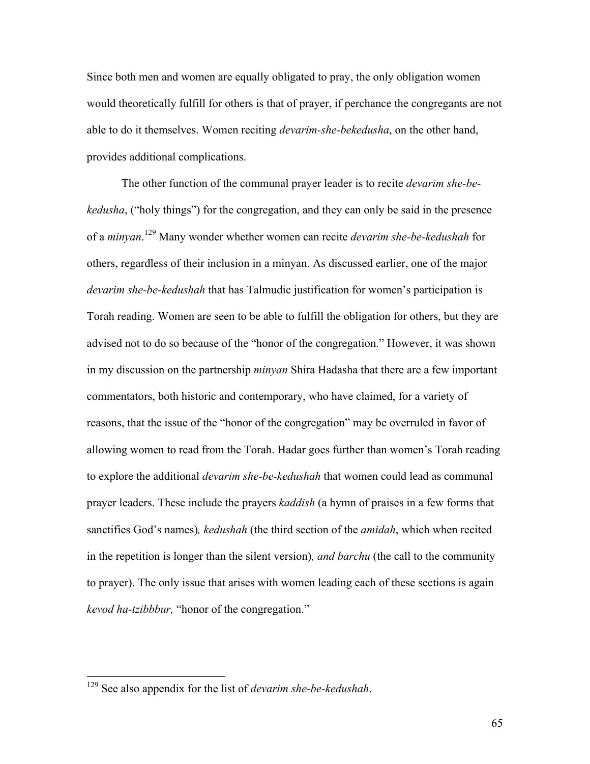Since both men and women are equally obligated to pray, the only obligation women would theoretically fulfill for others is that of prayer, if perchance the congregants are not able to do it themselves. Women reciting *devarim-she-bekedusha*, on the other hand, provides additional complications.

The other function of the communal prayer leader is to recite *devarim she-be-kedusha*, ("holy things") for the congregation, and they can only be said in the presence of a *minyan*.[129] Many wonder whether women can recite *devarim she-be-kedushah* for others, regardless of their inclusion in a minyan. As discussed earlier, one of the major *devarim she-be-kedushah* that has Talmudic justification for women's participation is Torah reading. Women are seen to be able to fulfill the obligation for others, but they are advised not to do so because of the "honor of the congregation." However, it was shown in my discussion on the partnership *minyan* Shira Hadasha that there are a few important commentators, both historic and contemporary, who have claimed, for a variety of reasons, that the issue of the "honor of the congregation" may be overruled in favor of allowing women to read from the Torah. Hadar goes further than women's Torah reading to explore the additional *devarim she-be-kedushah* that women could lead as communal prayer leaders. These include the prayers *kaddish* (a hymn of praises in a few forms that sanctifies God's names)*, kedushah* (the third section of the *amidah*, which when recited in the repetition is longer than the silent version)*, and barchu* (the call to the community to prayer). The only issue that arises with women leading each of these sections is again *kevod ha-tzibbbur,* "honor of the congregation."

---

[129] See also appendix for the list of *devarim she-be-kedushah*.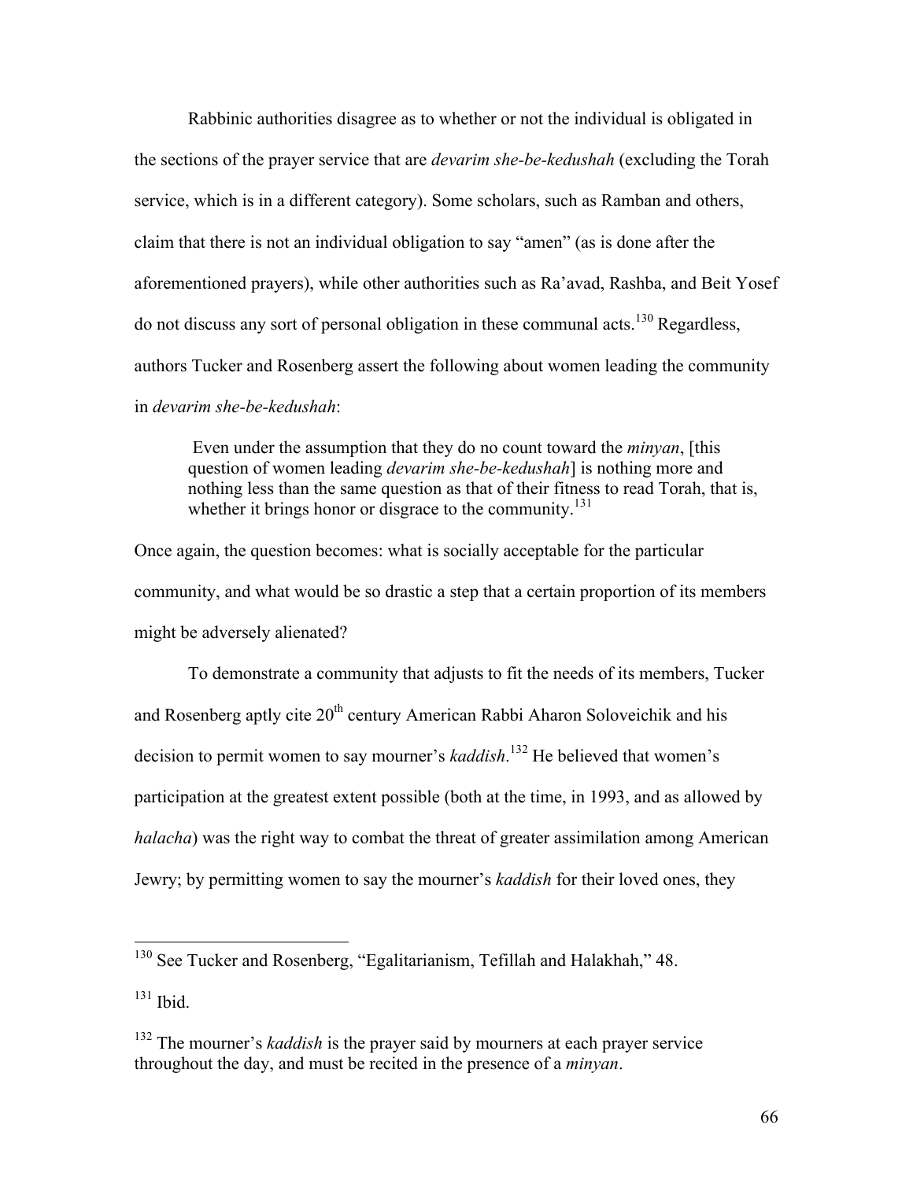Rabbinic authorities disagree as to whether or not the individual is obligated in the sections of the prayer service that are *devarim she-be-kedushah* (excluding the Torah service, which is in a different category). Some scholars, such as Ramban and others, claim that there is not an individual obligation to say "amen" (as is done after the aforementioned prayers), while other authorities such as Ra'avad, Rashba, and Beit Yosef do not discuss any sort of personal obligation in these communal acts.[130] Regardless, authors Tucker and Rosenberg assert the following about women leading the community in *devarim she-be-kedushah*:

> Even under the assumption that they do no count toward the *minyan*, [this question of women leading *devarim she-be-kedushah*] is nothing more and nothing less than the same question as that of their fitness to read Torah, that is, whether it brings honor or disgrace to the community.[131]

Once again, the question becomes: what is socially acceptable for the particular community, and what would be so drastic a step that a certain proportion of its members might be adversely alienated?

To demonstrate a community that adjusts to fit the needs of its members, Tucker and Rosenberg aptly cite 20th century American Rabbi Aharon Soloveichik and his decision to permit women to say mourner's *kaddish*.[132] He believed that women's participation at the greatest extent possible (both at the time, in 1993, and as allowed by *halacha*) was the right way to combat the threat of greater assimilation among American Jewry; by permitting women to say the mourner's *kaddish* for their loved ones, they

---

[130] See Tucker and Rosenberg, "Egalitarianism, Tefillah and Halakhah," 48.

[131] Ibid.

[132] The mourner's *kaddish* is the prayer said by mourners at each prayer service throughout the day, and must be recited in the presence of a *minyan*.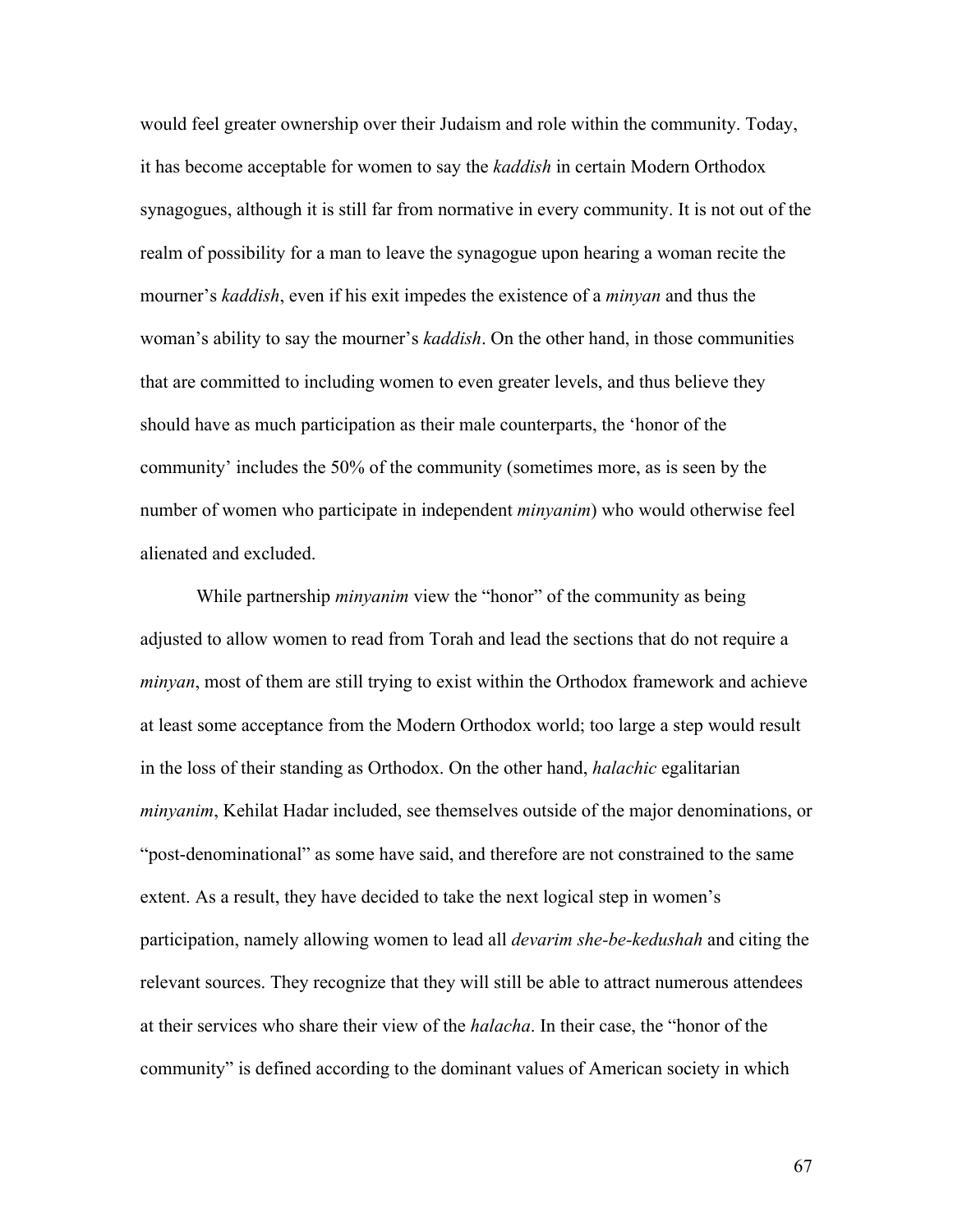would feel greater ownership over their Judaism and role within the community. Today, it has become acceptable for women to say the *kaddish* in certain Modern Orthodox synagogues, although it is still far from normative in every community. It is not out of the realm of possibility for a man to leave the synagogue upon hearing a woman recite the mourner's *kaddish*, even if his exit impedes the existence of a *minyan* and thus the woman's ability to say the mourner's *kaddish*. On the other hand, in those communities that are committed to including women to even greater levels, and thus believe they should have as much participation as their male counterparts, the 'honor of the community' includes the 50% of the community (sometimes more, as is seen by the number of women who participate in independent *minyanim*) who would otherwise feel alienated and excluded.

While partnership *minyanim* view the "honor" of the community as being adjusted to allow women to read from Torah and lead the sections that do not require a *minyan*, most of them are still trying to exist within the Orthodox framework and achieve at least some acceptance from the Modern Orthodox world; too large a step would result in the loss of their standing as Orthodox. On the other hand, *halachic* egalitarian *minyanim*, Kehilat Hadar included, see themselves outside of the major denominations, or "post-denominational" as some have said, and therefore are not constrained to the same extent. As a result, they have decided to take the next logical step in women's participation, namely allowing women to lead all *devarim she-be-kedushah* and citing the relevant sources. They recognize that they will still be able to attract numerous attendees at their services who share their view of the *halacha*. In their case, the "honor of the community" is defined according to the dominant values of American society in which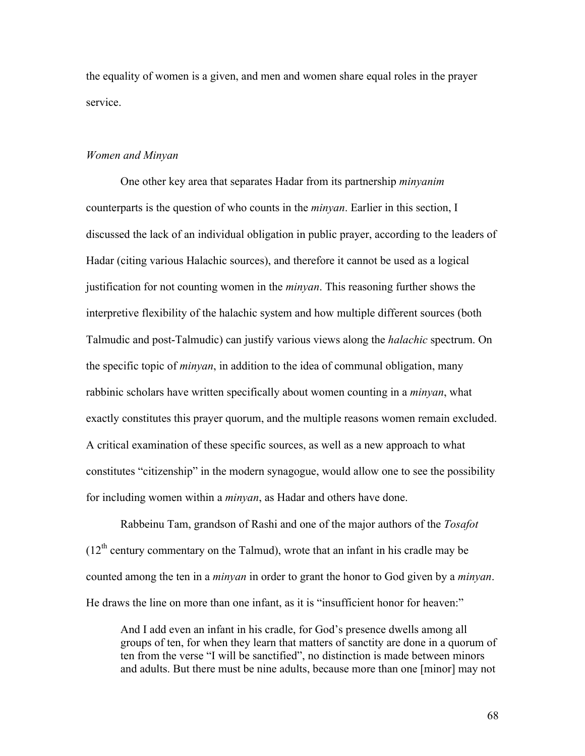the equality of women is a given, and men and women share equal roles in the prayer service.

### *Women and Minyan*

One other key area that separates Hadar from its partnership *minyanim* counterparts is the question of who counts in the *minyan*. Earlier in this section, I discussed the lack of an individual obligation in public prayer, according to the leaders of Hadar (citing various Halachic sources), and therefore it cannot be used as a logical justification for not counting women in the *minyan*. This reasoning further shows the interpretive flexibility of the halachic system and how multiple different sources (both Talmudic and post-Talmudic) can justify various views along the *halachic* spectrum. On the specific topic of *minyan*, in addition to the idea of communal obligation, many rabbinic scholars have written specifically about women counting in a *minyan*, what exactly constitutes this prayer quorum, and the multiple reasons women remain excluded. A critical examination of these specific sources, as well as a new approach to what constitutes "citizenship" in the modern synagogue, would allow one to see the possibility for including women within a *minyan*, as Hadar and others have done.

Rabbeinu Tam, grandson of Rashi and one of the major authors of the *Tosafot* (12th century commentary on the Talmud), wrote that an infant in his cradle may be counted among the ten in a *minyan* in order to grant the honor to God given by a *minyan*. He draws the line on more than one infant, as it is "insufficient honor for heaven:"

> And I add even an infant in his cradle, for God's presence dwells among all groups of ten, for when they learn that matters of sanctity are done in a quorum of ten from the verse "I will be sanctified", no distinction is made between minors and adults. But there must be nine adults, because more than one [minor] may not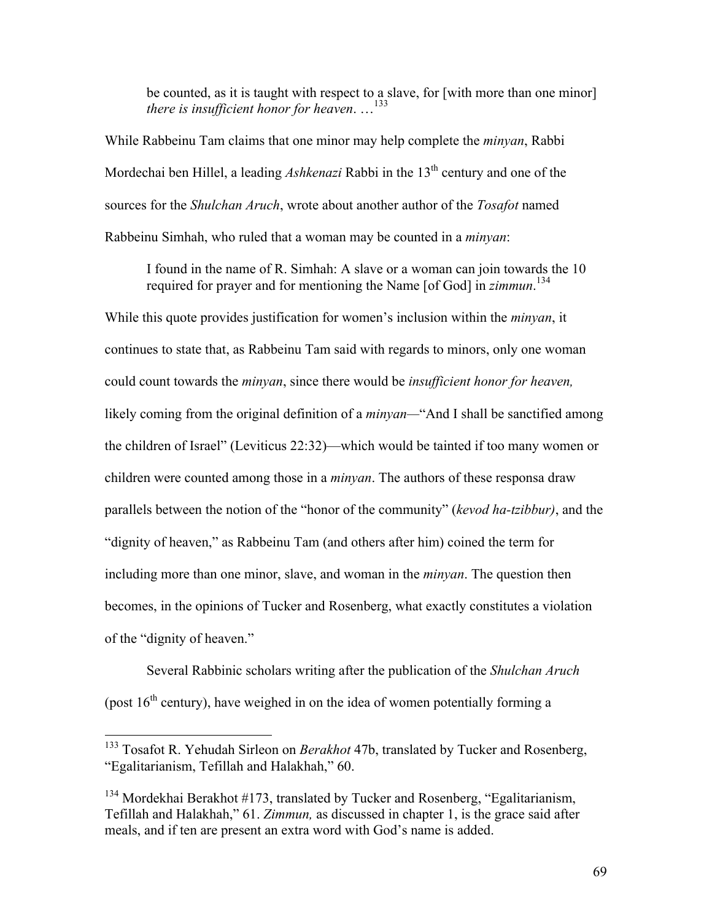> be counted, as it is taught with respect to a slave, for [with more than one minor] *there is insufficient honor for heaven*. …[133]

While Rabbeinu Tam claims that one minor may help complete the *minyan*, Rabbi Mordechai ben Hillel, a leading *Ashkenazi* Rabbi in the 13th century and one of the sources for the *Shulchan Aruch*, wrote about another author of the *Tosafot* named Rabbeinu Simhah, who ruled that a woman may be counted in a *minyan*:

> I found in the name of R. Simhah: A slave or a woman can join towards the 10 required for prayer and for mentioning the Name [of God] in *zimmun*.[134]

While this quote provides justification for women's inclusion within the *minyan*, it continues to state that, as Rabbeinu Tam said with regards to minors, only one woman could count towards the *minyan*, since there would be *insufficient honor for heaven,* likely coming from the original definition of a *minyan*—"And I shall be sanctified among the children of Israel" (Leviticus 22:32)—which would be tainted if too many women or children were counted among those in a *minyan*. The authors of these responsa draw parallels between the notion of the "honor of the community" (*kevod ha-tzibbur)*, and the "dignity of heaven," as Rabbeinu Tam (and others after him) coined the term for including more than one minor, slave, and woman in the *minyan*. The question then becomes, in the opinions of Tucker and Rosenberg, what exactly constitutes a violation of the "dignity of heaven."

Several Rabbinic scholars writing after the publication of the *Shulchan Aruch* (post 16th century), have weighed in on the idea of women potentially forming a

---

[133] Tosafot R. Yehudah Sirleon on *Berakhot* 47b, translated by Tucker and Rosenberg, "Egalitarianism, Tefillah and Halakhah," 60.

[134] Mordekhai Berakhot #173, translated by Tucker and Rosenberg, "Egalitarianism, Tefillah and Halakhah," 61. *Zimmun,* as discussed in chapter 1, is the grace said after meals, and if ten are present an extra word with God's name is added.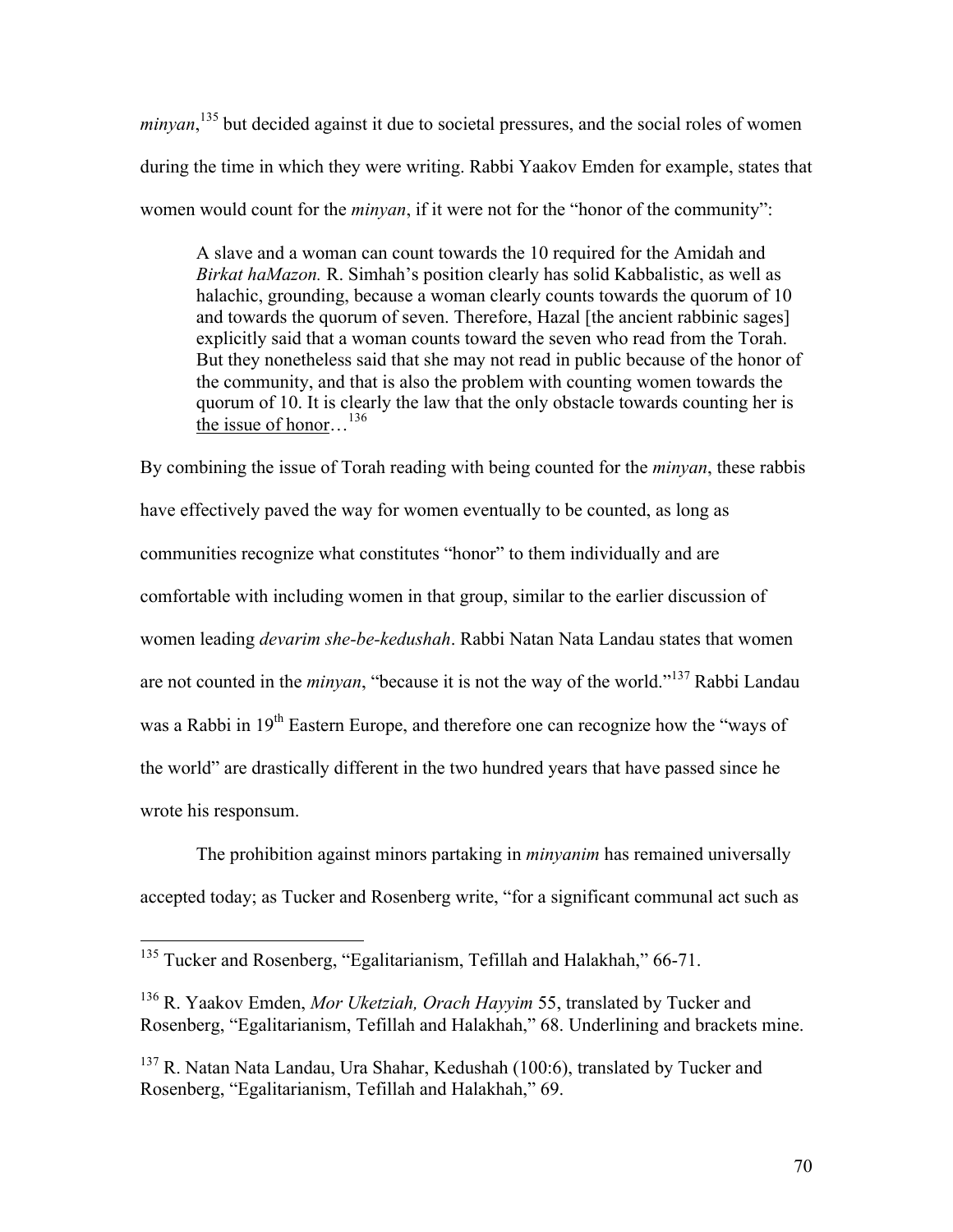*minyan*,[135] but decided against it due to societal pressures, and the social roles of women during the time in which they were writing. Rabbi Yaakov Emden for example, states that women would count for the *minyan*, if it were not for the "honor of the community":

> A slave and a woman can count towards the 10 required for the Amidah and *Birkat haMazon.* R. Simhah's position clearly has solid Kabbalistic, as well as halachic, grounding, because a woman clearly counts towards the quorum of 10 and towards the quorum of seven. Therefore, Hazal [the ancient rabbinic sages] explicitly said that a woman counts toward the seven who read from the Torah. But they nonetheless said that she may not read in public because of the honor of the community, and that is also the problem with counting women towards the quorum of 10. It is clearly the law that the only obstacle towards counting her is <u>the issue of honor</u>…[136]

By combining the issue of Torah reading with being counted for the *minyan*, these rabbis have effectively paved the way for women eventually to be counted, as long as communities recognize what constitutes "honor" to them individually and are comfortable with including women in that group, similar to the earlier discussion of women leading *devarim she-be-kedushah*. Rabbi Natan Nata Landau states that women are not counted in the *minyan*, "because it is not the way of the world."[137] Rabbi Landau was a Rabbi in 19th Eastern Europe, and therefore one can recognize how the "ways of the world" are drastically different in the two hundred years that have passed since he wrote his responsum.

The prohibition against minors partaking in *minyanim* has remained universally accepted today; as Tucker and Rosenberg write, "for a significant communal act such as

---

[135] Tucker and Rosenberg, "Egalitarianism, Tefillah and Halakhah," 66-71.

[136] R. Yaakov Emden, *Mor Uketziah, Orach Hayyim* 55, translated by Tucker and Rosenberg, "Egalitarianism, Tefillah and Halakhah," 68. Underlining and brackets mine.

[137] R. Natan Nata Landau, Ura Shahar, Kedushah (100:6), translated by Tucker and Rosenberg, "Egalitarianism, Tefillah and Halakhah," 69.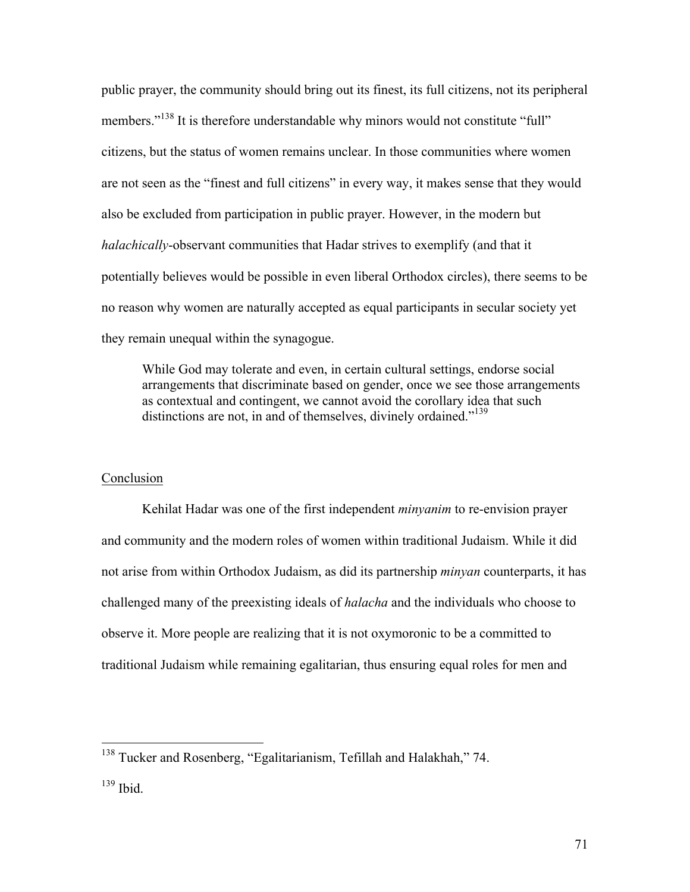public prayer, the community should bring out its finest, its full citizens, not its peripheral members."[138] It is therefore understandable why minors would not constitute "full" citizens, but the status of women remains unclear. In those communities where women are not seen as the "finest and full citizens" in every way, it makes sense that they would also be excluded from participation in public prayer. However, in the modern but *halachically*-observant communities that Hadar strives to exemplify (and that it potentially believes would be possible in even liberal Orthodox circles), there seems to be no reason why women are naturally accepted as equal participants in secular society yet they remain unequal within the synagogue.

> While God may tolerate and even, in certain cultural settings, endorse social arrangements that discriminate based on gender, once we see those arrangements as contextual and contingent, we cannot avoid the corollary idea that such distinctions are not, in and of themselves, divinely ordained."[139]

## Conclusion

Kehilat Hadar was one of the first independent *minyanim* to re-envision prayer and community and the modern roles of women within traditional Judaism. While it did not arise from within Orthodox Judaism, as did its partnership *minyan* counterparts, it has challenged many of the preexisting ideals of *halacha* and the individuals who choose to observe it. More people are realizing that it is not oxymoronic to be a committed to traditional Judaism while remaining egalitarian, thus ensuring equal roles for men and

---

[138] Tucker and Rosenberg, "Egalitarianism, Tefillah and Halakhah," 74.

[139] Ibid.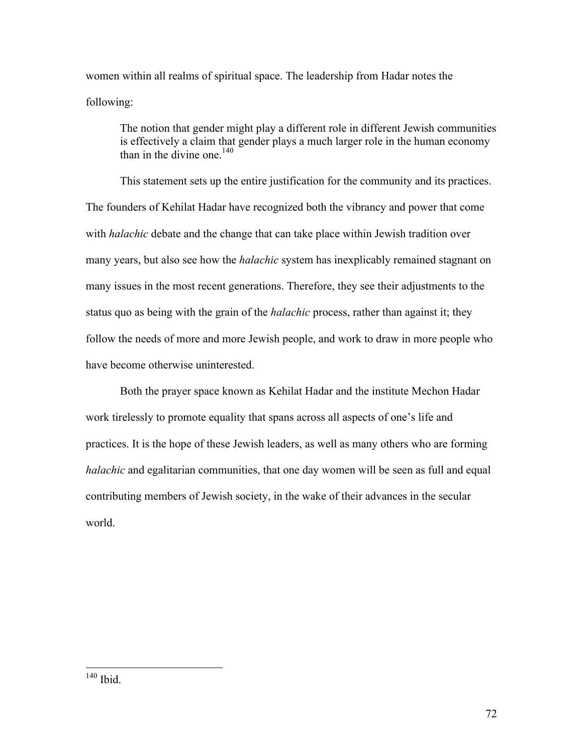women within all realms of spiritual space. The leadership from Hadar notes the following:

> The notion that gender might play a different role in different Jewish communities is effectively a claim that gender plays a much larger role in the human economy than in the divine one.[140]

This statement sets up the entire justification for the community and its practices. The founders of Kehilat Hadar have recognized both the vibrancy and power that come with *halachic* debate and the change that can take place within Jewish tradition over many years, but also see how the *halachic* system has inexplicably remained stagnant on many issues in the most recent generations. Therefore, they see their adjustments to the status quo as being with the grain of the *halachic* process, rather than against it; they follow the needs of more and more Jewish people, and work to draw in more people who have become otherwise uninterested.

Both the prayer space known as Kehilat Hadar and the institute Mechon Hadar work tirelessly to promote equality that spans across all aspects of one's life and practices. It is the hope of these Jewish leaders, as well as many others who are forming *halachic* and egalitarian communities, that one day women will be seen as full and equal contributing members of Jewish society, in the wake of their advances in the secular world.

---

[140] Ibid.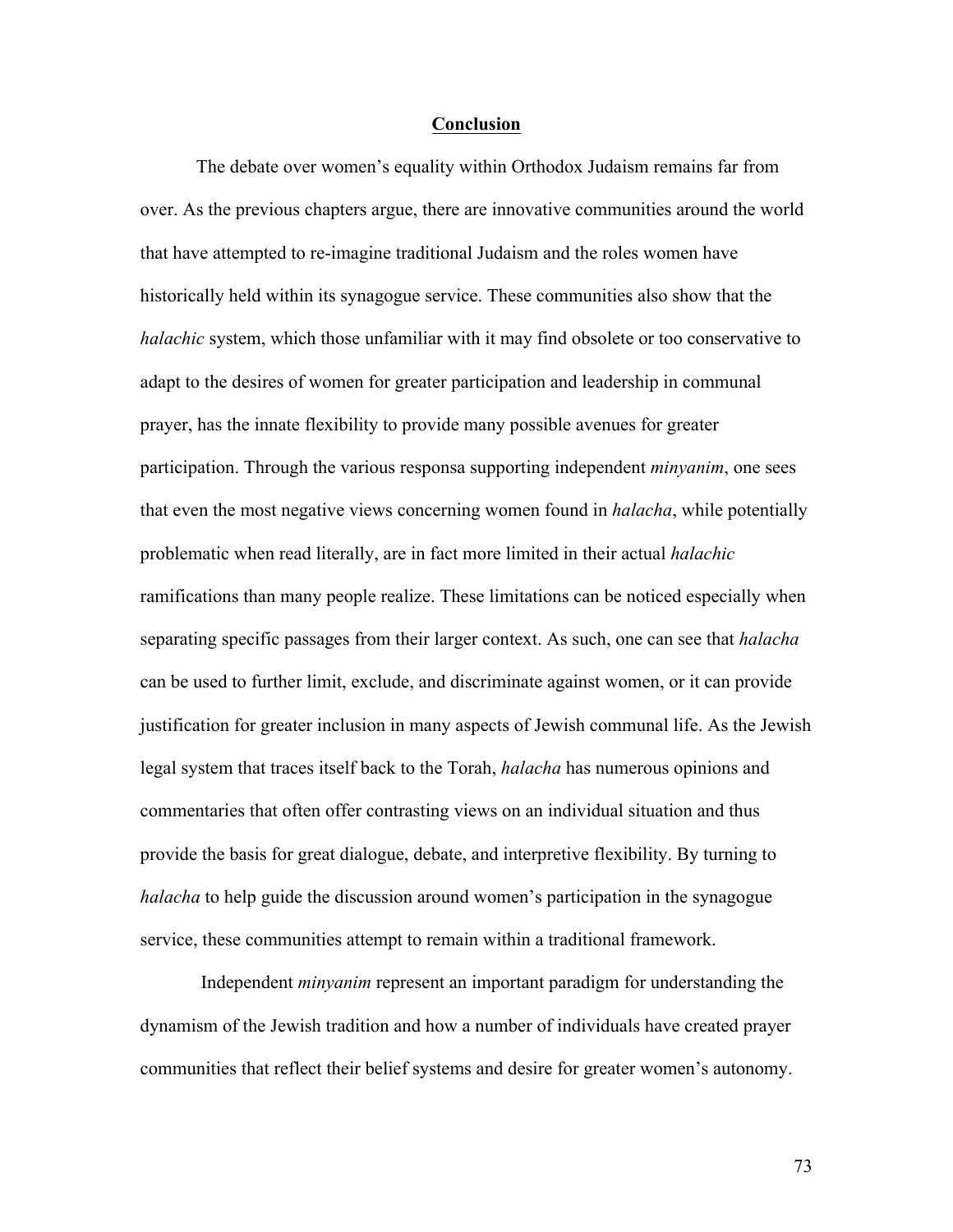# Conclusion

The debate over women's equality within Orthodox Judaism remains far from over. As the previous chapters argue, there are innovative communities around the world that have attempted to re-imagine traditional Judaism and the roles women have historically held within its synagogue service. These communities also show that the *halachic* system, which those unfamiliar with it may find obsolete or too conservative to adapt to the desires of women for greater participation and leadership in communal prayer, has the innate flexibility to provide many possible avenues for greater participation. Through the various responsa supporting independent *minyanim*, one sees that even the most negative views concerning women found in *halacha*, while potentially problematic when read literally, are in fact more limited in their actual *halachic* ramifications than many people realize. These limitations can be noticed especially when separating specific passages from their larger context. As such, one can see that *halacha* can be used to further limit, exclude, and discriminate against women, or it can provide justification for greater inclusion in many aspects of Jewish communal life. As the Jewish legal system that traces itself back to the Torah, *halacha* has numerous opinions and commentaries that often offer contrasting views on an individual situation and thus provide the basis for great dialogue, debate, and interpretive flexibility. By turning to *halacha* to help guide the discussion around women's participation in the synagogue service, these communities attempt to remain within a traditional framework.

Independent *minyanim* represent an important paradigm for understanding the dynamism of the Jewish tradition and how a number of individuals have created prayer communities that reflect their belief systems and desire for greater women's autonomy.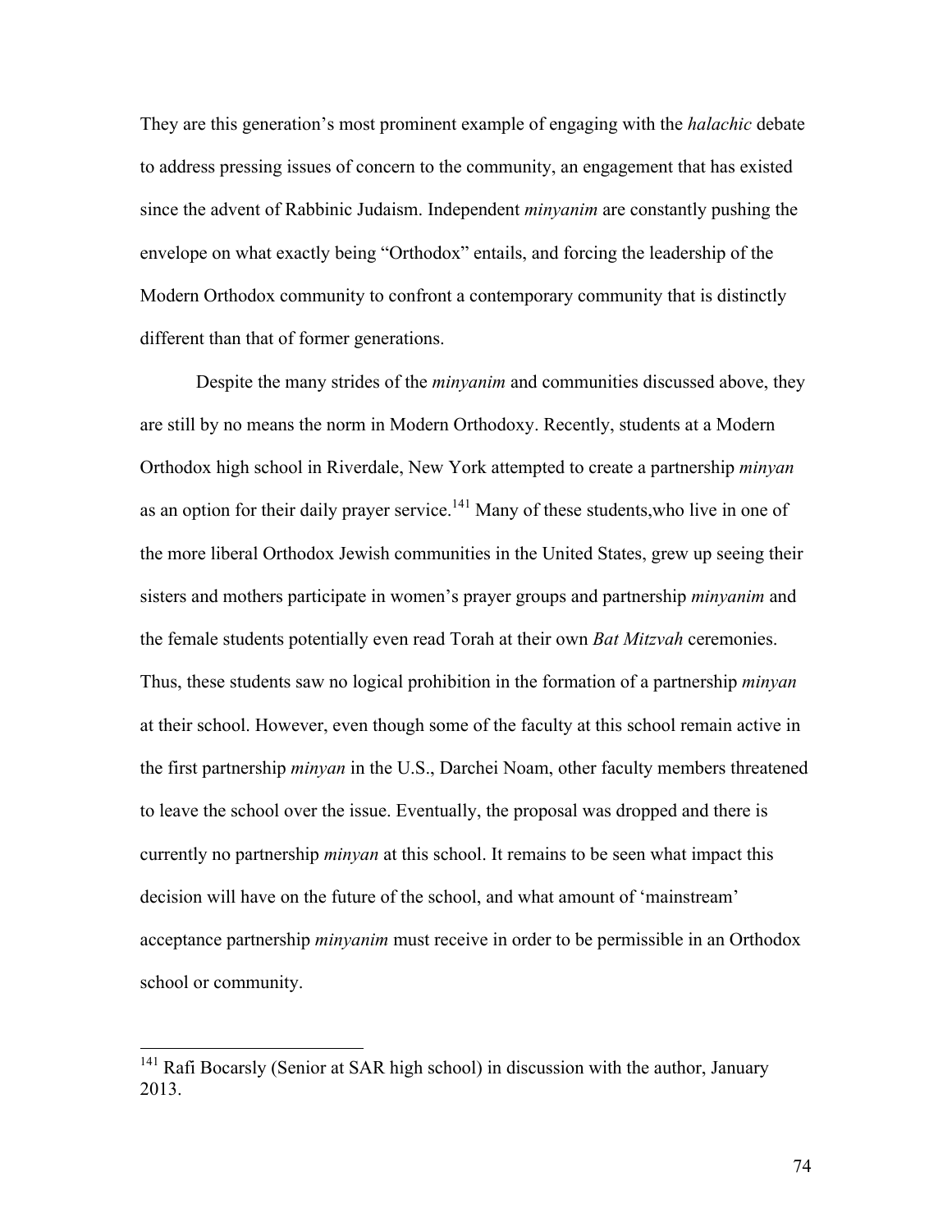They are this generation's most prominent example of engaging with the *halachic* debate to address pressing issues of concern to the community, an engagement that has existed since the advent of Rabbinic Judaism. Independent *minyanim* are constantly pushing the envelope on what exactly being "Orthodox" entails, and forcing the leadership of the Modern Orthodox community to confront a contemporary community that is distinctly different than that of former generations.

Despite the many strides of the *minyanim* and communities discussed above, they are still by no means the norm in Modern Orthodoxy. Recently, students at a Modern Orthodox high school in Riverdale, New York attempted to create a partnership *minyan* as an option for their daily prayer service.[141] Many of these students,who live in one of the more liberal Orthodox Jewish communities in the United States, grew up seeing their sisters and mothers participate in women's prayer groups and partnership *minyanim* and the female students potentially even read Torah at their own *Bat Mitzvah* ceremonies. Thus, these students saw no logical prohibition in the formation of a partnership *minyan* at their school. However, even though some of the faculty at this school remain active in the first partnership *minyan* in the U.S., Darchei Noam, other faculty members threatened to leave the school over the issue. Eventually, the proposal was dropped and there is currently no partnership *minyan* at this school. It remains to be seen what impact this decision will have on the future of the school, and what amount of 'mainstream' acceptance partnership *minyanim* must receive in order to be permissible in an Orthodox school or community.

---

[141] Rafi Bocarsly (Senior at SAR high school) in discussion with the author, January 2013.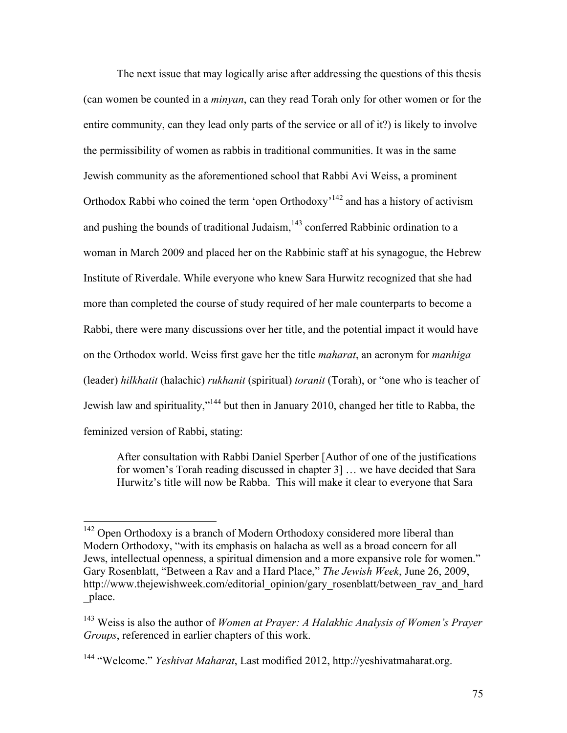The next issue that may logically arise after addressing the questions of this thesis (can women be counted in a *minyan*, can they read Torah only for other women or for the entire community, can they lead only parts of the service or all of it?) is likely to involve the permissibility of women as rabbis in traditional communities. It was in the same Jewish community as the aforementioned school that Rabbi Avi Weiss, a prominent Orthodox Rabbi who coined the term 'open Orthodoxy'[142] and has a history of activism and pushing the bounds of traditional Judaism,[143] conferred Rabbinic ordination to a woman in March 2009 and placed her on the Rabbinic staff at his synagogue, the Hebrew Institute of Riverdale. While everyone who knew Sara Hurwitz recognized that she had more than completed the course of study required of her male counterparts to become a Rabbi, there were many discussions over her title, and the potential impact it would have on the Orthodox world. Weiss first gave her the title *maharat*, an acronym for *manhiga* (leader) *hilkhatit* (halachic) *rukhanit* (spiritual) *toranit* (Torah), or "one who is teacher of Jewish law and spirituality,"[144] but then in January 2010, changed her title to Rabba, the feminized version of Rabbi, stating:

> After consultation with Rabbi Daniel Sperber [Author of one of the justifications for women's Torah reading discussed in chapter 3] … we have decided that Sara Hurwitz's title will now be Rabba. This will make it clear to everyone that Sara

---

[142] Open Orthodoxy is a branch of Modern Orthodoxy considered more liberal than Modern Orthodoxy, "with its emphasis on halacha as well as a broad concern for all Jews, intellectual openness, a spiritual dimension and a more expansive role for women." Gary Rosenblatt, "Between a Rav and a Hard Place," *The Jewish Week*, June 26, 2009, http://www.thejewishweek.com/editorial_opinion/gary_rosenblatt/between_rav_and_hard_place.

[143] Weiss is also the author of *Women at Prayer: A Halakhic Analysis of Women's Prayer Groups*, referenced in earlier chapters of this work.

[144] "Welcome." *Yeshivat Maharat*, Last modified 2012, http://yeshivatmaharat.org.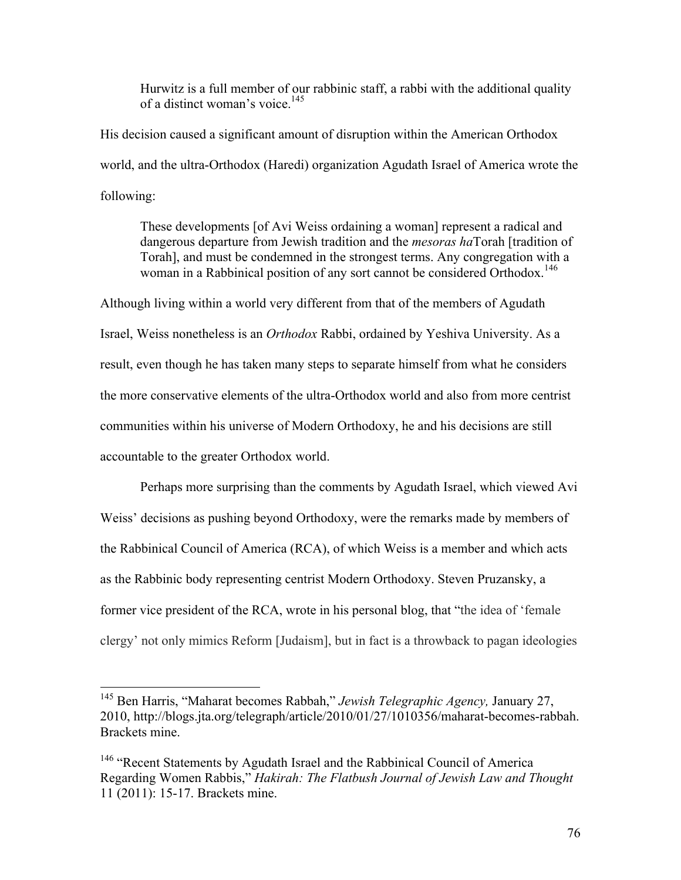> Hurwitz is a full member of our rabbinic staff, a rabbi with the additional quality of a distinct woman's voice.[145]

His decision caused a significant amount of disruption within the American Orthodox world, and the ultra-Orthodox (Haredi) organization Agudath Israel of America wrote the following:

> These developments [of Avi Weiss ordaining a woman] represent a radical and dangerous departure from Jewish tradition and the *mesoras ha*Torah [tradition of Torah], and must be condemned in the strongest terms. Any congregation with a woman in a Rabbinical position of any sort cannot be considered Orthodox.[146]

Although living within a world very different from that of the members of Agudath Israel, Weiss nonetheless is an *Orthodox* Rabbi, ordained by Yeshiva University. As a result, even though he has taken many steps to separate himself from what he considers the more conservative elements of the ultra-Orthodox world and also from more centrist communities within his universe of Modern Orthodoxy, he and his decisions are still accountable to the greater Orthodox world.

Perhaps more surprising than the comments by Agudath Israel, which viewed Avi Weiss' decisions as pushing beyond Orthodoxy, were the remarks made by members of the Rabbinical Council of America (RCA), of which Weiss is a member and which acts as the Rabbinic body representing centrist Modern Orthodoxy. Steven Pruzansky, a former vice president of the RCA, wrote in his personal blog, that "the idea of 'female clergy' not only mimics Reform [Judaism], but in fact is a throwback to pagan ideologies

---

[145] Ben Harris, "Maharat becomes Rabbah," *Jewish Telegraphic Agency,* January 27, 2010, http://blogs.jta.org/telegraph/article/2010/01/27/1010356/maharat-becomes-rabbah. Brackets mine.

[146] "Recent Statements by Agudath Israel and the Rabbinical Council of America Regarding Women Rabbis," *Hakirah: The Flatbush Journal of Jewish Law and Thought* 11 (2011): 15-17. Brackets mine.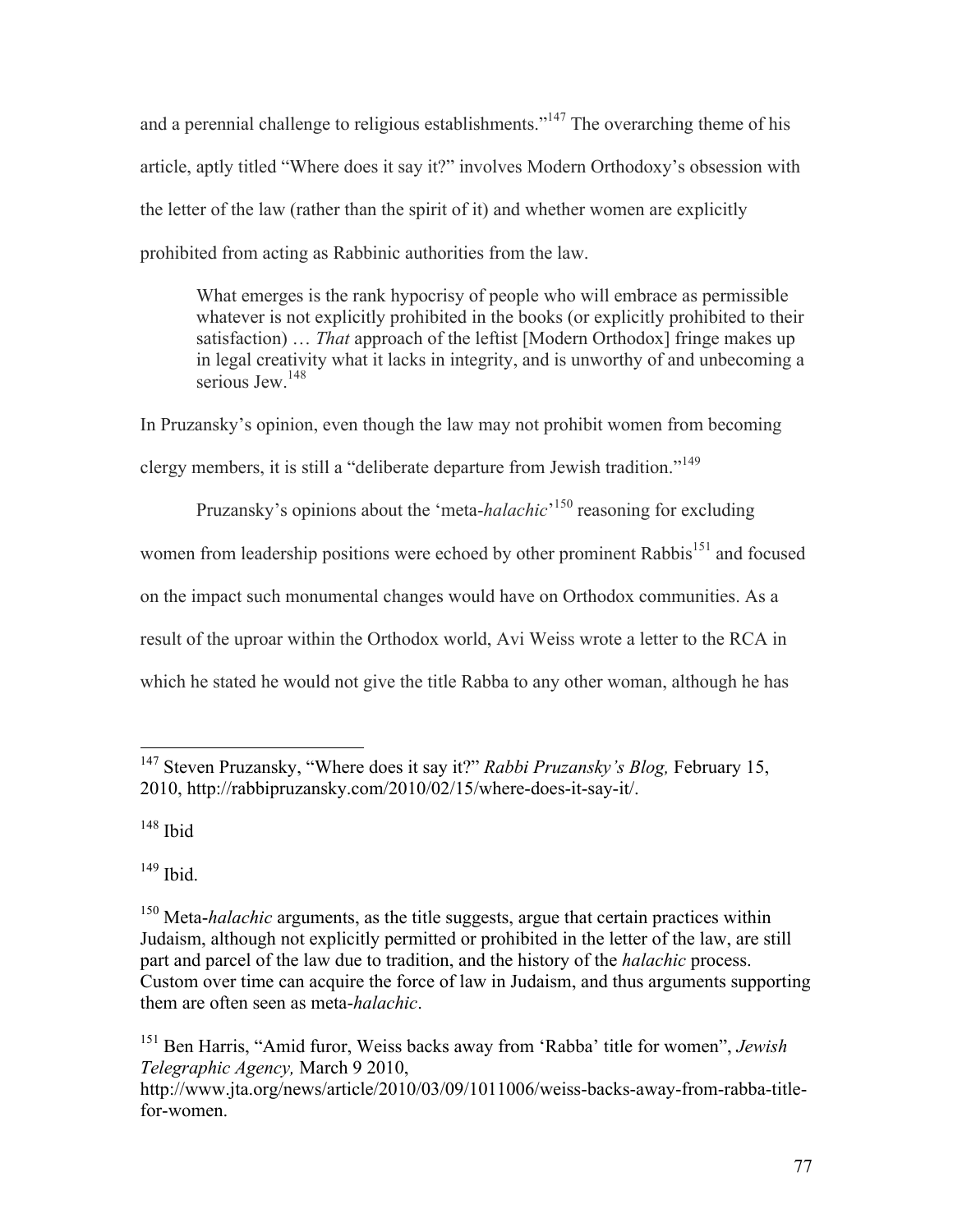and a perennial challenge to religious establishments."[147] The overarching theme of his article, aptly titled "Where does it say it?" involves Modern Orthodoxy's obsession with the letter of the law (rather than the spirit of it) and whether women are explicitly prohibited from acting as Rabbinic authorities from the law.

> What emerges is the rank hypocrisy of people who will embrace as permissible whatever is not explicitly prohibited in the books (or explicitly prohibited to their satisfaction) … *That* approach of the leftist [Modern Orthodox] fringe makes up in legal creativity what it lacks in integrity, and is unworthy of and unbecoming a serious Jew.[148]

In Pruzansky's opinion, even though the law may not prohibit women from becoming clergy members, it is still a "deliberate departure from Jewish tradition."[149]

Pruzansky's opinions about the 'meta-*halachic*'[150] reasoning for excluding women from leadership positions were echoed by other prominent Rabbis[151] and focused on the impact such monumental changes would have on Orthodox communities. As a result of the uproar within the Orthodox world, Avi Weiss wrote a letter to the RCA in which he stated he would not give the title Rabba to any other woman, although he has

---

[147] Steven Pruzansky, "Where does it say it?" *Rabbi Pruzansky's Blog,* February 15, 2010, http://rabbipruzansky.com/2010/02/15/where-does-it-say-it/.

[148] Ibid

[149] Ibid.

[150] Meta-*halachic* arguments, as the title suggests, argue that certain practices within Judaism, although not explicitly permitted or prohibited in the letter of the law, are still part and parcel of the law due to tradition, and the history of the *halachic* process. Custom over time can acquire the force of law in Judaism, and thus arguments supporting them are often seen as meta-*halachic*.

[151] Ben Harris, "Amid furor, Weiss backs away from 'Rabba' title for women", *Jewish Telegraphic Agency,* March 9 2010, http://www.jta.org/news/article/2010/03/09/1011006/weiss-backs-away-from-rabba-title-for-women.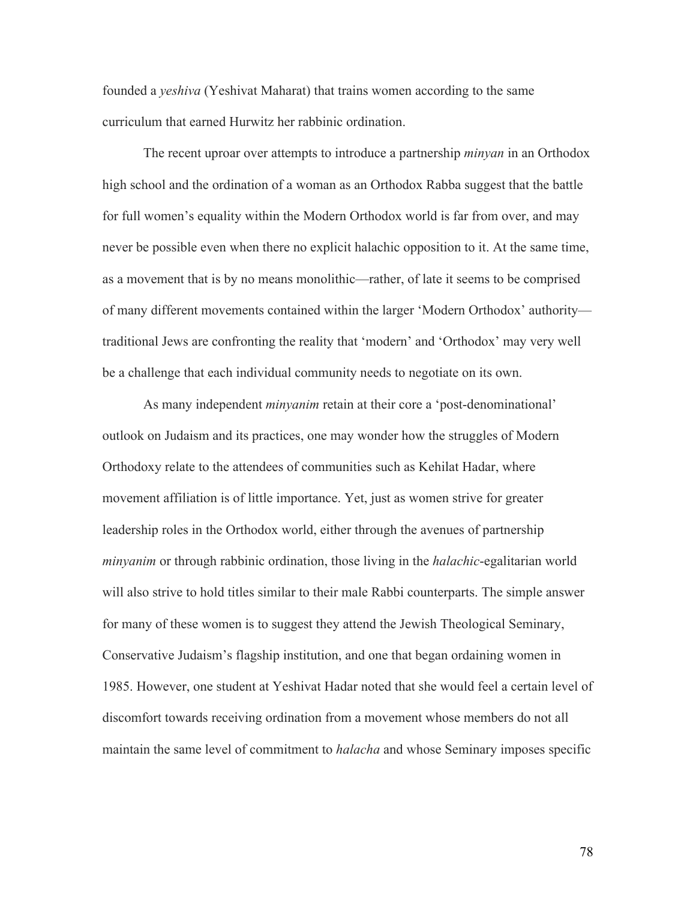founded a *yeshiva* (Yeshivat Maharat) that trains women according to the same curriculum that earned Hurwitz her rabbinic ordination.

The recent uproar over attempts to introduce a partnership *minyan* in an Orthodox high school and the ordination of a woman as an Orthodox Rabba suggest that the battle for full women's equality within the Modern Orthodox world is far from over, and may never be possible even when there no explicit halachic opposition to it. At the same time, as a movement that is by no means monolithic—rather, of late it seems to be comprised of many different movements contained within the larger 'Modern Orthodox' authority—traditional Jews are confronting the reality that 'modern' and 'Orthodox' may very well be a challenge that each individual community needs to negotiate on its own.

As many independent *minyanim* retain at their core a 'post-denominational' outlook on Judaism and its practices, one may wonder how the struggles of Modern Orthodoxy relate to the attendees of communities such as Kehilat Hadar, where movement affiliation is of little importance. Yet, just as women strive for greater leadership roles in the Orthodox world, either through the avenues of partnership *minyanim* or through rabbinic ordination, those living in the *halachic*-egalitarian world will also strive to hold titles similar to their male Rabbi counterparts. The simple answer for many of these women is to suggest they attend the Jewish Theological Seminary, Conservative Judaism's flagship institution, and one that began ordaining women in 1985. However, one student at Yeshivat Hadar noted that she would feel a certain level of discomfort towards receiving ordination from a movement whose members do not all maintain the same level of commitment to *halacha* and whose Seminary imposes specific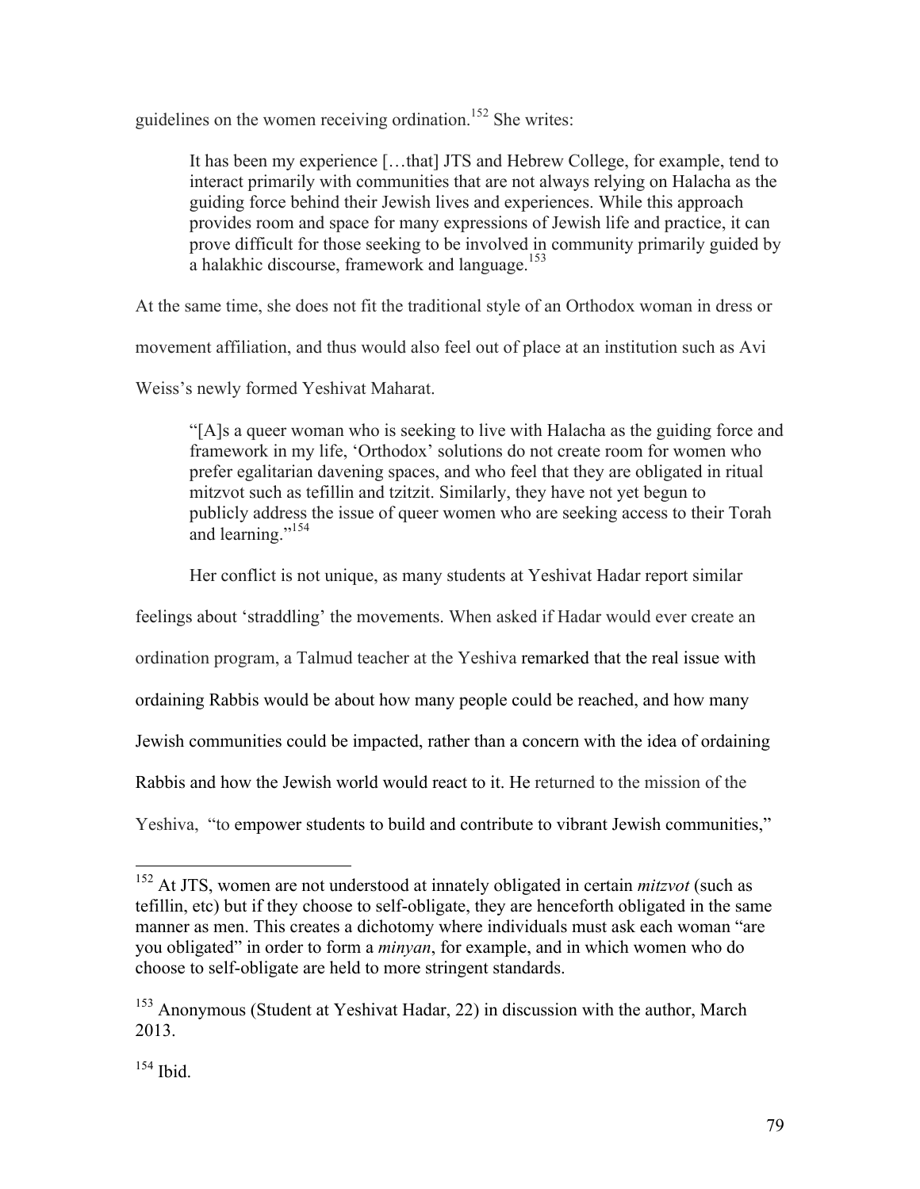guidelines on the women receiving ordination.[152] She writes:

> It has been my experience […that] JTS and Hebrew College, for example, tend to interact primarily with communities that are not always relying on Halacha as the guiding force behind their Jewish lives and experiences. While this approach provides room and space for many expressions of Jewish life and practice, it can prove difficult for those seeking to be involved in community primarily guided by a halakhic discourse, framework and language.[153]

At the same time, she does not fit the traditional style of an Orthodox woman in dress or movement affiliation, and thus would also feel out of place at an institution such as Avi Weiss's newly formed Yeshivat Maharat.

> "[A]s a queer woman who is seeking to live with Halacha as the guiding force and framework in my life, 'Orthodox' solutions do not create room for women who prefer egalitarian davening spaces, and who feel that they are obligated in ritual mitzvot such as tefillin and tzitzit. Similarly, they have not yet begun to publicly address the issue of queer women who are seeking access to their Torah and learning."[154]

Her conflict is not unique, as many students at Yeshivat Hadar report similar feelings about 'straddling' the movements. When asked if Hadar would ever create an ordination program, a Talmud teacher at the Yeshiva remarked that the real issue with ordaining Rabbis would be about how many people could be reached, and how many Jewish communities could be impacted, rather than a concern with the idea of ordaining Rabbis and how the Jewish world would react to it. He returned to the mission of the Yeshiva, "to empower students to build and contribute to vibrant Jewish communities,"

---

[152] At JTS, women are not understood at innately obligated in certain *mitzvot* (such as tefillin, etc) but if they choose to self-obligate, they are henceforth obligated in the same manner as men. This creates a dichotomy where individuals must ask each woman "are you obligated" in order to form a *minyan*, for example, and in which women who do choose to self-obligate are held to more stringent standards.

[153] Anonymous (Student at Yeshivat Hadar, 22) in discussion with the author, March 2013.

[154] Ibid.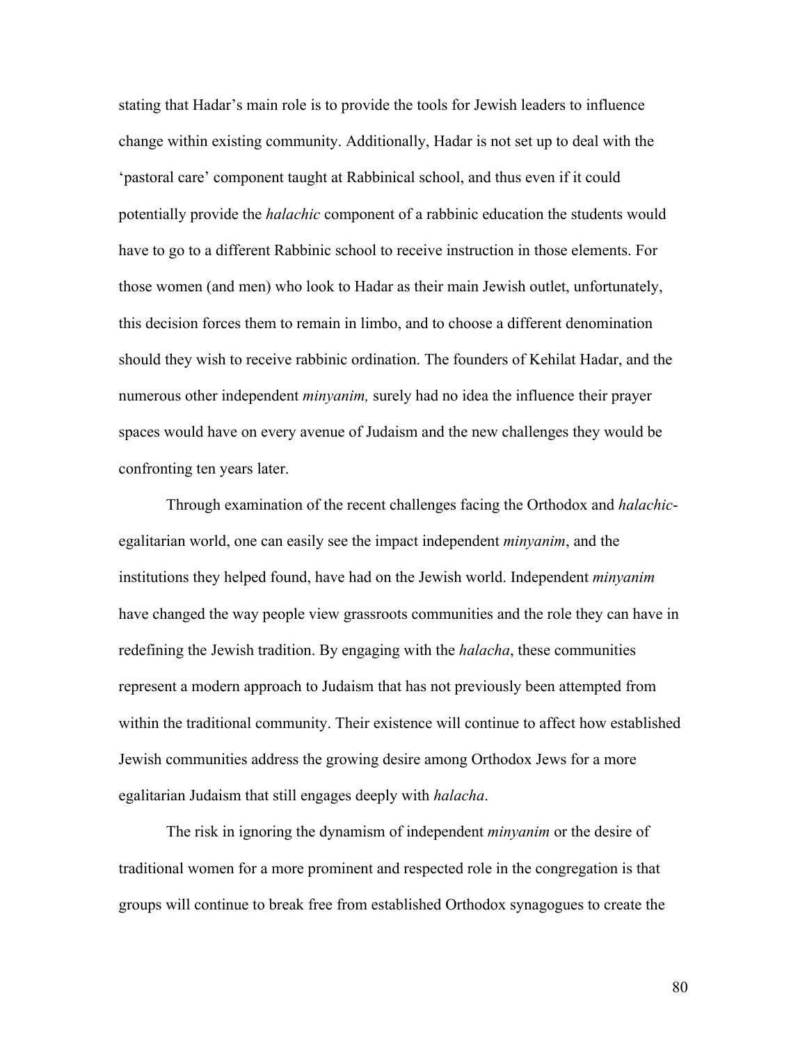stating that Hadar's main role is to provide the tools for Jewish leaders to influence change within existing community. Additionally, Hadar is not set up to deal with the 'pastoral care' component taught at Rabbinical school, and thus even if it could potentially provide the *halachic* component of a rabbinic education the students would have to go to a different Rabbinic school to receive instruction in those elements. For those women (and men) who look to Hadar as their main Jewish outlet, unfortunately, this decision forces them to remain in limbo, and to choose a different denomination should they wish to receive rabbinic ordination. The founders of Kehilat Hadar, and the numerous other independent *minyanim,* surely had no idea the influence their prayer spaces would have on every avenue of Judaism and the new challenges they would be confronting ten years later.

Through examination of the recent challenges facing the Orthodox and *halachic*-egalitarian world, one can easily see the impact independent *minyanim*, and the institutions they helped found, have had on the Jewish world. Independent *minyanim* have changed the way people view grassroots communities and the role they can have in redefining the Jewish tradition. By engaging with the *halacha*, these communities represent a modern approach to Judaism that has not previously been attempted from within the traditional community. Their existence will continue to affect how established Jewish communities address the growing desire among Orthodox Jews for a more egalitarian Judaism that still engages deeply with *halacha*.

The risk in ignoring the dynamism of independent *minyanim* or the desire of traditional women for a more prominent and respected role in the congregation is that groups will continue to break free from established Orthodox synagogues to create the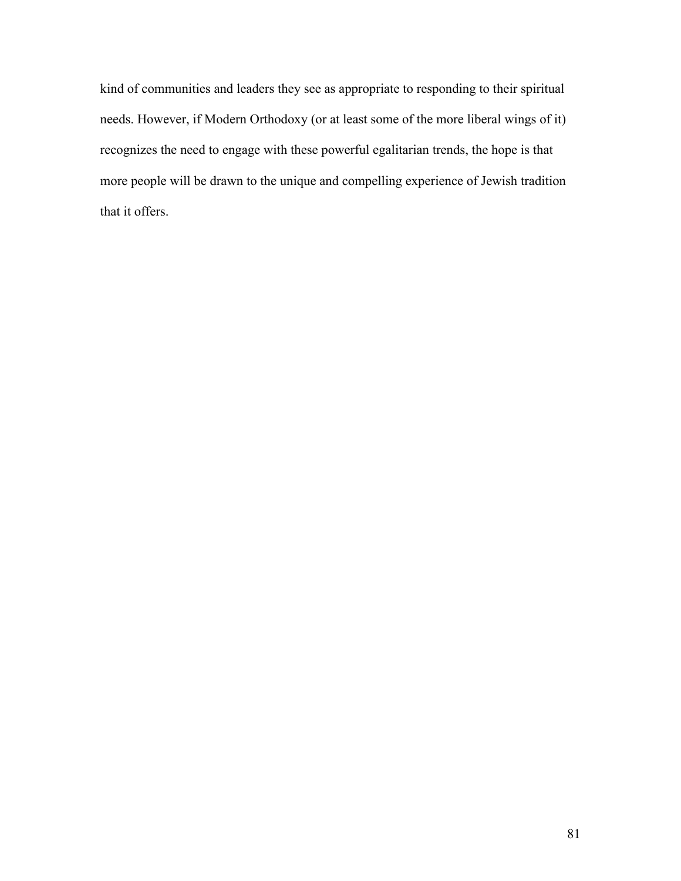kind of communities and leaders they see as appropriate to responding to their spiritual needs. However, if Modern Orthodoxy (or at least some of the more liberal wings of it) recognizes the need to engage with these powerful egalitarian trends, the hope is that more people will be drawn to the unique and compelling experience of Jewish tradition that it offers.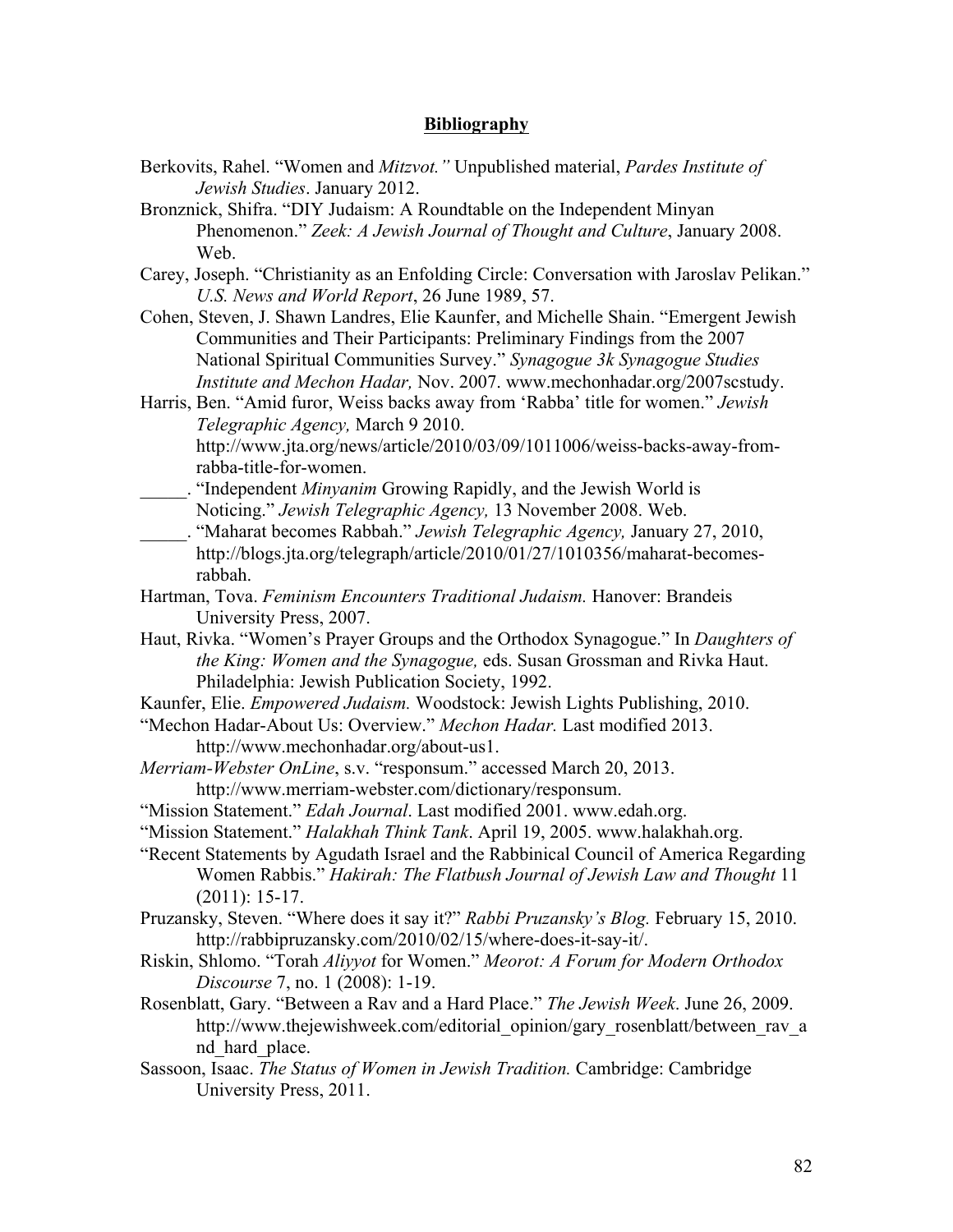## **Bibliography**

Berkovits, Rahel. "Women and *Mitzvot.*" Unpublished material, *Pardes Institute of Jewish Studies*. January 2012.

Bronznick, Shifra. "DIY Judaism: A Roundtable on the Independent Minyan Phenomenon." *Zeek: A Jewish Journal of Thought and Culture*, January 2008. Web.

Carey, Joseph. "Christianity as an Enfolding Circle: Conversation with Jaroslav Pelikan." *U.S. News and World Report*, 26 June 1989, 57.

Cohen, Steven, J. Shawn Landres, Elie Kaunfer, and Michelle Shain. "Emergent Jewish Communities and Their Participants: Preliminary Findings from the 2007 National Spiritual Communities Survey." *Synagogue 3k Synagogue Studies Institute and Mechon Hadar,* Nov. 2007. www.mechonhadar.org/2007scstudy.

Harris, Ben. "Amid furor, Weiss backs away from 'Rabba' title for women." *Jewish Telegraphic Agency,* March 9 2010. http://www.jta.org/news/article/2010/03/09/1011006/weiss-backs-away-from-rabba-title-for-women.

_____. "Independent *Minyanim* Growing Rapidly, and the Jewish World is Noticing." *Jewish Telegraphic Agency,* 13 November 2008. Web.

_____. "Maharat becomes Rabbah." *Jewish Telegraphic Agency,* January 27, 2010, http://blogs.jta.org/telegraph/article/2010/01/27/1010356/maharat-becomes-rabbah.

Hartman, Tova. *Feminism Encounters Traditional Judaism.* Hanover: Brandeis University Press, 2007.

Haut, Rivka. "Women's Prayer Groups and the Orthodox Synagogue." In *Daughters of the King: Women and the Synagogue,* eds. Susan Grossman and Rivka Haut. Philadelphia: Jewish Publication Society, 1992.

Kaunfer, Elie. *Empowered Judaism.* Woodstock: Jewish Lights Publishing, 2010.

"Mechon Hadar-About Us: Overview." *Mechon Hadar.* Last modified 2013. http://www.mechonhadar.org/about-us1.

*Merriam-Webster OnLine*, s.v. "responsum." accessed March 20, 2013. http://www.merriam-webster.com/dictionary/responsum.

"Mission Statement." *Edah Journal*. Last modified 2001. www.edah.org.

"Mission Statement." *Halakhah Think Tank*. April 19, 2005. www.halakhah.org.

"Recent Statements by Agudath Israel and the Rabbinical Council of America Regarding Women Rabbis." *Hakirah: The Flatbush Journal of Jewish Law and Thought* 11 (2011): 15-17.

Pruzansky, Steven. "Where does it say it?" *Rabbi Pruzansky's Blog.* February 15, 2010. http://rabbipruzansky.com/2010/02/15/where-does-it-say-it/.

Riskin, Shlomo. "Torah *Aliyyot* for Women." *Meorot: A Forum for Modern Orthodox Discourse* 7, no. 1 (2008): 1-19.

Rosenblatt, Gary. "Between a Rav and a Hard Place." *The Jewish Week*. June 26, 2009. http://www.thejewishweek.com/editorial_opinion/gary_rosenblatt/between_rav_and_hard_place.

Sassoon, Isaac. *The Status of Women in Jewish Tradition.* Cambridge: Cambridge University Press, 2011.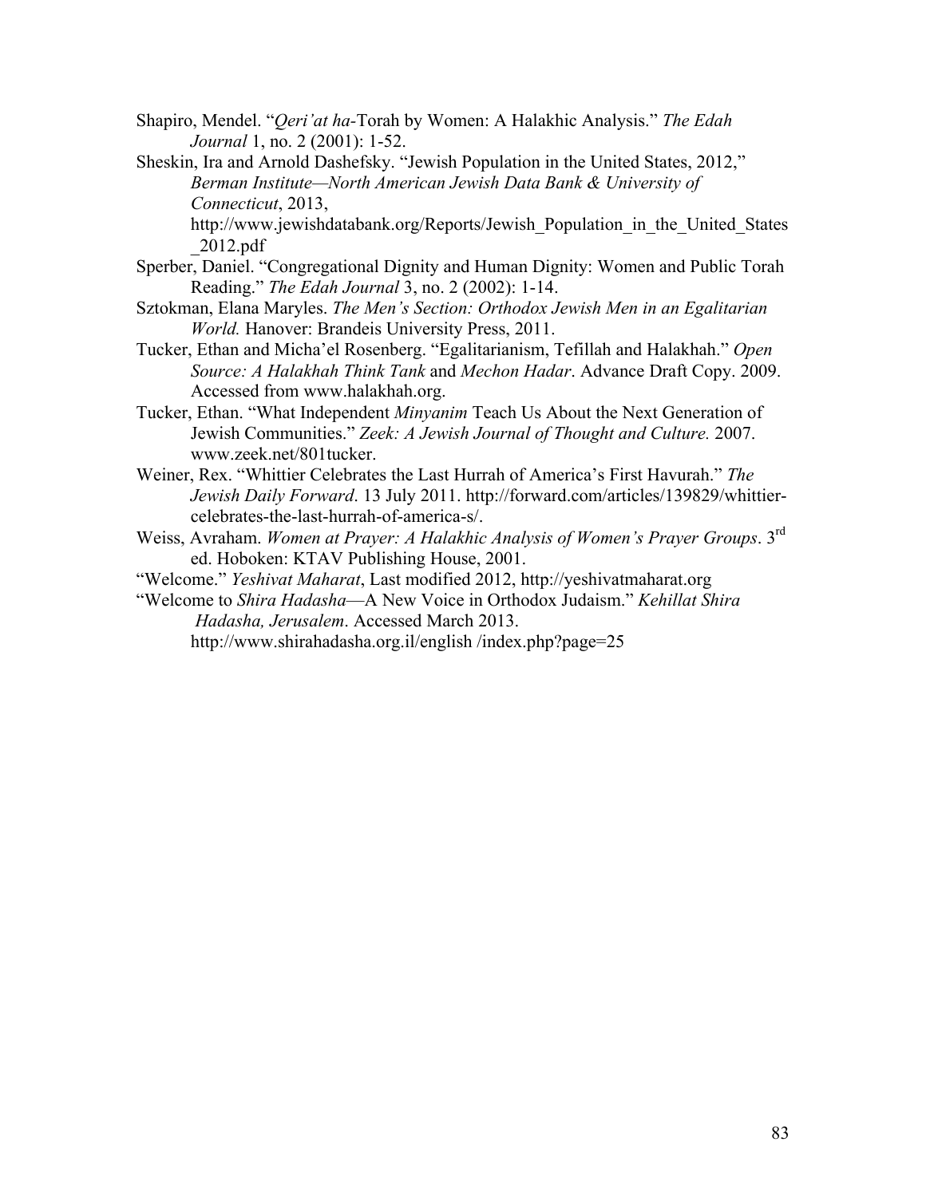Shapiro, Mendel. "*Qeri'at ha*-Torah by Women: A Halakhic Analysis." *The Edah Journal* 1, no. 2 (2001): 1-52.

Sheskin, Ira and Arnold Dashefsky. "Jewish Population in the United States, 2012," *Berman Institute—North American Jewish Data Bank & University of Connecticut*, 2013, http://www.jewishdatabank.org/Reports/Jewish_Population_in_the_United_States_2012.pdf

Sperber, Daniel. "Congregational Dignity and Human Dignity: Women and Public Torah Reading." *The Edah Journal* 3, no. 2 (2002): 1-14.

Sztokman, Elana Maryles. *The Men's Section: Orthodox Jewish Men in an Egalitarian World.* Hanover: Brandeis University Press, 2011.

Tucker, Ethan and Micha'el Rosenberg. "Egalitarianism, Tefillah and Halakhah." *Open Source: A Halakhah Think Tank* and *Mechon Hadar*. Advance Draft Copy. 2009. Accessed from www.halakhah.org.

Tucker, Ethan. "What Independent *Minyanim* Teach Us About the Next Generation of Jewish Communities." *Zeek: A Jewish Journal of Thought and Culture.* 2007. www.zeek.net/801tucker.

Weiner, Rex. "Whittier Celebrates the Last Hurrah of America's First Havurah." *The Jewish Daily Forward*. 13 July 2011. http://forward.com/articles/139829/whittier-celebrates-the-last-hurrah-of-america-s/.

Weiss, Avraham. *Women at Prayer: A Halakhic Analysis of Women's Prayer Groups*. 3rd ed. Hoboken: KTAV Publishing House, 2001.

"Welcome." *Yeshivat Maharat*, Last modified 2012, http://yeshivatmaharat.org

"Welcome to *Shira Hadasha*—A New Voice in Orthodox Judaism." *Kehillat Shira Hadasha, Jerusalem*. Accessed March 2013. http://www.shirahadasha.org.il/english /index.php?page=25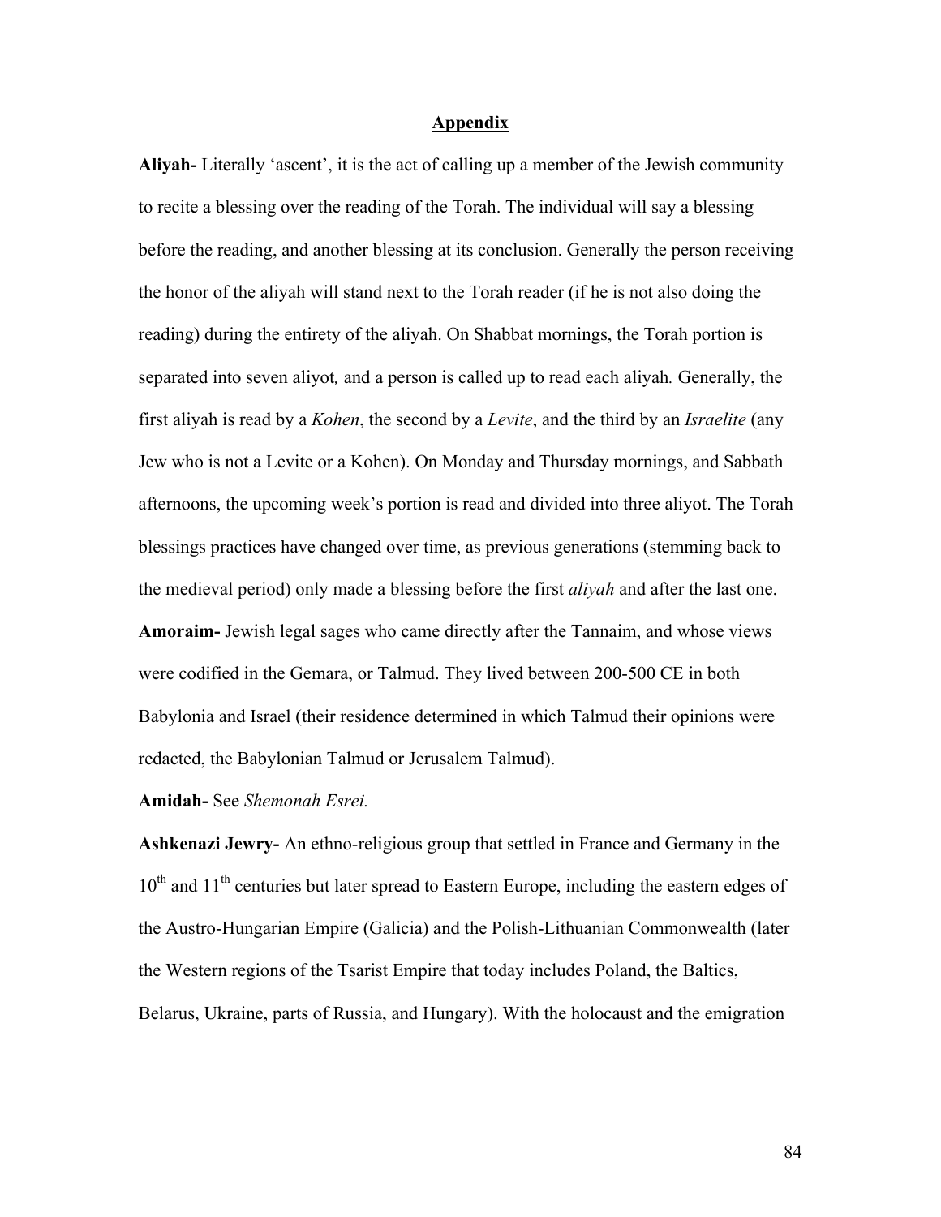## Appendix

**Aliyah-** Literally 'ascent', it is the act of calling up a member of the Jewish community to recite a blessing over the reading of the Torah. The individual will say a blessing before the reading, and another blessing at its conclusion. Generally the person receiving the honor of the aliyah will stand next to the Torah reader (if he is not also doing the reading) during the entirety of the aliyah. On Shabbat mornings, the Torah portion is separated into seven aliyot*,* and a person is called up to read each aliyah*.* Generally, the first aliyah is read by a *Kohen*, the second by a *Levite*, and the third by an *Israelite* (any Jew who is not a Levite or a Kohen). On Monday and Thursday mornings, and Sabbath afternoons, the upcoming week's portion is read and divided into three aliyot. The Torah blessings practices have changed over time, as previous generations (stemming back to the medieval period) only made a blessing before the first *aliyah* and after the last one.

**Amoraim-** Jewish legal sages who came directly after the Tannaim, and whose views were codified in the Gemara, or Talmud. They lived between 200-500 CE in both Babylonia and Israel (their residence determined in which Talmud their opinions were redacted, the Babylonian Talmud or Jerusalem Talmud).

**Amidah-** See *Shemonah Esrei.*

**Ashkenazi Jewry-** An ethno-religious group that settled in France and Germany in the 10th and 11th centuries but later spread to Eastern Europe, including the eastern edges of the Austro-Hungarian Empire (Galicia) and the Polish-Lithuanian Commonwealth (later the Western regions of the Tsarist Empire that today includes Poland, the Baltics, Belarus, Ukraine, parts of Russia, and Hungary). With the holocaust and the emigration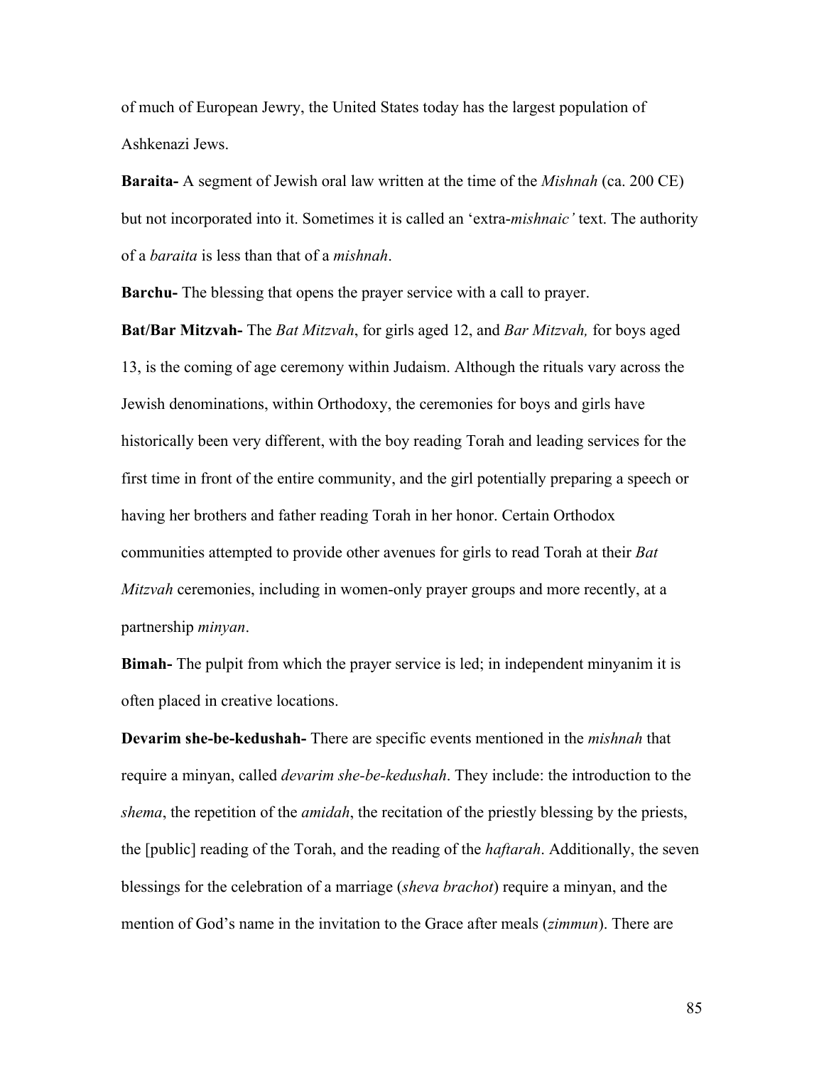of much of European Jewry, the United States today has the largest population of Ashkenazi Jews.

**Baraita-** A segment of Jewish oral law written at the time of the *Mishnah* (ca. 200 CE) but not incorporated into it. Sometimes it is called an 'extra-*mishnaic'* text. The authority of a *baraita* is less than that of a *mishnah*.

**Barchu-** The blessing that opens the prayer service with a call to prayer.

**Bat/Bar Mitzvah-** The *Bat Mitzvah*, for girls aged 12, and *Bar Mitzvah,* for boys aged 13, is the coming of age ceremony within Judaism. Although the rituals vary across the Jewish denominations, within Orthodoxy, the ceremonies for boys and girls have historically been very different, with the boy reading Torah and leading services for the first time in front of the entire community, and the girl potentially preparing a speech or having her brothers and father reading Torah in her honor. Certain Orthodox communities attempted to provide other avenues for girls to read Torah at their *Bat Mitzvah* ceremonies, including in women-only prayer groups and more recently, at a partnership *minyan*.

**Bimah-** The pulpit from which the prayer service is led; in independent minyanim it is often placed in creative locations.

**Devarim she-be-kedushah-** There are specific events mentioned in the *mishnah* that require a minyan, called *devarim she-be-kedushah*. They include: the introduction to the *shema*, the repetition of the *amidah*, the recitation of the priestly blessing by the priests, the [public] reading of the Torah, and the reading of the *haftarah*. Additionally, the seven blessings for the celebration of a marriage (*sheva brachot*) require a minyan, and the mention of God's name in the invitation to the Grace after meals (*zimmun*). There are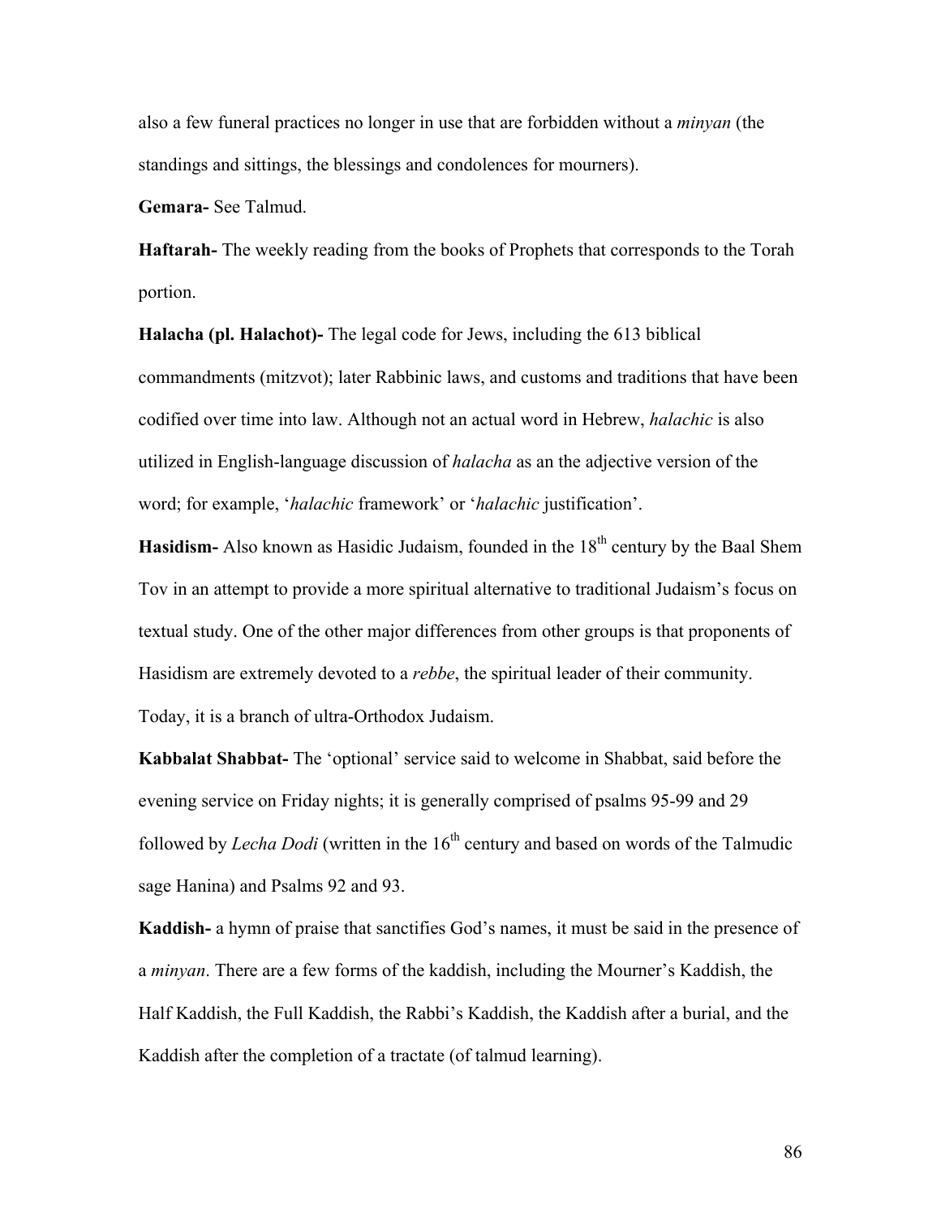also a few funeral practices no longer in use that are forbidden without a *minyan* (the standings and sittings, the blessings and condolences for mourners).

**Gemara-** See Talmud.

**Haftarah-** The weekly reading from the books of Prophets that corresponds to the Torah portion.

**Halacha (pl. Halachot)-** The legal code for Jews, including the 613 biblical commandments (mitzvot); later Rabbinic laws, and customs and traditions that have been codified over time into law. Although not an actual word in Hebrew, *halachic* is also utilized in English-language discussion of *halacha* as an the adjective version of the word; for example, '*halachic* framework' or '*halachic* justification'.

**Hasidism-** Also known as Hasidic Judaism, founded in the 18th century by the Baal Shem Tov in an attempt to provide a more spiritual alternative to traditional Judaism's focus on textual study. One of the other major differences from other groups is that proponents of Hasidism are extremely devoted to a *rebbe*, the spiritual leader of their community. Today, it is a branch of ultra-Orthodox Judaism.

**Kabbalat Shabbat-** The 'optional' service said to welcome in Shabbat, said before the evening service on Friday nights; it is generally comprised of psalms 95-99 and 29 followed by *Lecha Dodi* (written in the 16th century and based on words of the Talmudic sage Hanina) and Psalms 92 and 93.

**Kaddish-** a hymn of praise that sanctifies God's names, it must be said in the presence of a *minyan*. There are a few forms of the kaddish, including the Mourner's Kaddish, the Half Kaddish, the Full Kaddish, the Rabbi's Kaddish, the Kaddish after a burial, and the Kaddish after the completion of a tractate (of talmud learning).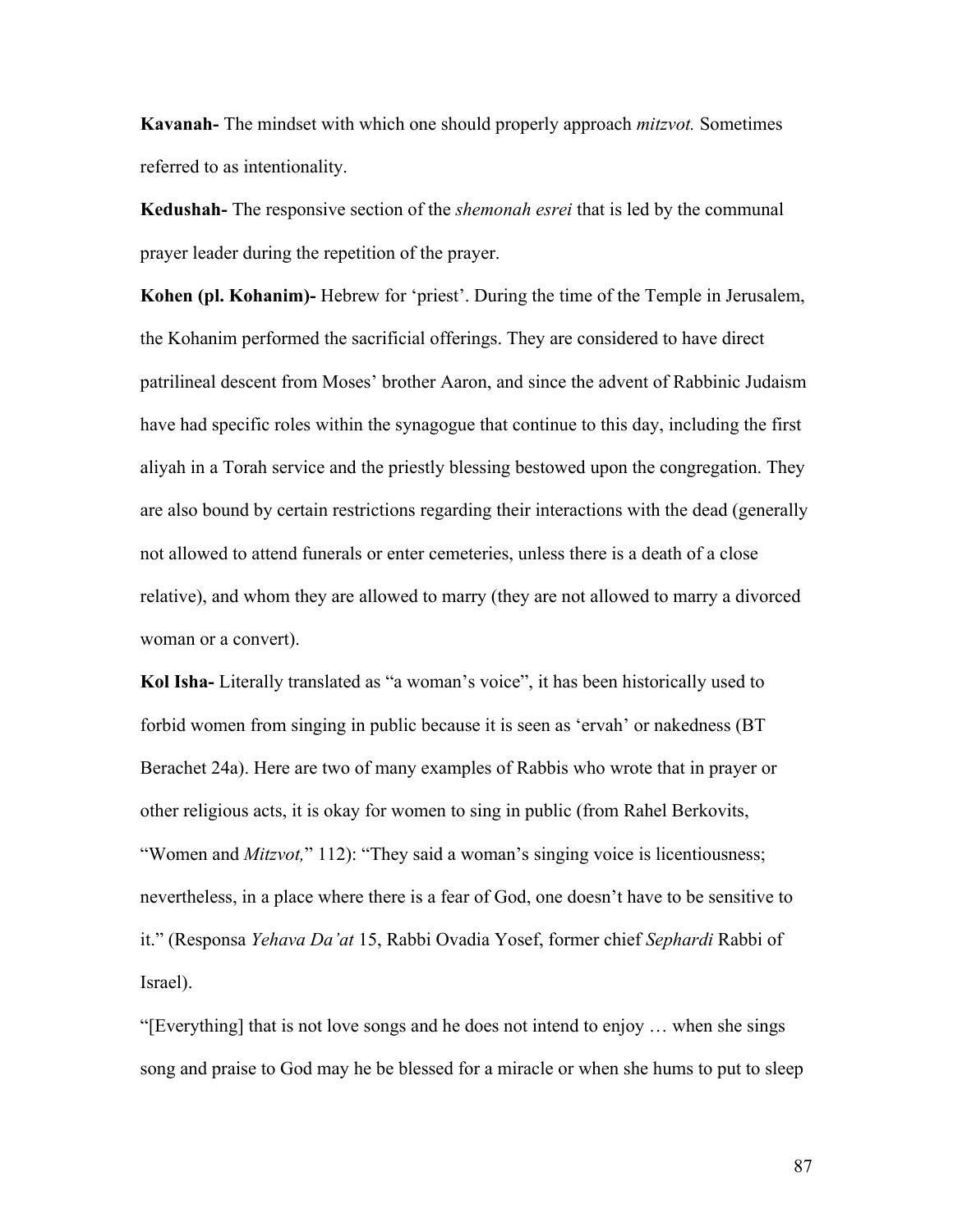**Kavanah-** The mindset with which one should properly approach *mitzvot.* Sometimes referred to as intentionality.

**Kedushah-** The responsive section of the *shemonah esrei* that is led by the communal prayer leader during the repetition of the prayer.

**Kohen (pl. Kohanim)-** Hebrew for 'priest'. During the time of the Temple in Jerusalem, the Kohanim performed the sacrificial offerings. They are considered to have direct patrilineal descent from Moses' brother Aaron, and since the advent of Rabbinic Judaism have had specific roles within the synagogue that continue to this day, including the first aliyah in a Torah service and the priestly blessing bestowed upon the congregation. They are also bound by certain restrictions regarding their interactions with the dead (generally not allowed to attend funerals or enter cemeteries, unless there is a death of a close relative), and whom they are allowed to marry (they are not allowed to marry a divorced woman or a convert).

**Kol Isha-** Literally translated as "a woman's voice", it has been historically used to forbid women from singing in public because it is seen as 'ervah' or nakedness (BT Berachet 24a). Here are two of many examples of Rabbis who wrote that in prayer or other religious acts, it is okay for women to sing in public (from Rahel Berkovits, "Women and *Mitzvot,*" 112): "They said a woman's singing voice is licentiousness; nevertheless, in a place where there is a fear of God, one doesn't have to be sensitive to it." (Responsa *Yehava Da'at* 15, Rabbi Ovadia Yosef, former chief *Sephardi* Rabbi of Israel).

"[Everything] that is not love songs and he does not intend to enjoy … when she sings song and praise to God may he be blessed for a miracle or when she hums to put to sleep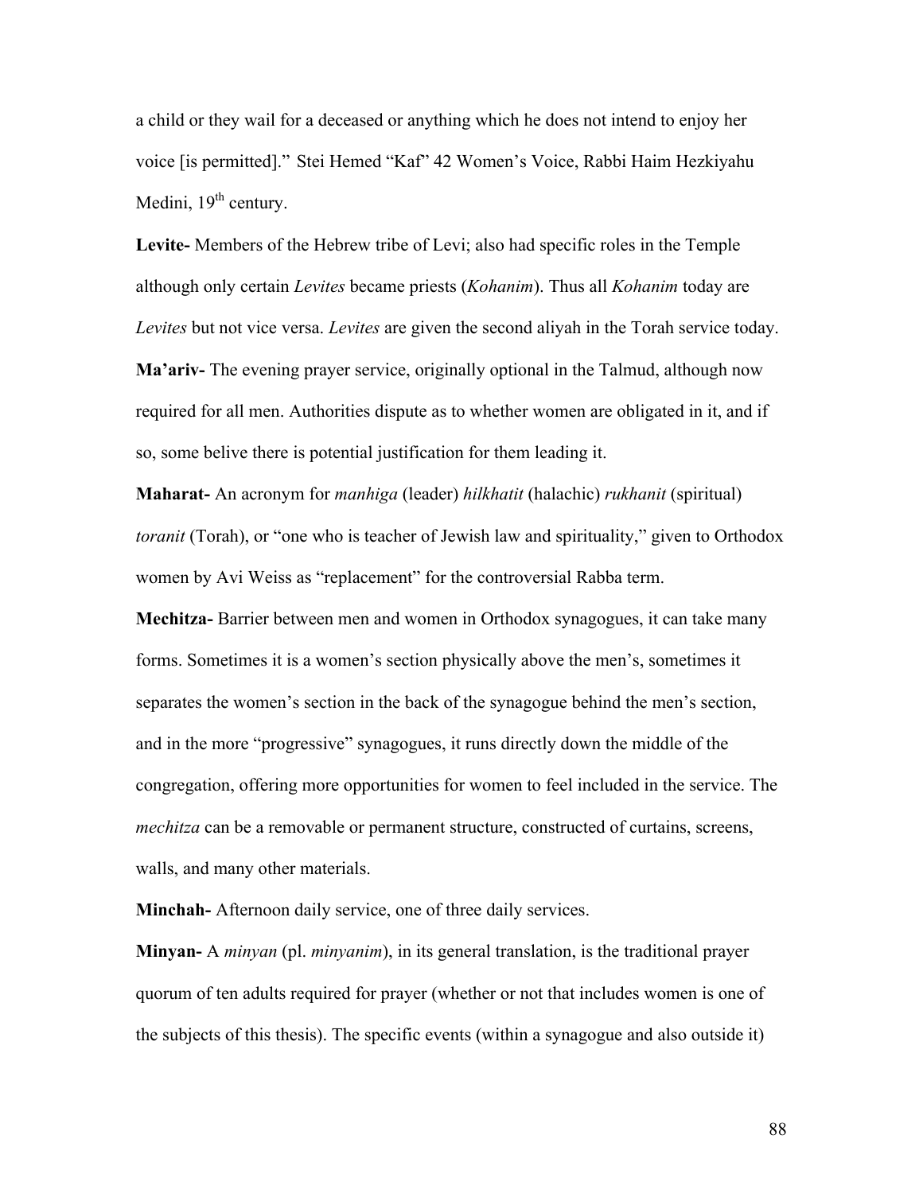a child or they wail for a deceased or anything which he does not intend to enjoy her voice [is permitted]." Stei Hemed "Kaf" 42 Women's Voice, Rabbi Haim Hezkiyahu Medini, 19th century.

**Levite-** Members of the Hebrew tribe of Levi; also had specific roles in the Temple although only certain *Levites* became priests (*Kohanim*). Thus all *Kohanim* today are *Levites* but not vice versa. *Levites* are given the second aliyah in the Torah service today.

**Ma'ariv-** The evening prayer service, originally optional in the Talmud, although now required for all men. Authorities dispute as to whether women are obligated in it, and if so, some belive there is potential justification for them leading it.

**Maharat-** An acronym for *manhiga* (leader) *hilkhatit* (halachic) *rukhanit* (spiritual) *toranit* (Torah), or "one who is teacher of Jewish law and spirituality," given to Orthodox women by Avi Weiss as "replacement" for the controversial Rabba term.

**Mechitza-** Barrier between men and women in Orthodox synagogues, it can take many forms. Sometimes it is a women's section physically above the men's, sometimes it separates the women's section in the back of the synagogue behind the men's section, and in the more "progressive" synagogues, it runs directly down the middle of the congregation, offering more opportunities for women to feel included in the service. The *mechitza* can be a removable or permanent structure, constructed of curtains, screens, walls, and many other materials.

**Minchah-** Afternoon daily service, one of three daily services.

**Minyan-** A *minyan* (pl. *minyanim*), in its general translation, is the traditional prayer quorum of ten adults required for prayer (whether or not that includes women is one of the subjects of this thesis). The specific events (within a synagogue and also outside it)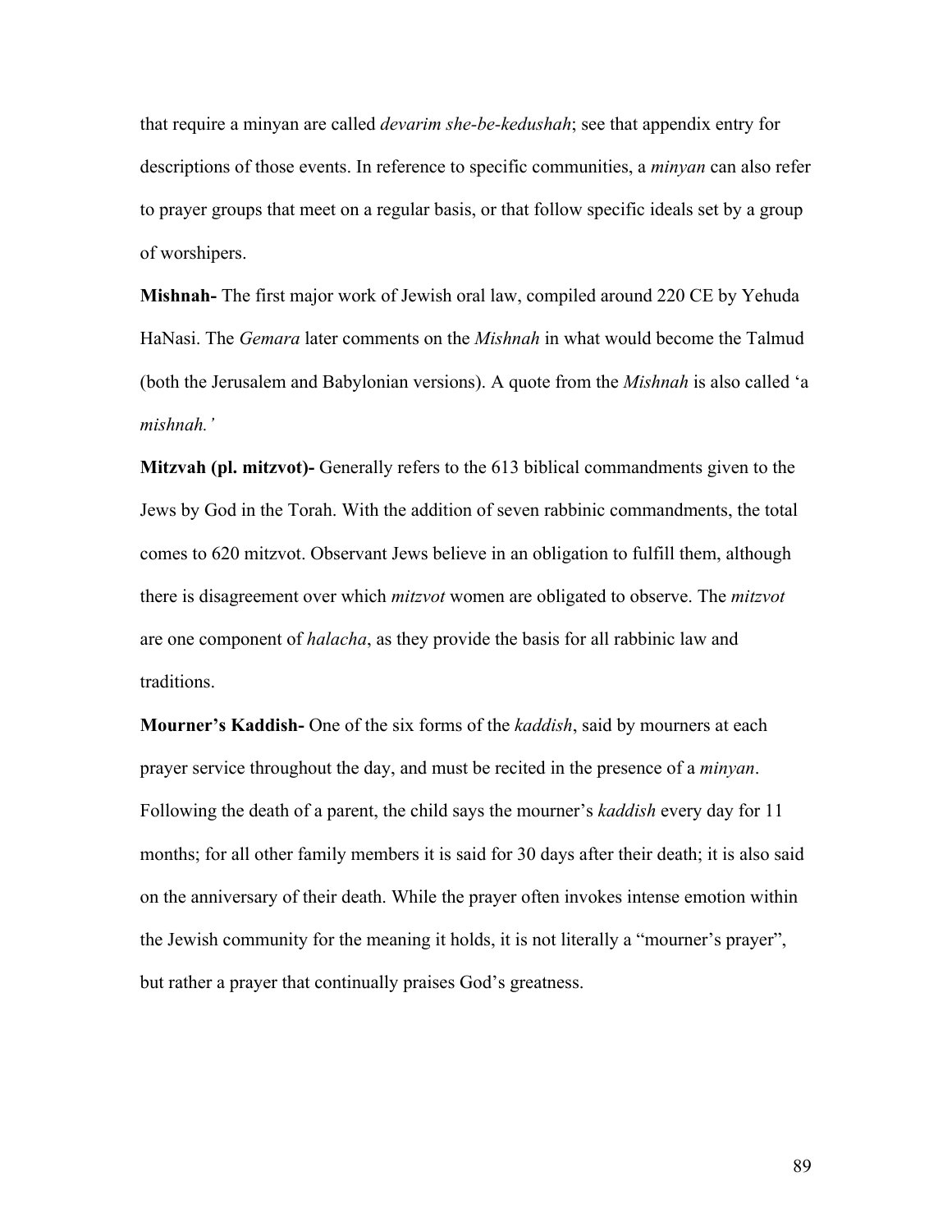that require a minyan are called *devarim she-be-kedushah*; see that appendix entry for descriptions of those events. In reference to specific communities, a *minyan* can also refer to prayer groups that meet on a regular basis, or that follow specific ideals set by a group of worshipers.

**Mishnah-** The first major work of Jewish oral law, compiled around 220 CE by Yehuda HaNasi. The *Gemara* later comments on the *Mishnah* in what would become the Talmud (both the Jerusalem and Babylonian versions). A quote from the *Mishnah* is also called 'a *mishnah.'*

**Mitzvah (pl. mitzvot)-** Generally refers to the 613 biblical commandments given to the Jews by God in the Torah. With the addition of seven rabbinic commandments, the total comes to 620 mitzvot. Observant Jews believe in an obligation to fulfill them, although there is disagreement over which *mitzvot* women are obligated to observe. The *mitzvot* are one component of *halacha*, as they provide the basis for all rabbinic law and traditions.

**Mourner's Kaddish-** One of the six forms of the *kaddish*, said by mourners at each prayer service throughout the day, and must be recited in the presence of a *minyan*. Following the death of a parent, the child says the mourner's *kaddish* every day for 11 months; for all other family members it is said for 30 days after their death; it is also said on the anniversary of their death. While the prayer often invokes intense emotion within the Jewish community for the meaning it holds, it is not literally a "mourner's prayer", but rather a prayer that continually praises God's greatness.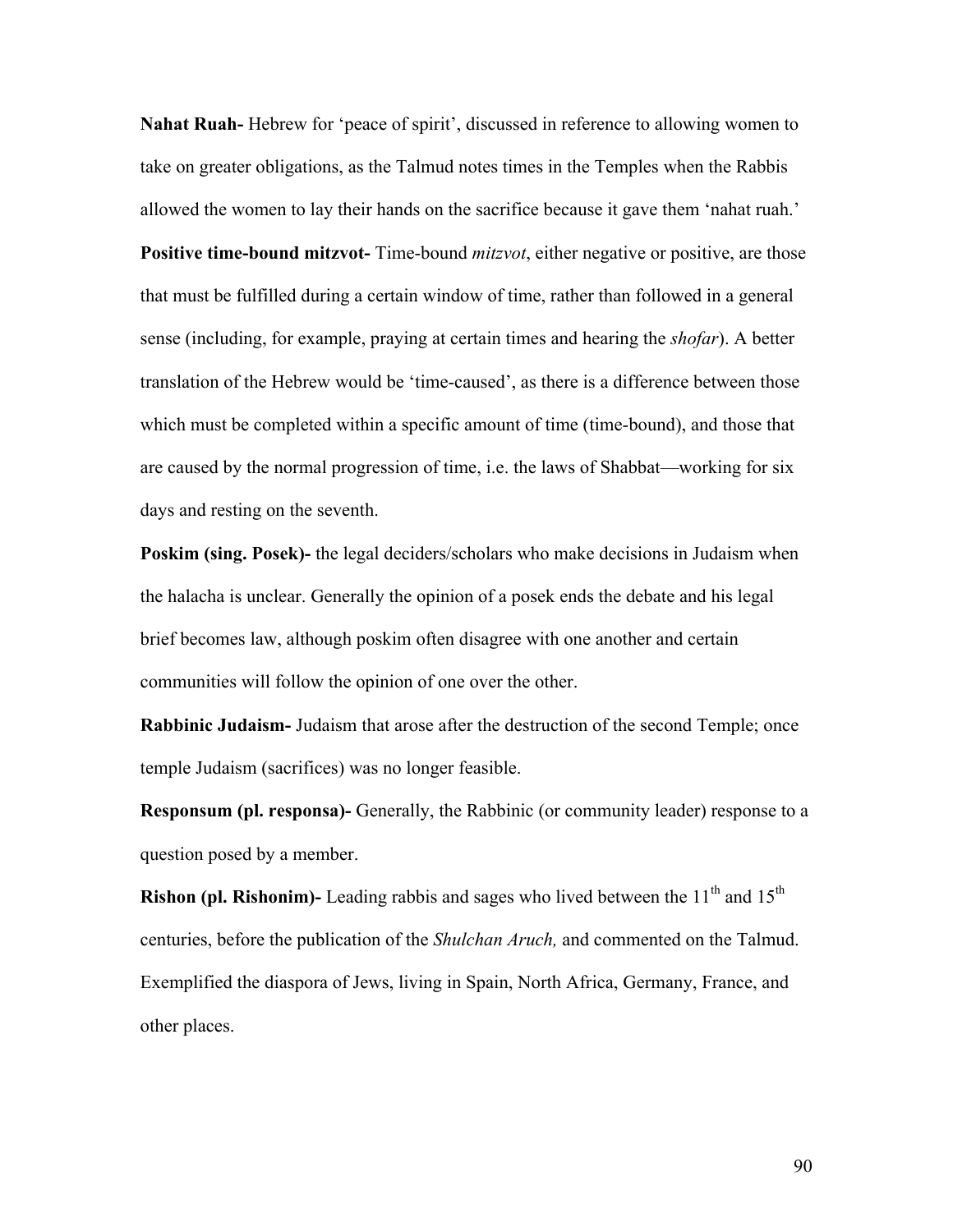**Nahat Ruah-** Hebrew for 'peace of spirit', discussed in reference to allowing women to take on greater obligations, as the Talmud notes times in the Temples when the Rabbis allowed the women to lay their hands on the sacrifice because it gave them 'nahat ruah.'

**Positive time-bound mitzvot-** Time-bound *mitzvot*, either negative or positive, are those that must be fulfilled during a certain window of time, rather than followed in a general sense (including, for example, praying at certain times and hearing the *shofar*). A better translation of the Hebrew would be 'time-caused', as there is a difference between those which must be completed within a specific amount of time (time-bound), and those that are caused by the normal progression of time, i.e. the laws of Shabbat—working for six days and resting on the seventh.

**Poskim (sing. Posek)-** the legal deciders/scholars who make decisions in Judaism when the halacha is unclear. Generally the opinion of a posek ends the debate and his legal brief becomes law, although poskim often disagree with one another and certain communities will follow the opinion of one over the other.

**Rabbinic Judaism-** Judaism that arose after the destruction of the second Temple; once temple Judaism (sacrifices) was no longer feasible.

**Responsum (pl. responsa)-** Generally, the Rabbinic (or community leader) response to a question posed by a member.

**Rishon (pl. Rishonim)-** Leading rabbis and sages who lived between the 11th and 15th centuries, before the publication of the *Shulchan Aruch,* and commented on the Talmud. Exemplified the diaspora of Jews, living in Spain, North Africa, Germany, France, and other places.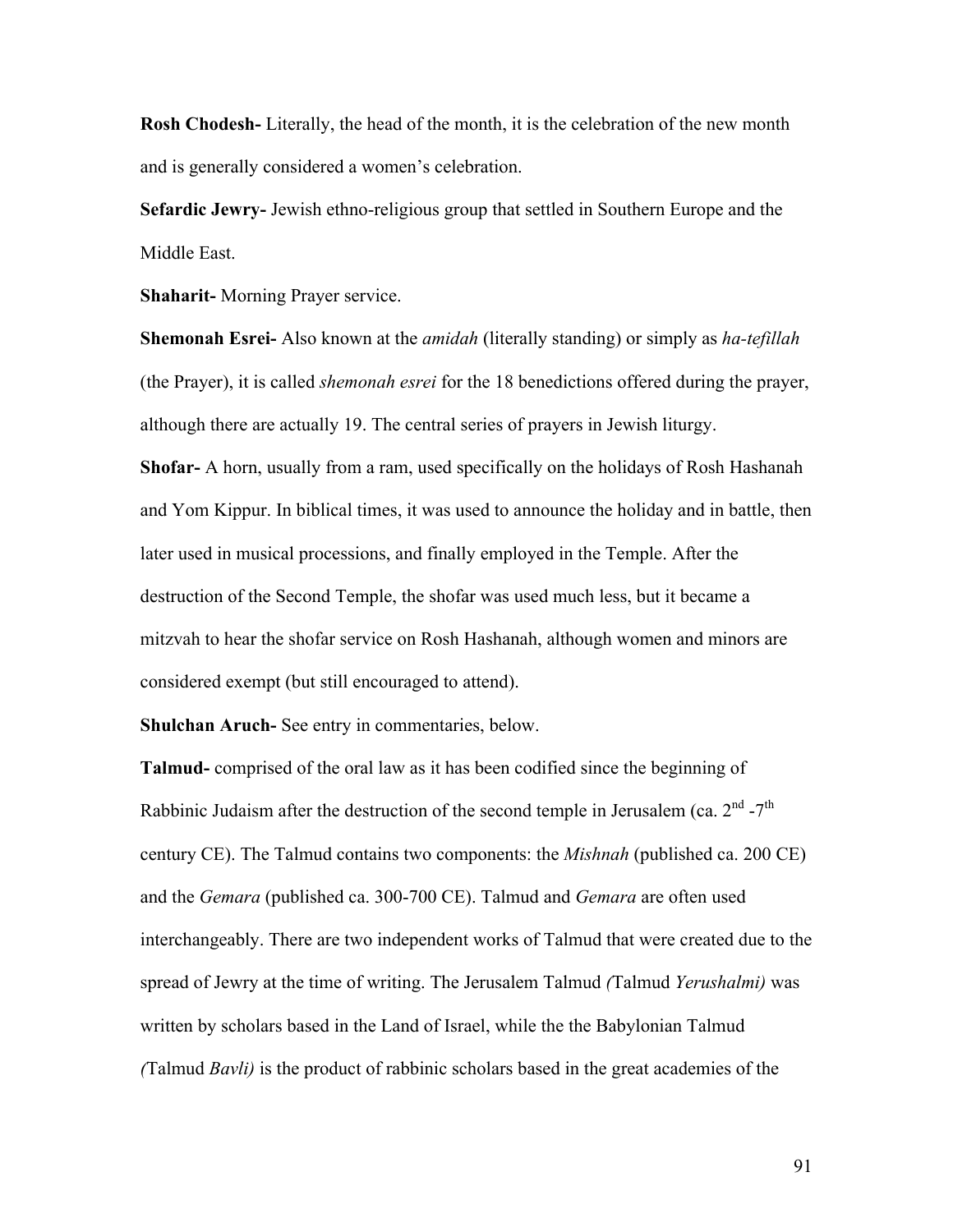**Rosh Chodesh-** Literally, the head of the month, it is the celebration of the new month and is generally considered a women's celebration.

**Sefardic Jewry-** Jewish ethno-religious group that settled in Southern Europe and the Middle East.

**Shaharit-** Morning Prayer service.

**Shemonah Esrei-** Also known at the *amidah* (literally standing) or simply as *ha-tefillah* (the Prayer), it is called *shemonah esrei* for the 18 benedictions offered during the prayer, although there are actually 19. The central series of prayers in Jewish liturgy.

**Shofar-** A horn, usually from a ram, used specifically on the holidays of Rosh Hashanah and Yom Kippur. In biblical times, it was used to announce the holiday and in battle, then later used in musical processions, and finally employed in the Temple. After the destruction of the Second Temple, the shofar was used much less, but it became a mitzvah to hear the shofar service on Rosh Hashanah, although women and minors are considered exempt (but still encouraged to attend).

**Shulchan Aruch-** See entry in commentaries, below.

**Talmud-** comprised of the oral law as it has been codified since the beginning of Rabbinic Judaism after the destruction of the second temple in Jerusalem (ca. 2nd -7th century CE). The Talmud contains two components: the *Mishnah* (published ca. 200 CE) and the *Gemara* (published ca. 300-700 CE). Talmud and *Gemara* are often used interchangeably. There are two independent works of Talmud that were created due to the spread of Jewry at the time of writing. The Jerusalem Talmud *(*Talmud *Yerushalmi)* was written by scholars based in the Land of Israel, while the the Babylonian Talmud *(*Talmud *Bavli)* is the product of rabbinic scholars based in the great academies of the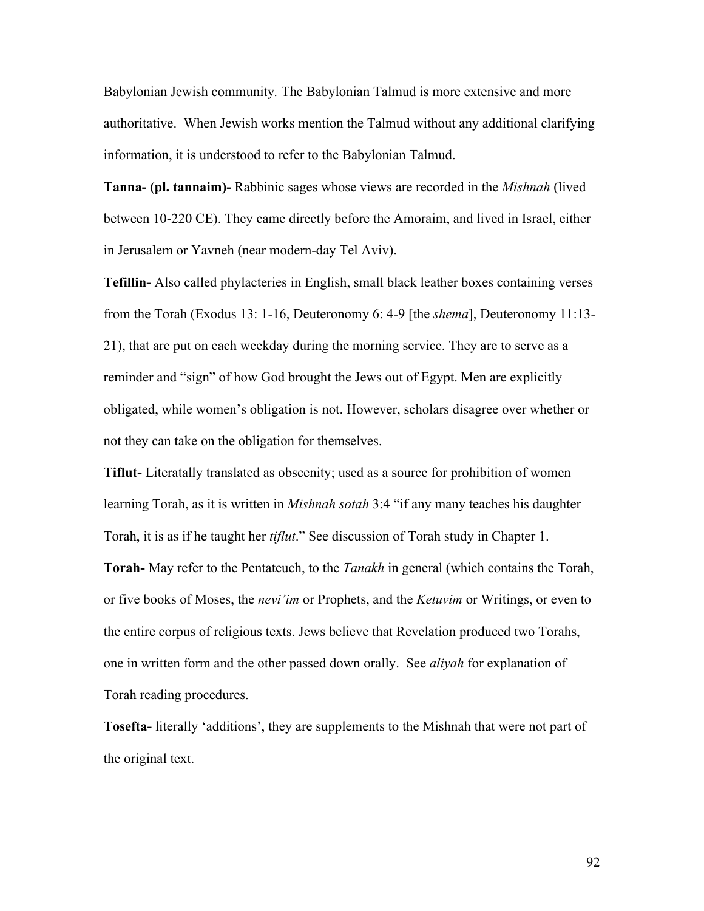Babylonian Jewish community. The Babylonian Talmud is more extensive and more authoritative. When Jewish works mention the Talmud without any additional clarifying information, it is understood to refer to the Babylonian Talmud.

**Tanna- (pl. tannaim)-** Rabbinic sages whose views are recorded in the *Mishnah* (lived between 10-220 CE). They came directly before the Amoraim, and lived in Israel, either in Jerusalem or Yavneh (near modern-day Tel Aviv).

**Tefillin-** Also called phylacteries in English, small black leather boxes containing verses from the Torah (Exodus 13: 1-16, Deuteronomy 6: 4-9 [the *shema*], Deuteronomy 11:13-21), that are put on each weekday during the morning service. They are to serve as a reminder and "sign" of how God brought the Jews out of Egypt. Men are explicitly obligated, while women's obligation is not. However, scholars disagree over whether or not they can take on the obligation for themselves.

**Tiflut-** Literatally translated as obscenity; used as a source for prohibition of women learning Torah, as it is written in *Mishnah sotah* 3:4 "if any many teaches his daughter Torah, it is as if he taught her *tiflut*." See discussion of Torah study in Chapter 1.

**Torah-** May refer to the Pentateuch, to the *Tanakh* in general (which contains the Torah, or five books of Moses, the *nevi'im* or Prophets, and the *Ketuvim* or Writings, or even to the entire corpus of religious texts. Jews believe that Revelation produced two Torahs, one in written form and the other passed down orally. See *aliyah* for explanation of Torah reading procedures.

**Tosefta-** literally 'additions', they are supplements to the Mishnah that were not part of the original text.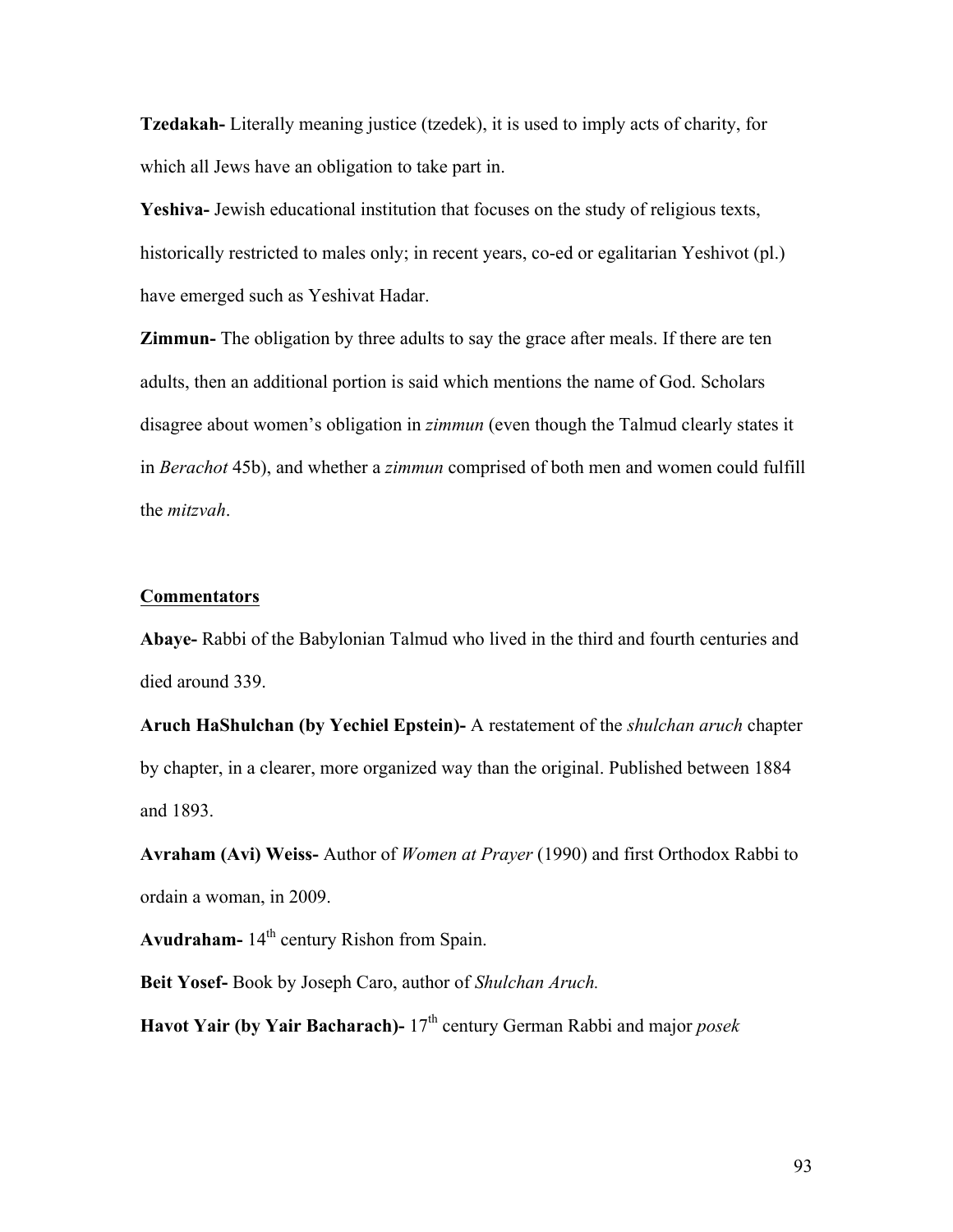**Tzedakah-** Literally meaning justice (tzedek), it is used to imply acts of charity, for which all Jews have an obligation to take part in.

**Yeshiva-** Jewish educational institution that focuses on the study of religious texts, historically restricted to males only; in recent years, co-ed or egalitarian Yeshivot (pl.) have emerged such as Yeshivat Hadar.

**Zimmun-** The obligation by three adults to say the grace after meals. If there are ten adults, then an additional portion is said which mentions the name of God. Scholars disagree about women's obligation in *zimmun* (even though the Talmud clearly states it in *Berachot* 45b), and whether a *zimmun* comprised of both men and women could fulfill the *mitzvah*.

<u>**Commentators**</u>

**Abaye-** Rabbi of the Babylonian Talmud who lived in the third and fourth centuries and died around 339.

**Aruch HaShulchan (by Yechiel Epstein)-** A restatement of the *shulchan aruch* chapter by chapter, in a clearer, more organized way than the original. Published between 1884 and 1893.

**Avraham (Avi) Weiss-** Author of *Women at Prayer* (1990) and first Orthodox Rabbi to ordain a woman, in 2009.

**Avudraham-** 14th century Rishon from Spain.

**Beit Yosef-** Book by Joseph Caro, author of *Shulchan Aruch.*

**Havot Yair (by Yair Bacharach)-** 17th century German Rabbi and major *posek*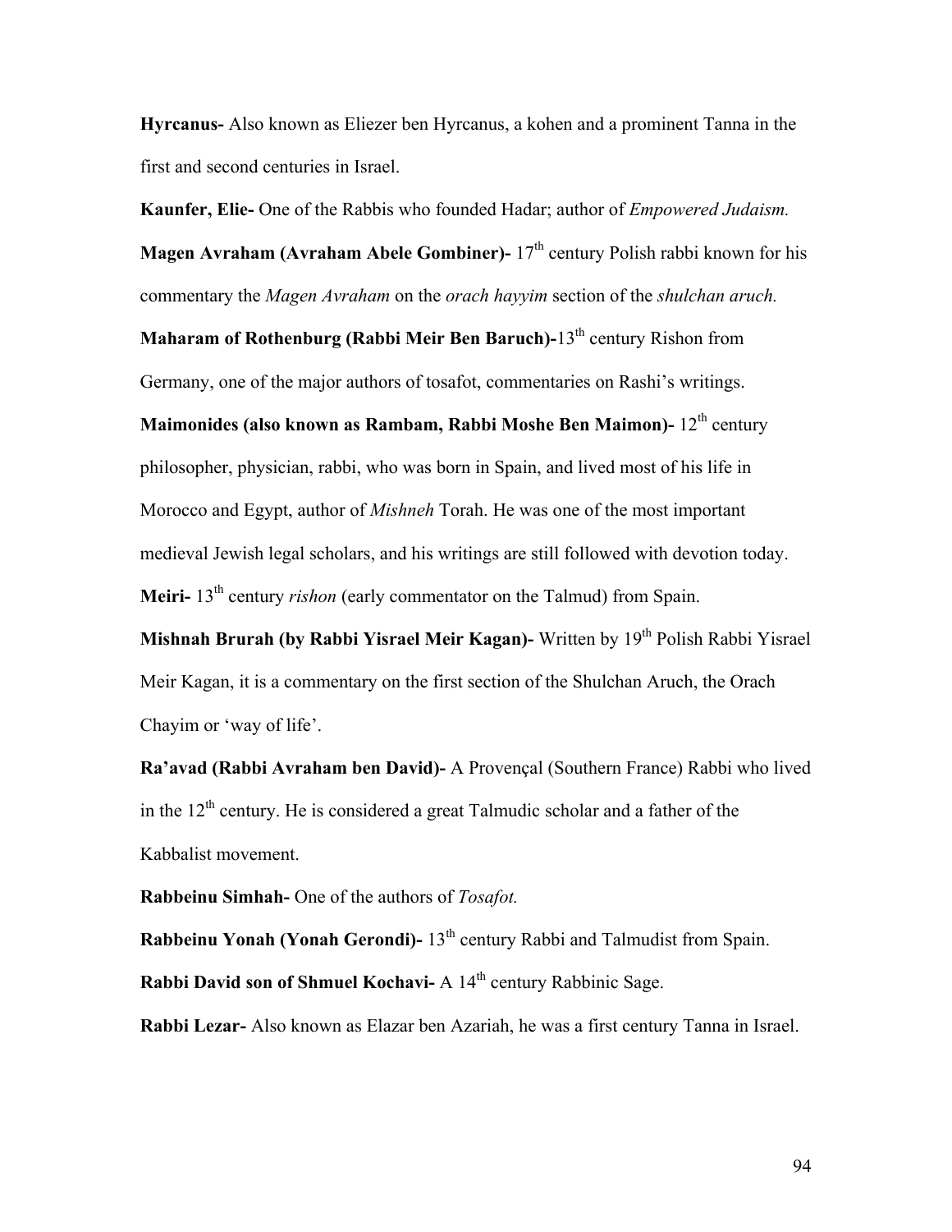**Hyrcanus-** Also known as Eliezer ben Hyrcanus, a kohen and a prominent Tanna in the first and second centuries in Israel.

**Kaunfer, Elie-** One of the Rabbis who founded Hadar; author of *Empowered Judaism.*

**Magen Avraham (Avraham Abele Gombiner)-** 17th century Polish rabbi known for his commentary the *Magen Avraham* on the *orach hayyim* section of the *shulchan aruch.*

**Maharam of Rothenburg (Rabbi Meir Ben Baruch)-**13th century Rishon from Germany, one of the major authors of tosafot, commentaries on Rashi's writings.

**Maimonides (also known as Rambam, Rabbi Moshe Ben Maimon)-** 12th century philosopher, physician, rabbi, who was born in Spain, and lived most of his life in Morocco and Egypt, author of *Mishneh* Torah. He was one of the most important medieval Jewish legal scholars, and his writings are still followed with devotion today.

**Meiri-** 13th century *rishon* (early commentator on the Talmud) from Spain.

**Mishnah Brurah (by Rabbi Yisrael Meir Kagan)-** Written by 19th Polish Rabbi Yisrael Meir Kagan, it is a commentary on the first section of the Shulchan Aruch, the Orach Chayim or 'way of life'.

**Ra'avad (Rabbi Avraham ben David)-** A Provençal (Southern France) Rabbi who lived in the 12th century. He is considered a great Talmudic scholar and a father of the Kabbalist movement.

**Rabbeinu Simhah-** One of the authors of *Tosafot.*

**Rabbeinu Yonah (Yonah Gerondi)-** 13th century Rabbi and Talmudist from Spain.

**Rabbi David son of Shmuel Kochavi-** A 14th century Rabbinic Sage.

**Rabbi Lezar-** Also known as Elazar ben Azariah, he was a first century Tanna in Israel.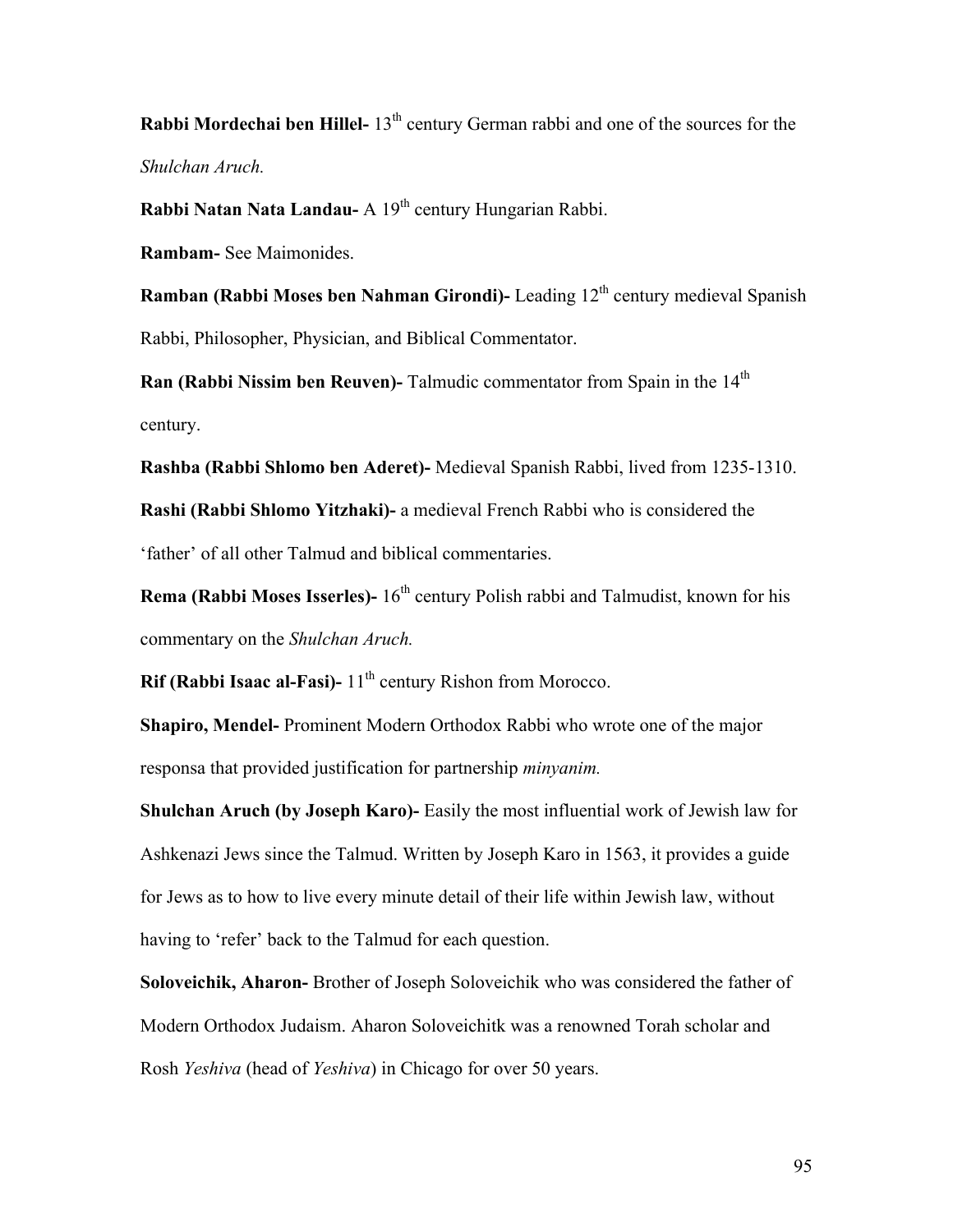**Rabbi Mordechai ben Hillel-** 13th century German rabbi and one of the sources for the *Shulchan Aruch.*

**Rabbi Natan Nata Landau-** A 19th century Hungarian Rabbi.

**Rambam-** See Maimonides.

**Ramban (Rabbi Moses ben Nahman Girondi)-** Leading 12th century medieval Spanish Rabbi, Philosopher, Physician, and Biblical Commentator.

**Ran (Rabbi Nissim ben Reuven)-** Talmudic commentator from Spain in the 14th century.

**Rashba (Rabbi Shlomo ben Aderet)-** Medieval Spanish Rabbi, lived from 1235-1310.

**Rashi (Rabbi Shlomo Yitzhaki)-** a medieval French Rabbi who is considered the 'father' of all other Talmud and biblical commentaries.

**Rema (Rabbi Moses Isserles)-** 16th century Polish rabbi and Talmudist, known for his commentary on the *Shulchan Aruch.*

**Rif (Rabbi Isaac al-Fasi)-** 11th century Rishon from Morocco.

**Shapiro, Mendel-** Prominent Modern Orthodox Rabbi who wrote one of the major responsa that provided justification for partnership *minyanim.*

**Shulchan Aruch (by Joseph Karo)-** Easily the most influential work of Jewish law for Ashkenazi Jews since the Talmud. Written by Joseph Karo in 1563, it provides a guide for Jews as to how to live every minute detail of their life within Jewish law, without having to 'refer' back to the Talmud for each question.

**Soloveichik, Aharon-** Brother of Joseph Soloveichik who was considered the father of Modern Orthodox Judaism. Aharon Soloveichitk was a renowned Torah scholar and Rosh *Yeshiva* (head of *Yeshiva*) in Chicago for over 50 years.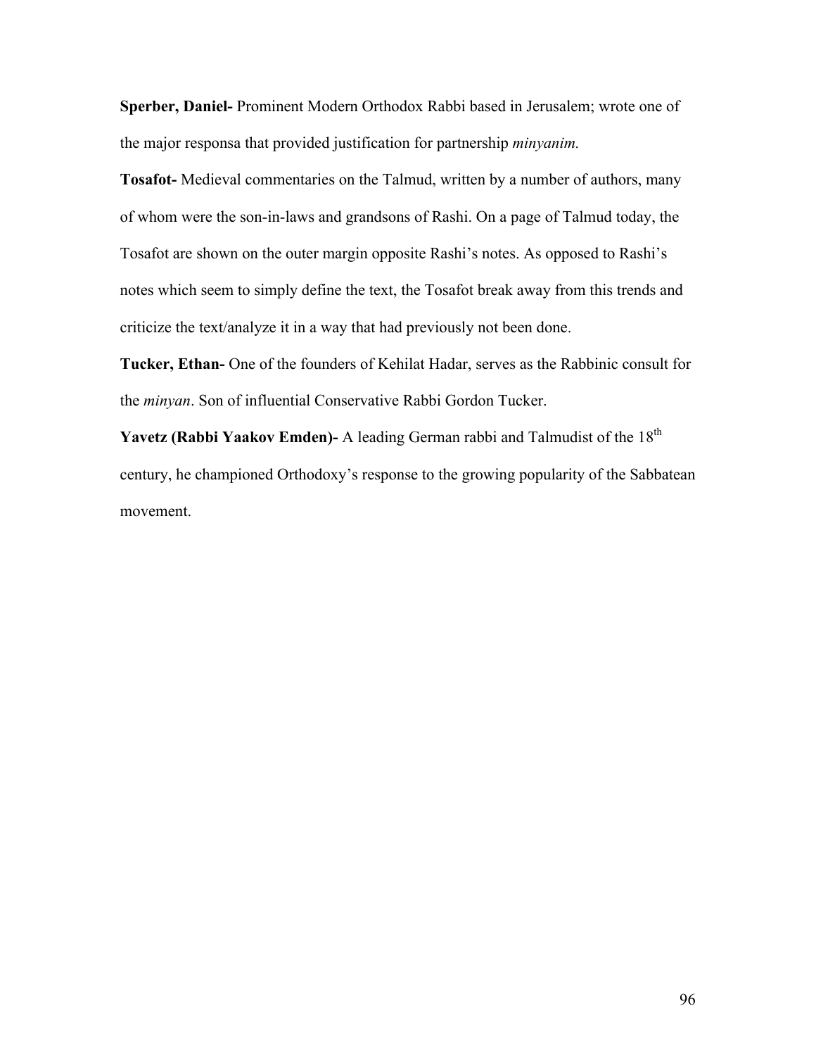**Sperber, Daniel-** Prominent Modern Orthodox Rabbi based in Jerusalem; wrote one of the major responsa that provided justification for partnership *minyanim.*

**Tosafot-** Medieval commentaries on the Talmud, written by a number of authors, many of whom were the son-in-laws and grandsons of Rashi. On a page of Talmud today, the Tosafot are shown on the outer margin opposite Rashi's notes. As opposed to Rashi's notes which seem to simply define the text, the Tosafot break away from this trends and criticize the text/analyze it in a way that had previously not been done.

**Tucker, Ethan-** One of the founders of Kehilat Hadar, serves as the Rabbinic consult for the *minyan*. Son of influential Conservative Rabbi Gordon Tucker.

**Yavetz (Rabbi Yaakov Emden)-** A leading German rabbi and Talmudist of the 18th century, he championed Orthodoxy's response to the growing popularity of the Sabbatean movement.